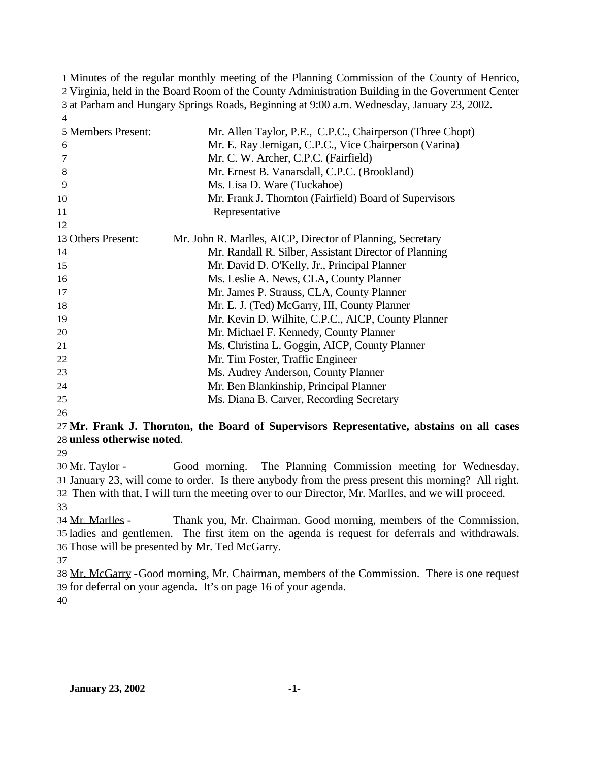Minutes of the regular monthly meeting of the Planning Commission of the County of Henrico, Virginia, held in the Board Room of the County Administration Building in the Government Center at Parham and Hungary Springs Roads, Beginning at 9:00 a.m. Wednesday, January 23, 2002.

| | |
|---|---|
| Members Present: | Mr. Allen Taylor, P.E., C.P.C., Chairperson (Three Chopt) |
| | Mr. E. Ray Jernigan, C.P.C., Vice Chairperson (Varina) |
| | Mr. C. W. Archer, C.P.C. (Fairfield) |
| | Mr. Ernest B. Vanarsdall, C.P.C. (Brookland) |
| | Ms. Lisa D. Ware (Tuckahoe) |
| | Mr. Frank J. Thornton (Fairfield) Board of Supervisors Representative |

| | |
|---|---|
| Others Present: | Mr. John R. Marlles, AICP, Director of Planning, Secretary |
| | Mr. Randall R. Silber, Assistant Director of Planning |
| | Mr. David D. O'Kelly, Jr., Principal Planner |
| | Ms. Leslie A. News, CLA, County Planner |
| | Mr. James P. Strauss, CLA, County Planner |
| | Mr. E. J. (Ted) McGarry, III, County Planner |
| | Mr. Kevin D. Wilhite, C.P.C., AICP, County Planner |
| | Mr. Michael F. Kennedy, County Planner |
| | Ms. Christina L. Goggin, AICP, County Planner |
| | Mr. Tim Foster, Traffic Engineer |
| | Ms. Audrey Anderson, County Planner |
| | Mr. Ben Blankinship, Principal Planner |
| | Ms. Diana B. Carver, Recording Secretary |

**Mr. Frank J. Thornton, the Board of Supervisors Representative, abstains on all cases unless otherwise noted**.

Mr. Taylor - Good morning. The Planning Commission meeting for Wednesday, January 23, will come to order. Is there anybody from the press present this morning? All right. Then with that, I will turn the meeting over to our Director, Mr. Marlles, and we will proceed.

Mr. Marlles - Thank you, Mr. Chairman. Good morning, members of the Commission, ladies and gentlemen. The first item on the agenda is request for deferrals and withdrawals. Those will be presented by Mr. Ted McGarry.

Mr. McGarry - Good morning, Mr. Chairman, members of the Commission. There is one request for deferral on your agenda. It's on page 16 of your agenda.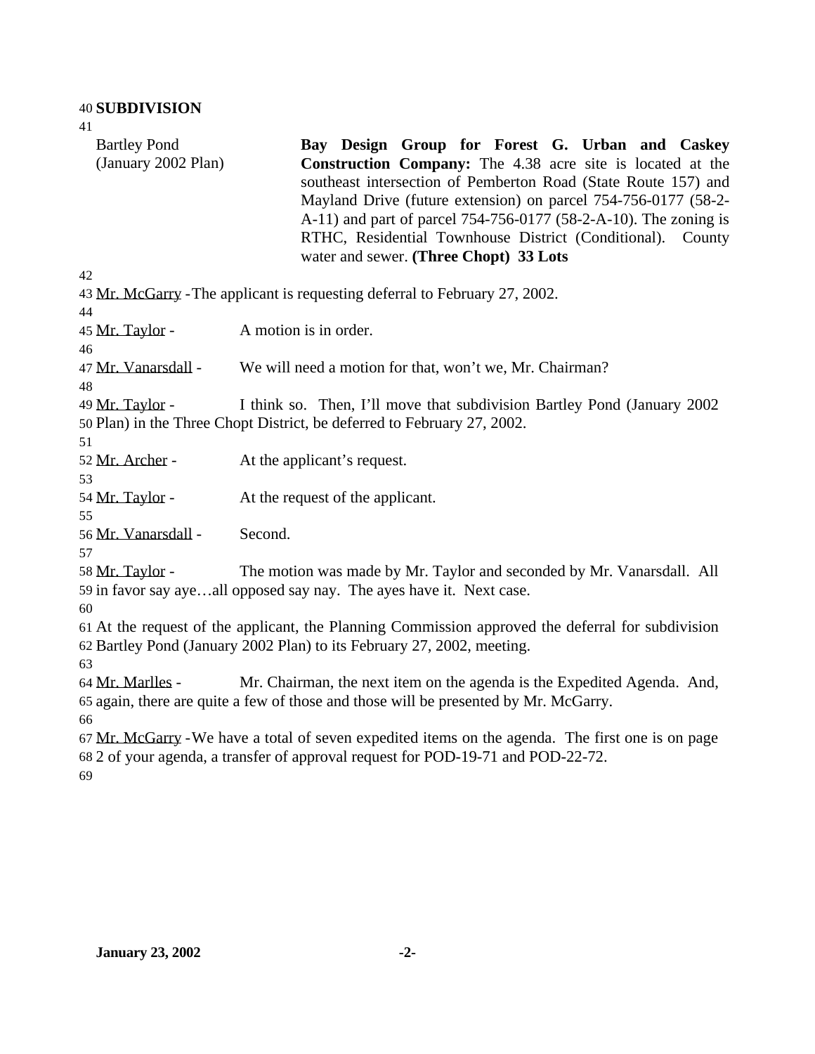**SUBDIVISION**

Bartley Pond (January 2002 Plan)

**Bay Design Group for Forest G. Urban and Caskey Construction Company:** The 4.38 acre site is located at the southeast intersection of Pemberton Road (State Route 157) and Mayland Drive (future extension) on parcel 754-756-0177 (58-2-A-11) and part of parcel 754-756-0177 (58-2-A-10). The zoning is RTHC, Residential Townhouse District (Conditional). County water and sewer. **(Three Chopt) 33 Lots**

Mr. McGarry - The applicant is requesting deferral to February 27, 2002.

Mr. Taylor - A motion is in order.

Mr. Vanarsdall - We will need a motion for that, won't we, Mr. Chairman?

Mr. Taylor - I think so. Then, I'll move that subdivision Bartley Pond (January 2002 Plan) in the Three Chopt District, be deferred to February 27, 2002.

Mr. Archer - At the applicant's request.

Mr. Taylor - At the request of the applicant.

Mr. Vanarsdall - Second.

Mr. Taylor - The motion was made by Mr. Taylor and seconded by Mr. Vanarsdall. All in favor say aye…all opposed say nay. The ayes have it. Next case.

At the request of the applicant, the Planning Commission approved the deferral for subdivision Bartley Pond (January 2002 Plan) to its February 27, 2002, meeting.

Mr. Marlles - Mr. Chairman, the next item on the agenda is the Expedited Agenda. And, again, there are quite a few of those and those will be presented by Mr. McGarry.

Mr. McGarry - We have a total of seven expedited items on the agenda. The first one is on page 2 of your agenda, a transfer of approval request for POD-19-71 and POD-22-72.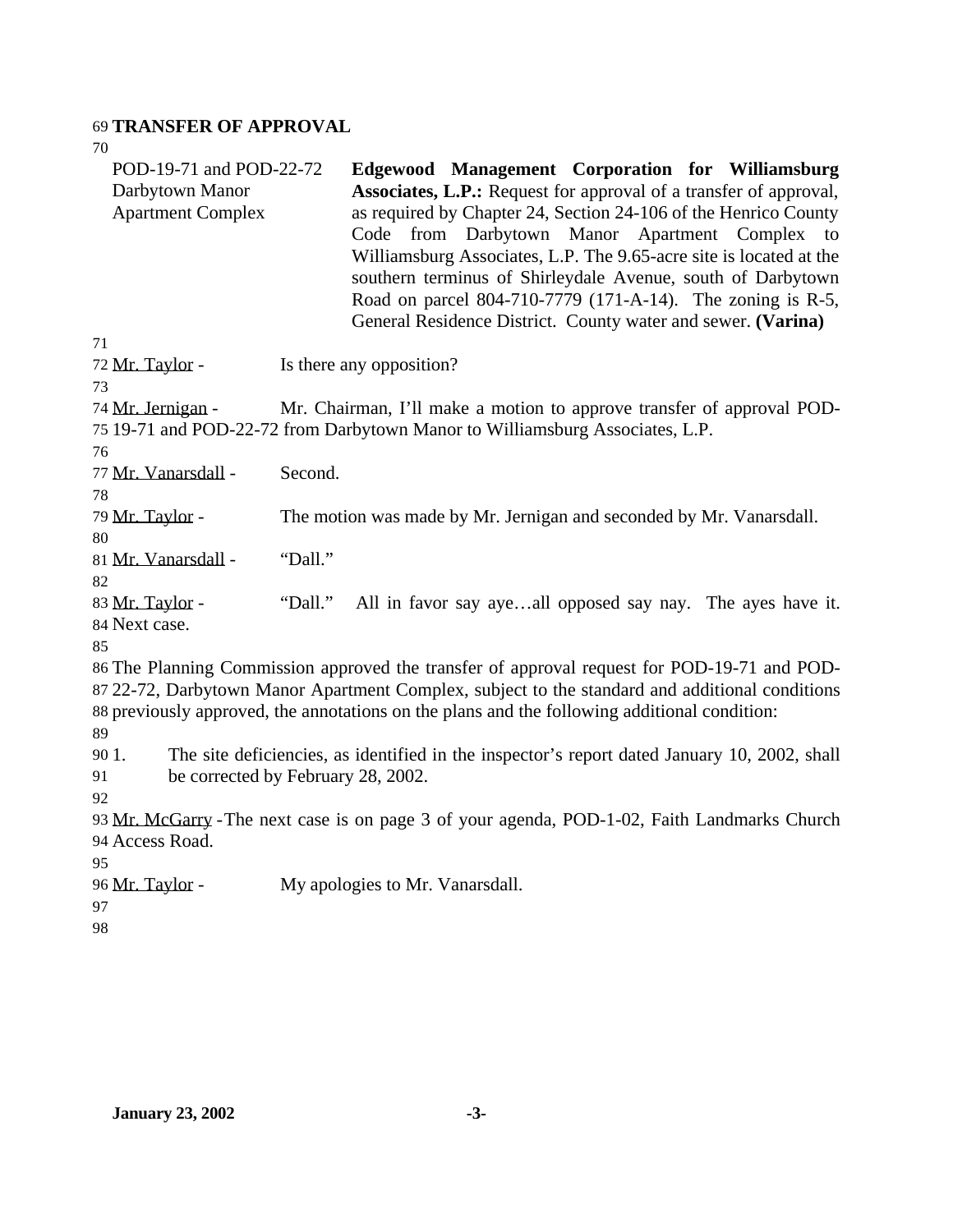**TRANSFER OF APPROVAL**

| POD-19-71 and POD-22-72 Darbytown Manor Apartment Complex | **Edgewood Management Corporation for Williamsburg Associates, L.P.:** Request for approval of a transfer of approval, as required by Chapter 24, Section 24-106 of the Henrico County Code from Darbytown Manor Apartment Complex to Williamsburg Associates, L.P. The 9.65-acre site is located at the southern terminus of Shirleydale Avenue, south of Darbytown Road on parcel 804-710-7779 (171-A-14). The zoning is R-5, General Residence District. County water and sewer. **(Varina)** |
|---|---|

Mr. Taylor - Is there any opposition?

Mr. Jernigan - Mr. Chairman, I'll make a motion to approve transfer of approval POD-19-71 and POD-22-72 from Darbytown Manor to Williamsburg Associates, L.P.

Mr. Vanarsdall - Second.

Mr. Taylor - The motion was made by Mr. Jernigan and seconded by Mr. Vanarsdall.

Mr. Vanarsdall - "Dall."

Mr. Taylor - "Dall." All in favor say aye…all opposed say nay. The ayes have it. Next case.

The Planning Commission approved the transfer of approval request for POD-19-71 and POD-22-72, Darbytown Manor Apartment Complex, subject to the standard and additional conditions previously approved, the annotations on the plans and the following additional condition:

1. The site deficiencies, as identified in the inspector's report dated January 10, 2002, shall be corrected by February 28, 2002.

Mr. McGarry - The next case is on page 3 of your agenda, POD-1-02, Faith Landmarks Church Access Road.

Mr. Taylor - My apologies to Mr. Vanarsdall.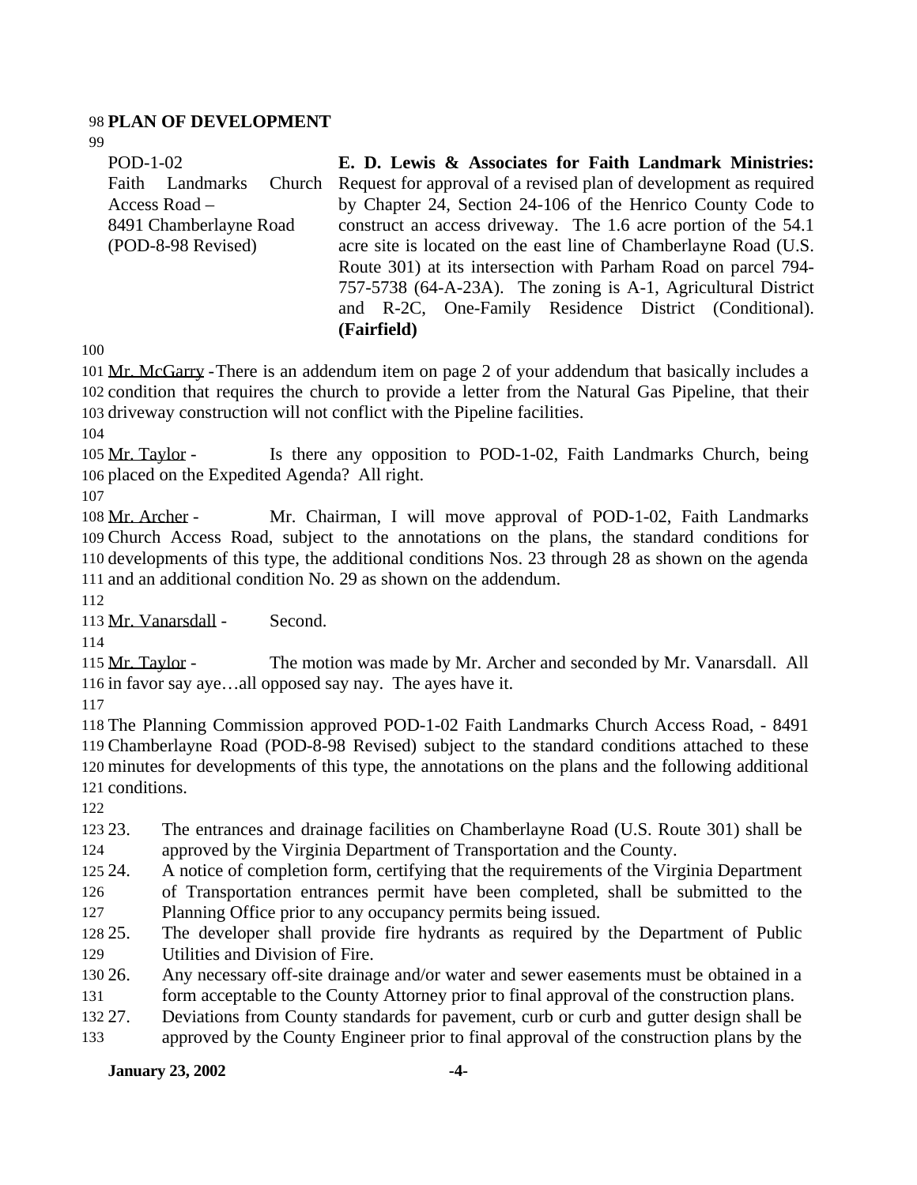## PLAN OF DEVELOPMENT

| | |
|---|---|
| POD-1-02<br>Faith Landmarks Church Access Road –<br>8491 Chamberlayne Road<br>(POD-8-98 Revised) | **E. D. Lewis & Associates for Faith Landmark Ministries:** Request for approval of a revised plan of development as required by Chapter 24, Section 24-106 of the Henrico County Code to construct an access driveway. The 1.6 acre portion of the 54.1 acre site is located on the east line of Chamberlayne Road (U.S. Route 301) at its intersection with Parham Road on parcel 794-757-5738 (64-A-23A). The zoning is A-1, Agricultural District and R-2C, One-Family Residence District (Conditional). **(Fairfield)** |

Mr. McGarry - There is an addendum item on page 2 of your addendum that basically includes a condition that requires the church to provide a letter from the Natural Gas Pipeline, that their driveway construction will not conflict with the Pipeline facilities.

Mr. Taylor - Is there any opposition to POD-1-02, Faith Landmarks Church, being placed on the Expedited Agenda? All right.

Mr. Archer - Mr. Chairman, I will move approval of POD-1-02, Faith Landmarks Church Access Road, subject to the annotations on the plans, the standard conditions for developments of this type, the additional conditions Nos. 23 through 28 as shown on the agenda and an additional condition No. 29 as shown on the addendum.

Mr. Vanarsdall - Second.

Mr. Taylor - The motion was made by Mr. Archer and seconded by Mr. Vanarsdall. All in favor say aye…all opposed say nay. The ayes have it.

The Planning Commission approved POD-1-02 Faith Landmarks Church Access Road, - 8491 Chamberlayne Road (POD-8-98 Revised) subject to the standard conditions attached to these minutes for developments of this type, the annotations on the plans and the following additional conditions.

23. The entrances and drainage facilities on Chamberlayne Road (U.S. Route 301) shall be approved by the Virginia Department of Transportation and the County.
24. A notice of completion form, certifying that the requirements of the Virginia Department of Transportation entrances permit have been completed, shall be submitted to the Planning Office prior to any occupancy permits being issued.
25. The developer shall provide fire hydrants as required by the Department of Public Utilities and Division of Fire.
26. Any necessary off-site drainage and/or water and sewer easements must be obtained in a form acceptable to the County Attorney prior to final approval of the construction plans.
27. Deviations from County standards for pavement, curb or curb and gutter design shall be approved by the County Engineer prior to final approval of the construction plans by the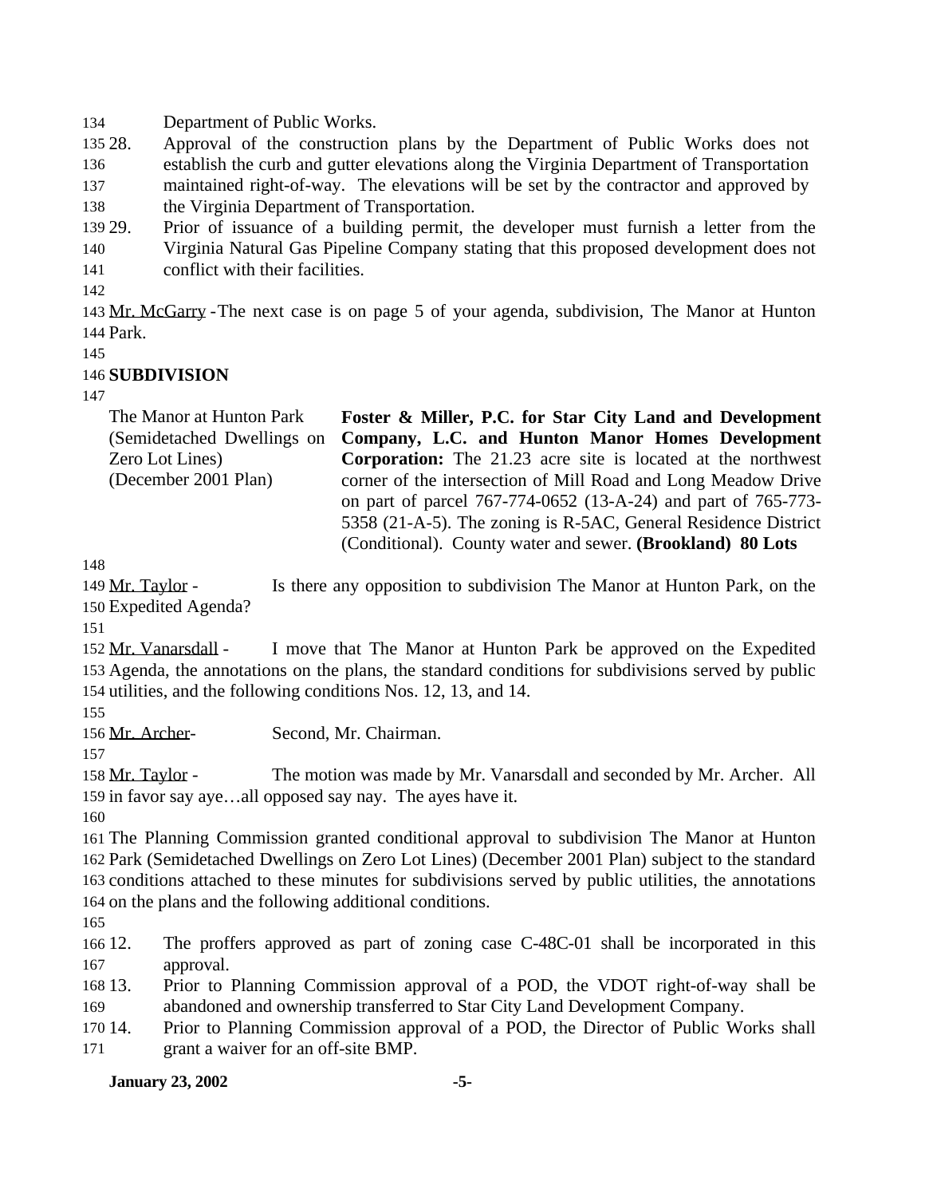Department of Public Works.

28. Approval of the construction plans by the Department of Public Works does not establish the curb and gutter elevations along the Virginia Department of Transportation maintained right-of-way. The elevations will be set by the contractor and approved by the Virginia Department of Transportation.

29. Prior of issuance of a building permit, the developer must furnish a letter from the Virginia Natural Gas Pipeline Company stating that this proposed development does not conflict with their facilities.

Mr. McGarry - The next case is on page 5 of your agenda, subdivision, The Manor at Hunton Park.

**SUBDIVISION**

| The Manor at Hunton Park (Semidetached Dwellings on Zero Lot Lines) (December 2001 Plan) | **Foster & Miller, P.C. for Star City Land and Development Company, L.C. and Hunton Manor Homes Development Corporation:** The 21.23 acre site is located at the northwest corner of the intersection of Mill Road and Long Meadow Drive on part of parcel 767-774-0652 (13-A-24) and part of 765-773-5358 (21-A-5). The zoning is R-5AC, General Residence District (Conditional). County water and sewer. **(Brookland) 80 Lots** |
|---|---|

Mr. Taylor - Is there any opposition to subdivision The Manor at Hunton Park, on the Expedited Agenda?

Mr. Vanarsdall - I move that The Manor at Hunton Park be approved on the Expedited Agenda, the annotations on the plans, the standard conditions for subdivisions served by public utilities, and the following conditions Nos. 12, 13, and 14.

Mr. Archer- Second, Mr. Chairman.

Mr. Taylor - The motion was made by Mr. Vanarsdall and seconded by Mr. Archer. All in favor say aye…all opposed say nay. The ayes have it.

The Planning Commission granted conditional approval to subdivision The Manor at Hunton Park (Semidetached Dwellings on Zero Lot Lines) (December 2001 Plan) subject to the standard conditions attached to these minutes for subdivisions served by public utilities, the annotations on the plans and the following additional conditions.

12. The proffers approved as part of zoning case C-48C-01 shall be incorporated in this approval.
13. Prior to Planning Commission approval of a POD, the VDOT right-of-way shall be abandoned and ownership transferred to Star City Land Development Company.
14. Prior to Planning Commission approval of a POD, the Director of Public Works shall grant a waiver for an off-site BMP.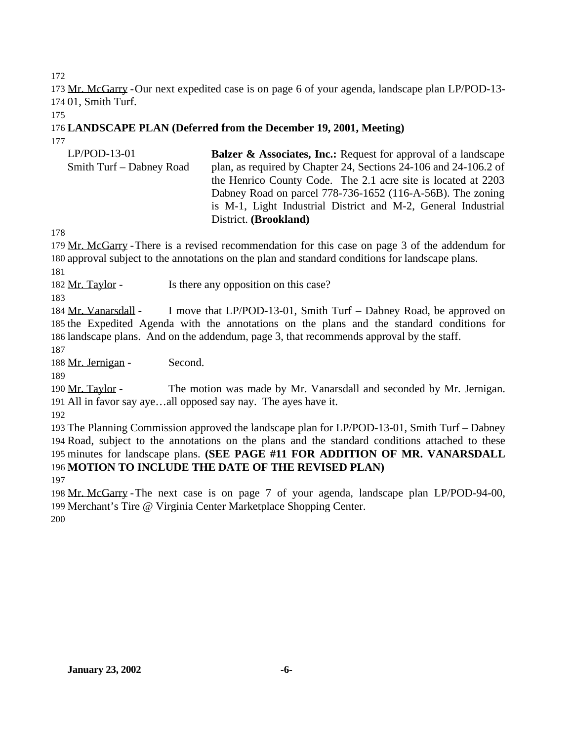Mr. McGarry - Our next expedited case is on page 6 of your agenda, landscape plan LP/POD-13-01, Smith Turf.

**LANDSCAPE PLAN (Deferred from the December 19, 2001, Meeting)**

| | |
|---|---|
| LP/POD-13-01<br>Smith Turf – Dabney Road | **Balzer & Associates, Inc.:** Request for approval of a landscape plan, as required by Chapter 24, Sections 24-106 and 24-106.2 of the Henrico County Code. The 2.1 acre site is located at 2203 Dabney Road on parcel 778-736-1652 (116-A-56B). The zoning is M-1, Light Industrial District and M-2, General Industrial District. **(Brookland)** |

Mr. McGarry - There is a revised recommendation for this case on page 3 of the addendum for approval subject to the annotations on the plan and standard conditions for landscape plans.

Mr. Taylor - Is there any opposition on this case?

Mr. Vanarsdall - I move that LP/POD-13-01, Smith Turf – Dabney Road, be approved on the Expedited Agenda with the annotations on the plans and the standard conditions for landscape plans. And on the addendum, page 3, that recommends approval by the staff.

Mr. Jernigan - Second.

Mr. Taylor - The motion was made by Mr. Vanarsdall and seconded by Mr. Jernigan. All in favor say aye…all opposed say nay. The ayes have it.

The Planning Commission approved the landscape plan for LP/POD-13-01, Smith Turf – Dabney Road, subject to the annotations on the plans and the standard conditions attached to these minutes for landscape plans. **(SEE PAGE #11 FOR ADDITION OF MR. VANARSDALL MOTION TO INCLUDE THE DATE OF THE REVISED PLAN)**

Mr. McGarry - The next case is on page 7 of your agenda, landscape plan LP/POD-94-00, Merchant's Tire @ Virginia Center Marketplace Shopping Center.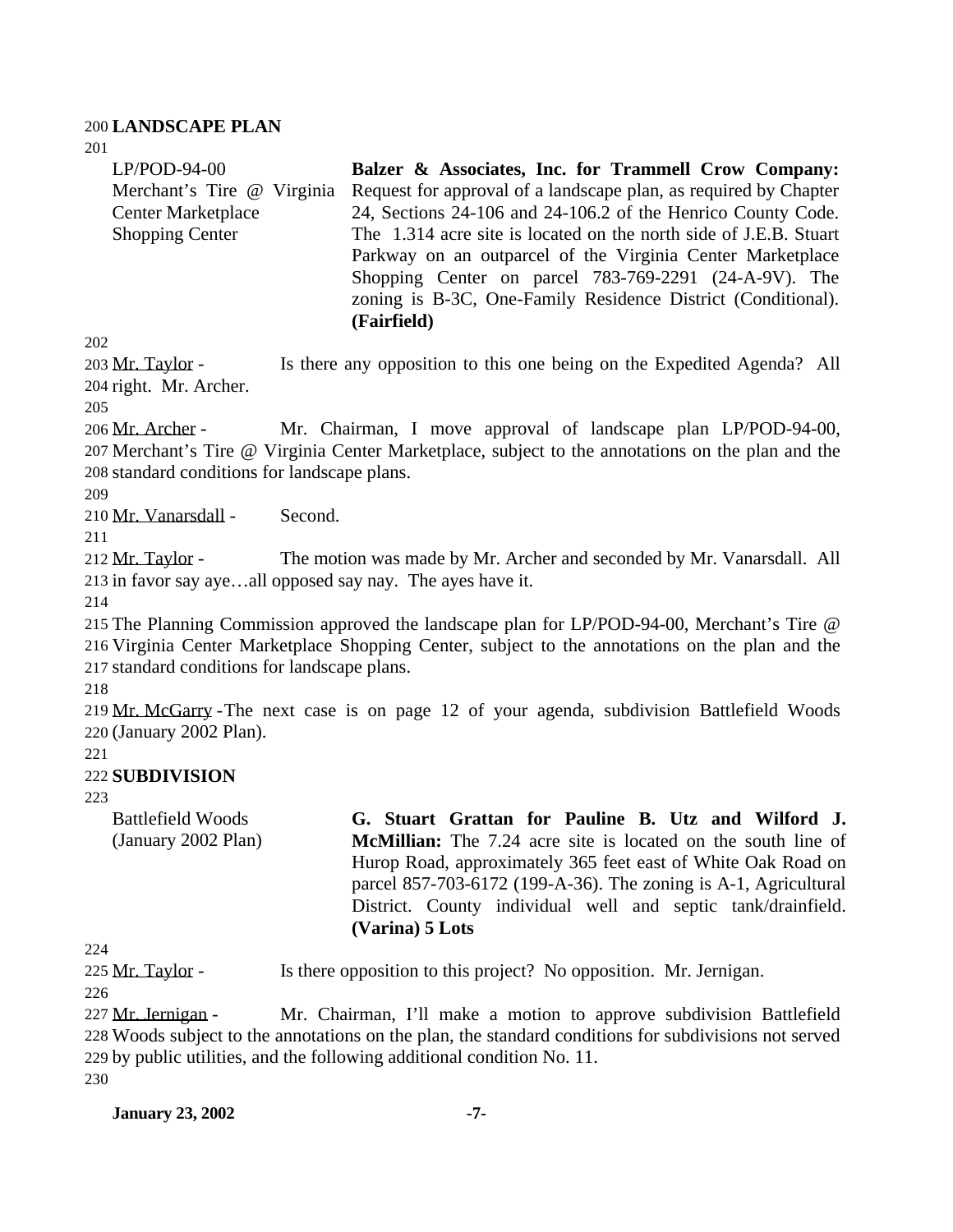**LANDSCAPE PLAN**

| LP/POD-94-00 Merchant's Tire @ Virginia Center Marketplace Shopping Center | **Balzer & Associates, Inc. for Trammell Crow Company:** Request for approval of a landscape plan, as required by Chapter 24, Sections 24-106 and 24-106.2 of the Henrico County Code. The 1.314 acre site is located on the north side of J.E.B. Stuart Parkway on an outparcel of the Virginia Center Marketplace Shopping Center on parcel 783-769-2291 (24-A-9V). The zoning is B-3C, One-Family Residence District (Conditional). **(Fairfield)** |
|---|---|

Mr. Taylor - Is there any opposition to this one being on the Expedited Agenda? All right. Mr. Archer.

Mr. Archer - Mr. Chairman, I move approval of landscape plan LP/POD-94-00, Merchant's Tire @ Virginia Center Marketplace, subject to the annotations on the plan and the standard conditions for landscape plans.

Mr. Vanarsdall - Second.

Mr. Taylor - The motion was made by Mr. Archer and seconded by Mr. Vanarsdall. All in favor say aye…all opposed say nay. The ayes have it.

The Planning Commission approved the landscape plan for LP/POD-94-00, Merchant's Tire @ Virginia Center Marketplace Shopping Center, subject to the annotations on the plan and the standard conditions for landscape plans.

Mr. McGarry - The next case is on page 12 of your agenda, subdivision Battlefield Woods (January 2002 Plan).

**SUBDIVISION**

| Battlefield Woods (January 2002 Plan) | **G. Stuart Grattan for Pauline B. Utz and Wilford J. McMillian:** The 7.24 acre site is located on the south line of Hurop Road, approximately 365 feet east of White Oak Road on parcel 857-703-6172 (199-A-36). The zoning is A-1, Agricultural District. County individual well and septic tank/drainfield. **(Varina) 5 Lots** |
|---|---|

Mr. Taylor - Is there opposition to this project? No opposition. Mr. Jernigan.

Mr. Jernigan - Mr. Chairman, I'll make a motion to approve subdivision Battlefield Woods subject to the annotations on the plan, the standard conditions for subdivisions not served by public utilities, and the following additional condition No. 11.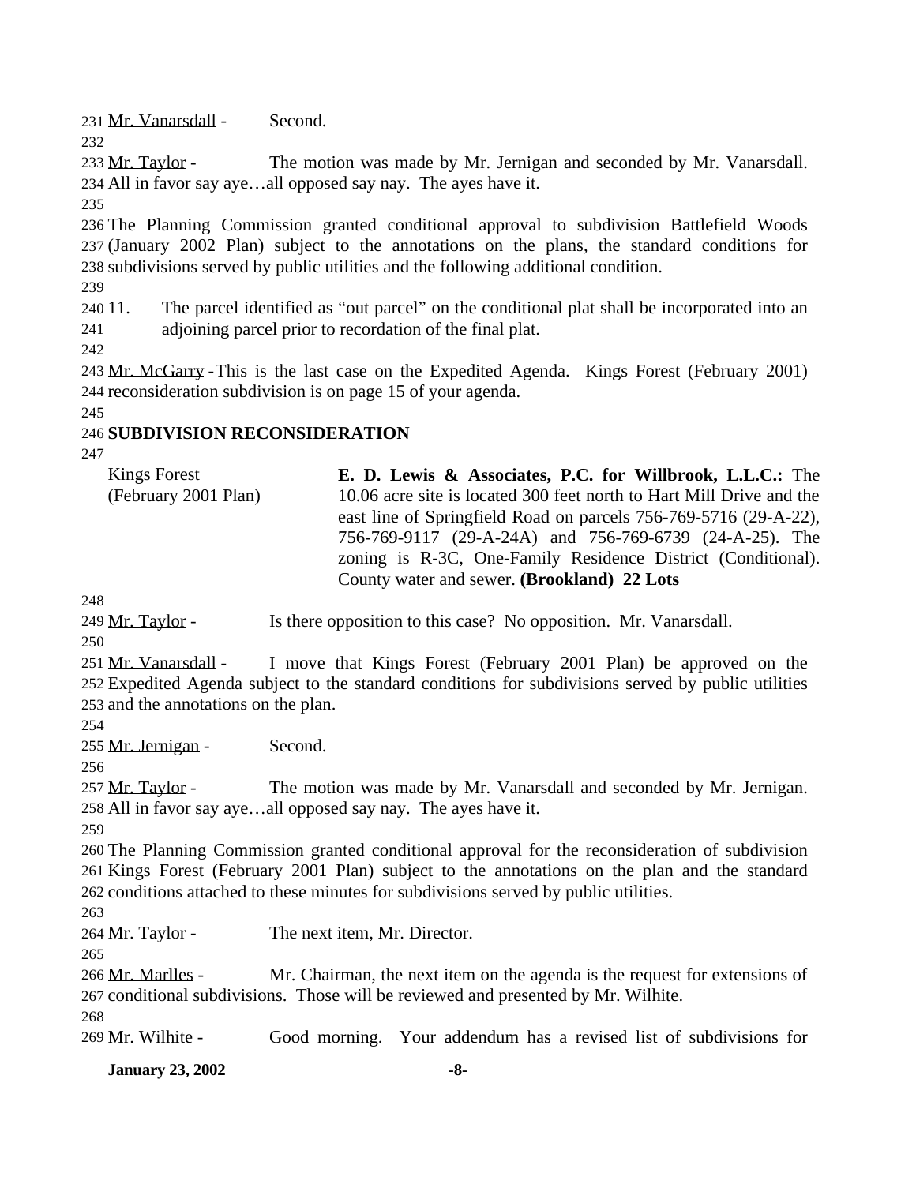Mr. Vanarsdall - Second.

Mr. Taylor - The motion was made by Mr. Jernigan and seconded by Mr. Vanarsdall. All in favor say aye…all opposed say nay. The ayes have it.

The Planning Commission granted conditional approval to subdivision Battlefield Woods (January 2002 Plan) subject to the annotations on the plans, the standard conditions for subdivisions served by public utilities and the following additional condition.

11. The parcel identified as "out parcel" on the conditional plat shall be incorporated into an adjoining parcel prior to recordation of the final plat.

Mr. McGarry - This is the last case on the Expedited Agenda. Kings Forest (February 2001) reconsideration subdivision is on page 15 of your agenda.

## SUBDIVISION RECONSIDERATION

Kings Forest (February 2001 Plan)

**E. D. Lewis & Associates, P.C. for Willbrook, L.L.C.:** The 10.06 acre site is located 300 feet north to Hart Mill Drive and the east line of Springfield Road on parcels 756-769-5716 (29-A-22), 756-769-9117 (29-A-24A) and 756-769-6739 (24-A-25). The zoning is R-3C, One-Family Residence District (Conditional). County water and sewer. **(Brookland) 22 Lots**

Mr. Taylor - Is there opposition to this case? No opposition. Mr. Vanarsdall.

Mr. Vanarsdall - I move that Kings Forest (February 2001 Plan) be approved on the Expedited Agenda subject to the standard conditions for subdivisions served by public utilities and the annotations on the plan.

Mr. Jernigan - Second.

Mr. Taylor - The motion was made by Mr. Vanarsdall and seconded by Mr. Jernigan. All in favor say aye…all opposed say nay. The ayes have it.

The Planning Commission granted conditional approval for the reconsideration of subdivision Kings Forest (February 2001 Plan) subject to the annotations on the plan and the standard conditions attached to these minutes for subdivisions served by public utilities.

Mr. Taylor - The next item, Mr. Director.

Mr. Marlles - Mr. Chairman, the next item on the agenda is the request for extensions of conditional subdivisions. Those will be reviewed and presented by Mr. Wilhite.

Mr. Wilhite - Good morning. Your addendum has a revised list of subdivisions for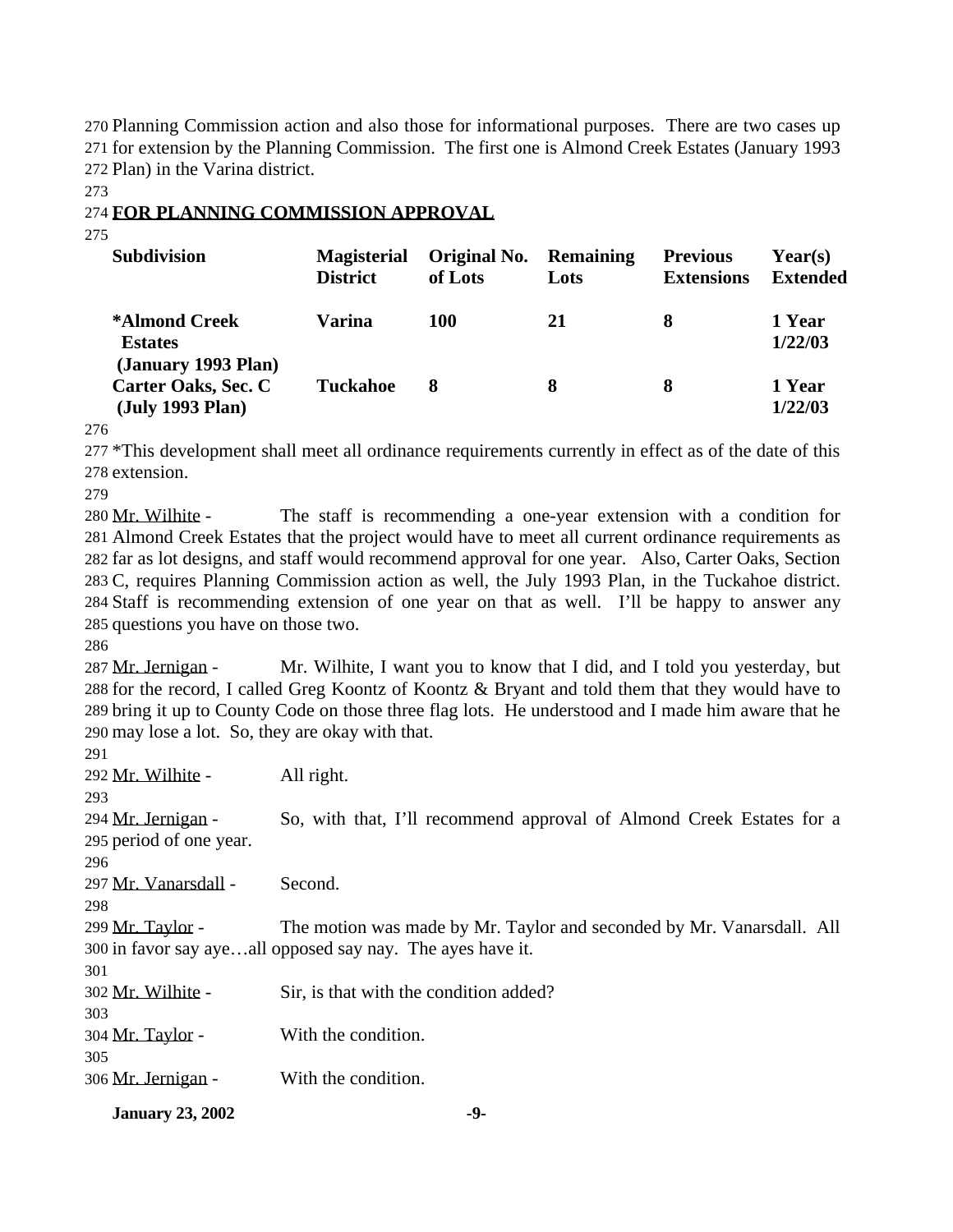Planning Commission action and also those for informational purposes. There are two cases up for extension by the Planning Commission. The first one is Almond Creek Estates (January 1993 Plan) in the Varina district.

**FOR PLANNING COMMISSION APPROVAL**

| Subdivision | Magisterial District | Original No. of Lots | Remaining Lots | Previous Extensions | Year(s) Extended |
|---|---|---|---|---|---|
| ***Almond Creek Estates (January 1993 Plan)** | **Varina** | **100** | **21** | **8** | **1 Year 1/22/03** |
| **Carter Oaks, Sec. C (July 1993 Plan)** | **Tuckahoe** | **8** | **8** | **8** | **1 Year 1/22/03** |

*This development shall meet all ordinance requirements currently in effect as of the date of this extension.

Mr. Wilhite - The staff is recommending a one-year extension with a condition for Almond Creek Estates that the project would have to meet all current ordinance requirements as far as lot designs, and staff would recommend approval for one year. Also, Carter Oaks, Section C, requires Planning Commission action as well, the July 1993 Plan, in the Tuckahoe district. Staff is recommending extension of one year on that as well. I'll be happy to answer any questions you have on those two.

Mr. Jernigan - Mr. Wilhite, I want you to know that I did, and I told you yesterday, but for the record, I called Greg Koontz of Koontz & Bryant and told them that they would have to bring it up to County Code on those three flag lots. He understood and I made him aware that he may lose a lot. So, they are okay with that.

Mr. Wilhite - All right.

Mr. Jernigan - So, with that, I'll recommend approval of Almond Creek Estates for a period of one year.

Mr. Vanarsdall - Second.

Mr. Taylor - The motion was made by Mr. Taylor and seconded by Mr. Vanarsdall. All in favor say aye…all opposed say nay. The ayes have it.

Mr. Wilhite - Sir, is that with the condition added?

Mr. Taylor - With the condition.

Mr. Jernigan - With the condition.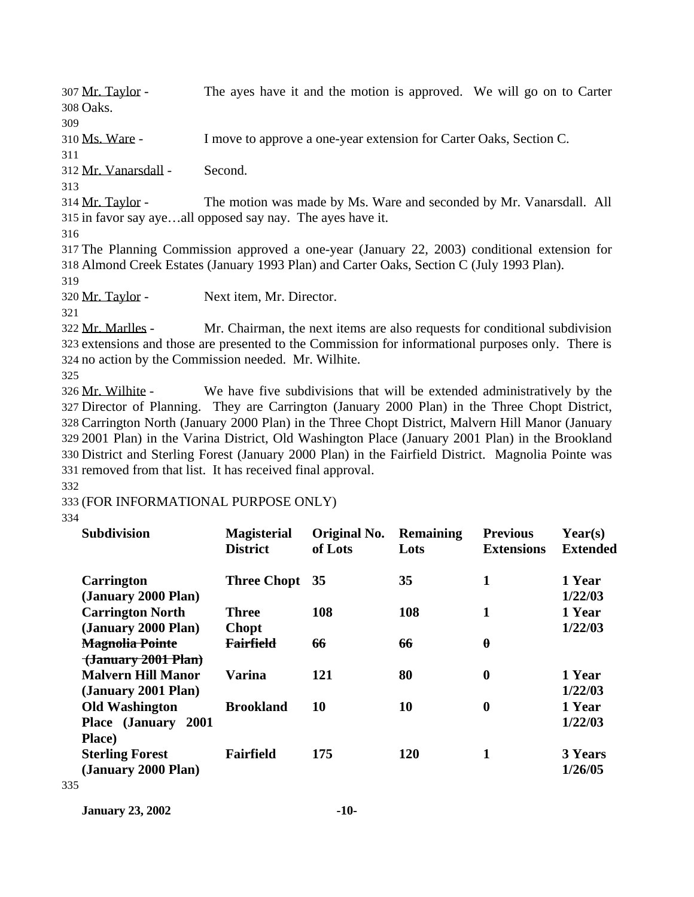307 Mr. Taylor - The ayes have it and the motion is approved. We will go on to Carter
308 Oaks.
309
310 Ms. Ware - I move to approve a one-year extension for Carter Oaks, Section C.
311
312 Mr. Vanarsdall - Second.
313
314 Mr. Taylor - The motion was made by Ms. Ware and seconded by Mr. Vanarsdall. All
315 in favor say aye…all opposed say nay. The ayes have it.
316
317 The Planning Commission approved a one-year (January 22, 2003) conditional extension for
318 Almond Creek Estates (January 1993 Plan) and Carter Oaks, Section C (July 1993 Plan).
319
320 Mr. Taylor - Next item, Mr. Director.
321
322 Mr. Marlles - Mr. Chairman, the next items are also requests for conditional subdivision
323 extensions and those are presented to the Commission for informational purposes only. There is
324 no action by the Commission needed. Mr. Wilhite.
325
326 Mr. Wilhite - We have five subdivisions that will be extended administratively by the
327 Director of Planning. They are Carrington (January 2000 Plan) in the Three Chopt District,
328 Carrington North (January 2000 Plan) in the Three Chopt District, Malvern Hill Manor (January
329 2001 Plan) in the Varina District, Old Washington Place (January 2001 Plan) in the Brookland
330 District and Sterling Forest (January 2000 Plan) in the Fairfield District. Magnolia Pointe was
331 removed from that list. It has received final approval.
332
333 (FOR INFORMATIONAL PURPOSE ONLY)
334

| Subdivision | Magisterial District | Original No. of Lots | Remaining Lots | Previous Extensions | Year(s) Extended |
|---|---|---|---|---|---|
| **Carrington (January 2000 Plan)** | **Three Chopt** | **35** | **35** | **1** | **1 Year 1/22/03** |
| **Carrington North (January 2000 Plan)** | **Three Chopt** | **108** | **108** | **1** | **1 Year 1/22/03** |
| ~~**Magnolia Pointe (January 2001 Plan)**~~ | ~~**Fairfield**~~ | ~~**66**~~ | ~~**66**~~ | ~~**0**~~ | |
| **Malvern Hill Manor (January 2001 Plan)** | **Varina** | **121** | **80** | **0** | **1 Year 1/22/03** |
| **Old Washington Place (January 2001 Place)** | **Brookland** | **10** | **10** | **0** | **1 Year 1/22/03** |
| **Sterling Forest (January 2000 Plan)** | **Fairfield** | **175** | **120** | **1** | **3 Years 1/26/05** |

335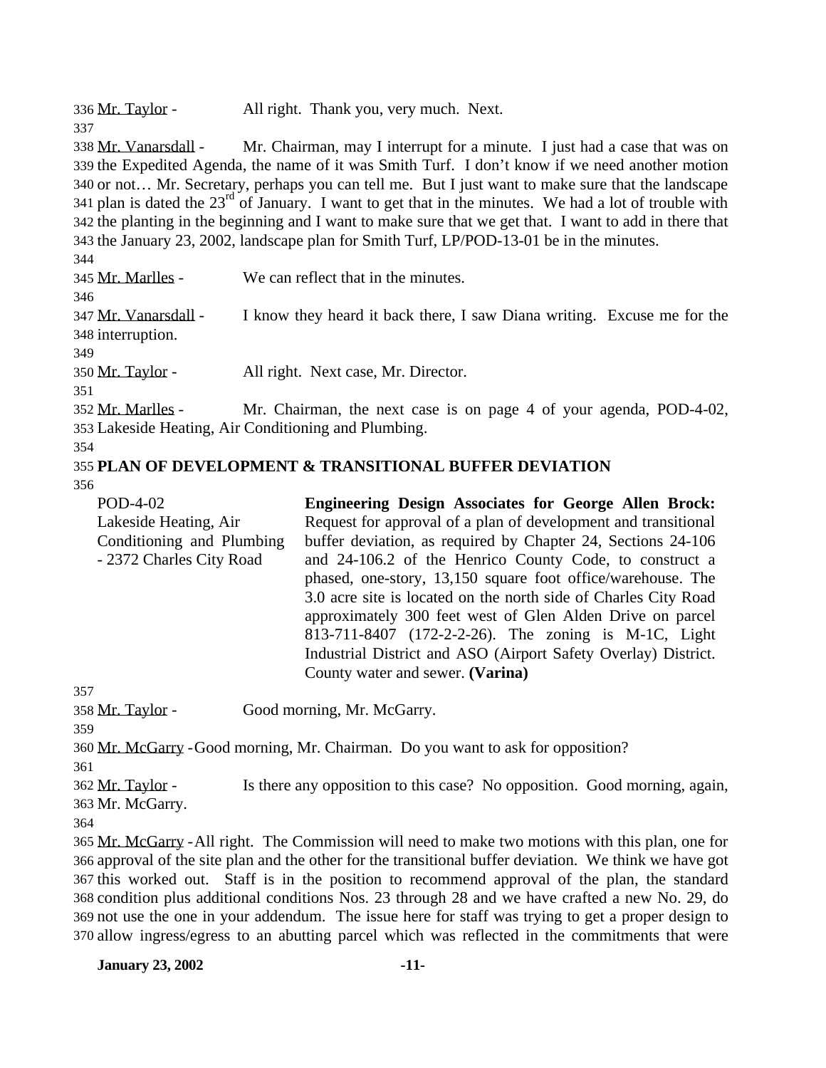Mr. Taylor - All right. Thank you, very much. Next.

Mr. Vanarsdall - Mr. Chairman, may I interrupt for a minute. I just had a case that was on the Expedited Agenda, the name of it was Smith Turf. I don't know if we need another motion or not… Mr. Secretary, perhaps you can tell me. But I just want to make sure that the landscape plan is dated the 23rd of January. I want to get that in the minutes. We had a lot of trouble with the planting in the beginning and I want to make sure that we get that. I want to add in there that the January 23, 2002, landscape plan for Smith Turf, LP/POD-13-01 be in the minutes.

Mr. Marlles - We can reflect that in the minutes.

Mr. Vanarsdall - I know they heard it back there, I saw Diana writing. Excuse me for the interruption.

Mr. Taylor - All right. Next case, Mr. Director.

Mr. Marlles - Mr. Chairman, the next case is on page 4 of your agenda, POD-4-02, Lakeside Heating, Air Conditioning and Plumbing.

**PLAN OF DEVELOPMENT & TRANSITIONAL BUFFER DEVIATION**

POD-4-02
Lakeside Heating, Air Conditioning and Plumbing - 2372 Charles City Road

**Engineering Design Associates for George Allen Brock:** Request for approval of a plan of development and transitional buffer deviation, as required by Chapter 24, Sections 24-106 and 24-106.2 of the Henrico County Code, to construct a phased, one-story, 13,150 square foot office/warehouse. The 3.0 acre site is located on the north side of Charles City Road approximately 300 feet west of Glen Alden Drive on parcel 813-711-8407 (172-2-2-26). The zoning is M-1C, Light Industrial District and ASO (Airport Safety Overlay) District. County water and sewer. **(Varina)**

Mr. Taylor - Good morning, Mr. McGarry.

Mr. McGarry - Good morning, Mr. Chairman. Do you want to ask for opposition?

Mr. Taylor - Is there any opposition to this case? No opposition. Good morning, again, Mr. McGarry.

Mr. McGarry - All right. The Commission will need to make two motions with this plan, one for approval of the site plan and the other for the transitional buffer deviation. We think we have got this worked out. Staff is in the position to recommend approval of the plan, the standard condition plus additional conditions Nos. 23 through 28 and we have crafted a new No. 29, do not use the one in your addendum. The issue here for staff was trying to get a proper design to allow ingress/egress to an abutting parcel which was reflected in the commitments that were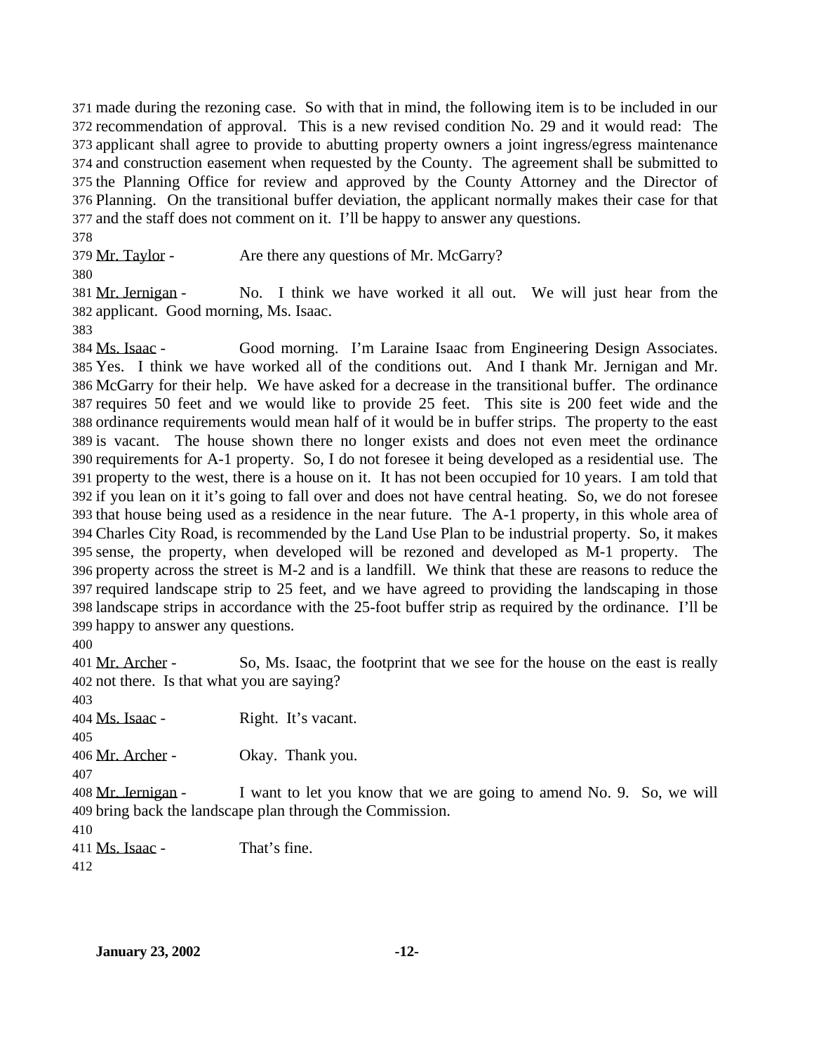made during the rezoning case. So with that in mind, the following item is to be included in our recommendation of approval. This is a new revised condition No. 29 and it would read: The applicant shall agree to provide to abutting property owners a joint ingress/egress maintenance and construction easement when requested by the County. The agreement shall be submitted to the Planning Office for review and approved by the County Attorney and the Director of Planning. On the transitional buffer deviation, the applicant normally makes their case for that and the staff does not comment on it. I'll be happy to answer any questions.

Mr. Taylor - Are there any questions of Mr. McGarry?

Mr. Jernigan - No. I think we have worked it all out. We will just hear from the applicant. Good morning, Ms. Isaac.

Ms. Isaac - Good morning. I'm Laraine Isaac from Engineering Design Associates. Yes. I think we have worked all of the conditions out. And I thank Mr. Jernigan and Mr. McGarry for their help. We have asked for a decrease in the transitional buffer. The ordinance requires 50 feet and we would like to provide 25 feet. This site is 200 feet wide and the ordinance requirements would mean half of it would be in buffer strips. The property to the east is vacant. The house shown there no longer exists and does not even meet the ordinance requirements for A-1 property. So, I do not foresee it being developed as a residential use. The property to the west, there is a house on it. It has not been occupied for 10 years. I am told that if you lean on it it's going to fall over and does not have central heating. So, we do not foresee that house being used as a residence in the near future. The A-1 property, in this whole area of Charles City Road, is recommended by the Land Use Plan to be industrial property. So, it makes sense, the property, when developed will be rezoned and developed as M-1 property. The property across the street is M-2 and is a landfill. We think that these are reasons to reduce the required landscape strip to 25 feet, and we have agreed to providing the landscaping in those landscape strips in accordance with the 25-foot buffer strip as required by the ordinance. I'll be happy to answer any questions.

Mr. Archer - So, Ms. Isaac, the footprint that we see for the house on the east is really not there. Is that what you are saying?

Ms. Isaac - Right. It's vacant.

Mr. Archer - Okay. Thank you.

Mr. Jernigan - I want to let you know that we are going to amend No. 9. So, we will bring back the landscape plan through the Commission.

Ms. Isaac - That's fine.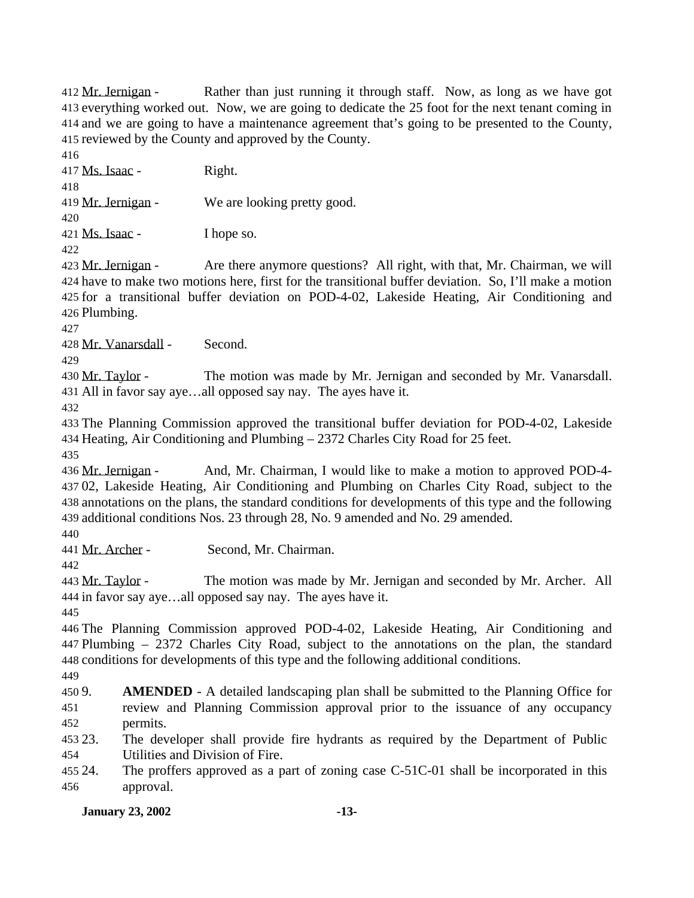Mr. Jernigan - Rather than just running it through staff. Now, as long as we have got everything worked out. Now, we are going to dedicate the 25 foot for the next tenant coming in and we are going to have a maintenance agreement that's going to be presented to the County, reviewed by the County and approved by the County.

Ms. Isaac - Right.

Mr. Jernigan - We are looking pretty good.

Ms. Isaac - I hope so.

Mr. Jernigan - Are there anymore questions? All right, with that, Mr. Chairman, we will have to make two motions here, first for the transitional buffer deviation. So, I'll make a motion for a transitional buffer deviation on POD-4-02, Lakeside Heating, Air Conditioning and Plumbing.

Mr. Vanarsdall - Second.

Mr. Taylor - The motion was made by Mr. Jernigan and seconded by Mr. Vanarsdall. All in favor say aye…all opposed say nay. The ayes have it.

The Planning Commission approved the transitional buffer deviation for POD-4-02, Lakeside Heating, Air Conditioning and Plumbing – 2372 Charles City Road for 25 feet.

Mr. Jernigan - And, Mr. Chairman, I would like to make a motion to approved POD-4-02, Lakeside Heating, Air Conditioning and Plumbing on Charles City Road, subject to the annotations on the plans, the standard conditions for developments of this type and the following additional conditions Nos. 23 through 28, No. 9 amended and No. 29 amended.

Mr. Archer - Second, Mr. Chairman.

Mr. Taylor - The motion was made by Mr. Jernigan and seconded by Mr. Archer. All in favor say aye…all opposed say nay. The ayes have it.

The Planning Commission approved POD-4-02, Lakeside Heating, Air Conditioning and Plumbing – 2372 Charles City Road, subject to the annotations on the plan, the standard conditions for developments of this type and the following additional conditions.

9. **AMENDED** - A detailed landscaping plan shall be submitted to the Planning Office for review and Planning Commission approval prior to the issuance of any occupancy permits.
23. The developer shall provide fire hydrants as required by the Department of Public Utilities and Division of Fire.
24. The proffers approved as a part of zoning case C-51C-01 shall be incorporated in this approval.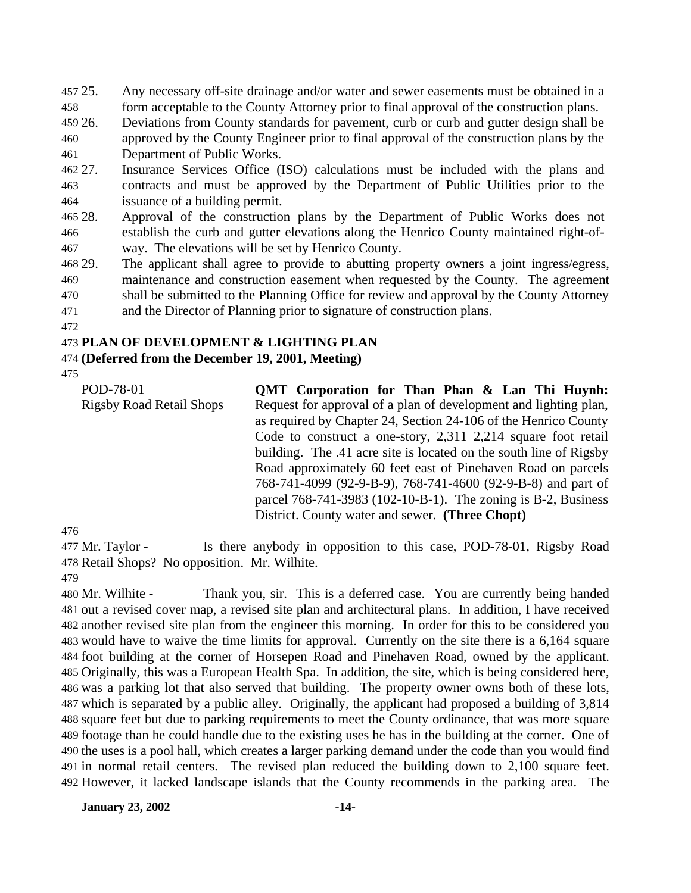25. Any necessary off-site drainage and/or water and sewer easements must be obtained in a form acceptable to the County Attorney prior to final approval of the construction plans.
26. Deviations from County standards for pavement, curb or curb and gutter design shall be approved by the County Engineer prior to final approval of the construction plans by the Department of Public Works.
27. Insurance Services Office (ISO) calculations must be included with the plans and contracts and must be approved by the Department of Public Utilities prior to the issuance of a building permit.
28. Approval of the construction plans by the Department of Public Works does not establish the curb and gutter elevations along the Henrico County maintained right-of-way. The elevations will be set by Henrico County.
29. The applicant shall agree to provide to abutting property owners a joint ingress/egress, maintenance and construction easement when requested by the County. The agreement shall be submitted to the Planning Office for review and approval by the County Attorney and the Director of Planning prior to signature of construction plans.

**PLAN OF DEVELOPMENT & LIGHTING PLAN**
**(Deferred from the December 19, 2001, Meeting)**

POD-78-01
Rigsby Road Retail Shops

**QMT Corporation for Than Phan & Lan Thi Huynh:** Request for approval of a plan of development and lighting plan, as required by Chapter 24, Section 24-106 of the Henrico County Code to construct a one-story, ~~2,311~~ 2,214 square foot retail building. The .41 acre site is located on the south line of Rigsby Road approximately 60 feet east of Pinehaven Road on parcels 768-741-4099 (92-9-B-9), 768-741-4600 (92-9-B-8) and part of parcel 768-741-3983 (102-10-B-1). The zoning is B-2, Business District. County water and sewer. **(Three Chopt)**

Mr. Taylor - Is there anybody in opposition to this case, POD-78-01, Rigsby Road Retail Shops? No opposition. Mr. Wilhite.

Mr. Wilhite - Thank you, sir. This is a deferred case. You are currently being handed out a revised cover map, a revised site plan and architectural plans. In addition, I have received another revised site plan from the engineer this morning. In order for this to be considered you would have to waive the time limits for approval. Currently on the site there is a 6,164 square foot building at the corner of Horsepen Road and Pinehaven Road, owned by the applicant. Originally, this was a European Health Spa. In addition, the site, which is being considered here, was a parking lot that also served that building. The property owner owns both of these lots, which is separated by a public alley. Originally, the applicant had proposed a building of 3,814 square feet but due to parking requirements to meet the County ordinance, that was more square footage than he could handle due to the existing uses he has in the building at the corner. One of the uses is a pool hall, which creates a larger parking demand under the code than you would find in normal retail centers. The revised plan reduced the building down to 2,100 square feet. However, it lacked landscape islands that the County recommends in the parking area. The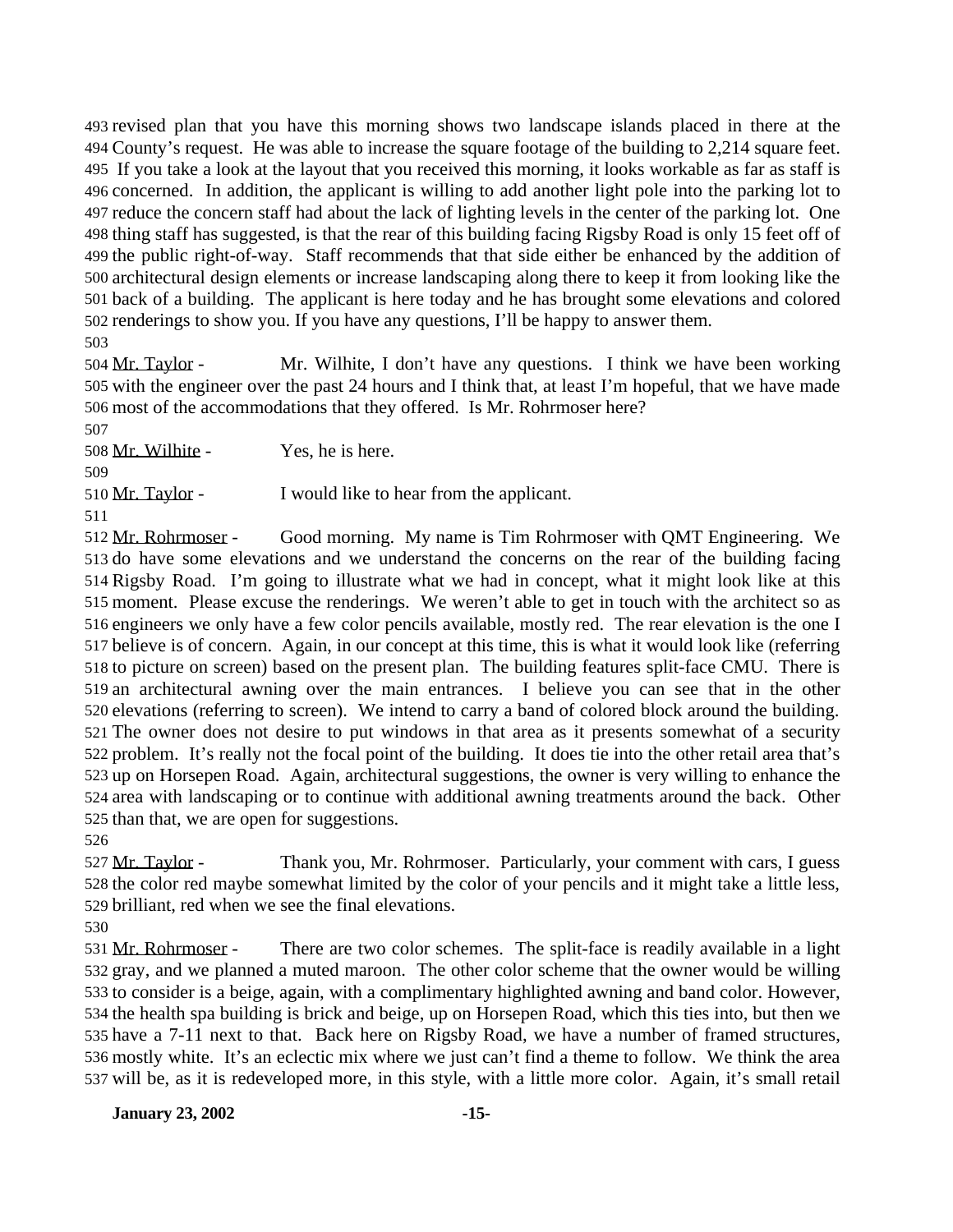revised plan that you have this morning shows two landscape islands placed in there at the County's request. He was able to increase the square footage of the building to 2,214 square feet. If you take a look at the layout that you received this morning, it looks workable as far as staff is concerned. In addition, the applicant is willing to add another light pole into the parking lot to reduce the concern staff had about the lack of lighting levels in the center of the parking lot. One thing staff has suggested, is that the rear of this building facing Rigsby Road is only 15 feet off of the public right-of-way. Staff recommends that that side either be enhanced by the addition of architectural design elements or increase landscaping along there to keep it from looking like the back of a building. The applicant is here today and he has brought some elevations and colored renderings to show you. If you have any questions, I'll be happy to answer them.

Mr. Taylor - Mr. Wilhite, I don't have any questions. I think we have been working with the engineer over the past 24 hours and I think that, at least I'm hopeful, that we have made most of the accommodations that they offered. Is Mr. Rohrmoser here?

Mr. Wilhite - Yes, he is here.

Mr. Taylor - I would like to hear from the applicant.

Mr. Rohrmoser - Good morning. My name is Tim Rohrmoser with QMT Engineering. We do have some elevations and we understand the concerns on the rear of the building facing Rigsby Road. I'm going to illustrate what we had in concept, what it might look like at this moment. Please excuse the renderings. We weren't able to get in touch with the architect so as engineers we only have a few color pencils available, mostly red. The rear elevation is the one I believe is of concern. Again, in our concept at this time, this is what it would look like (referring to picture on screen) based on the present plan. The building features split-face CMU. There is an architectural awning over the main entrances. I believe you can see that in the other elevations (referring to screen). We intend to carry a band of colored block around the building. The owner does not desire to put windows in that area as it presents somewhat of a security problem. It's really not the focal point of the building. It does tie into the other retail area that's up on Horsepen Road. Again, architectural suggestions, the owner is very willing to enhance the area with landscaping or to continue with additional awning treatments around the back. Other than that, we are open for suggestions.

Mr. Taylor - Thank you, Mr. Rohrmoser. Particularly, your comment with cars, I guess the color red maybe somewhat limited by the color of your pencils and it might take a little less, brilliant, red when we see the final elevations.

Mr. Rohrmoser - There are two color schemes. The split-face is readily available in a light gray, and we planned a muted maroon. The other color scheme that the owner would be willing to consider is a beige, again, with a complimentary highlighted awning and band color. However, the health spa building is brick and beige, up on Horsepen Road, which this ties into, but then we have a 7-11 next to that. Back here on Rigsby Road, we have a number of framed structures, mostly white. It's an eclectic mix where we just can't find a theme to follow. We think the area will be, as it is redeveloped more, in this style, with a little more color. Again, it's small retail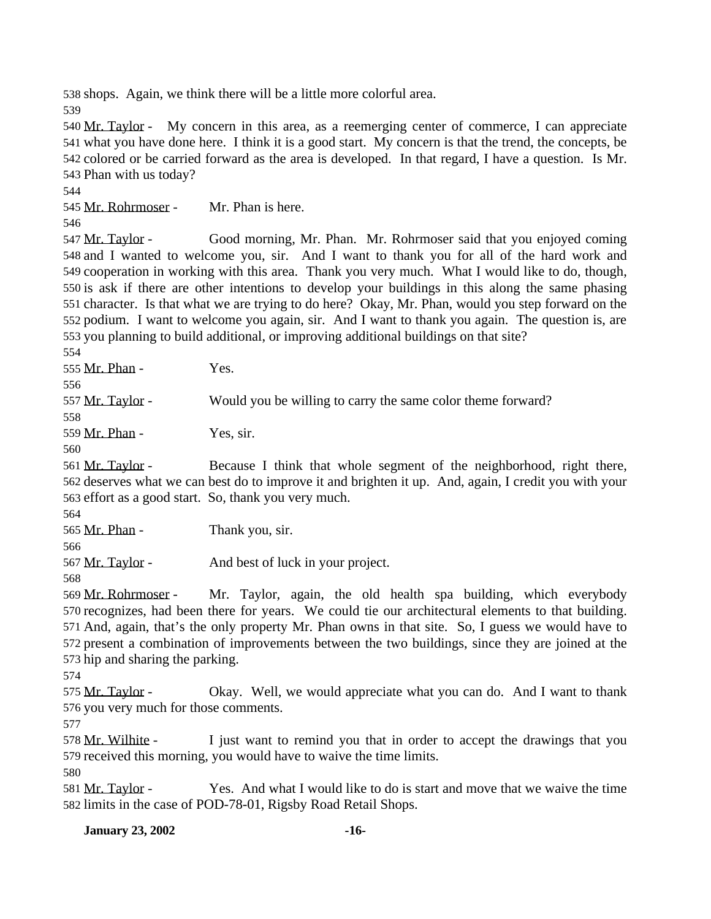538 shops. Again, we think there will be a little more colorful area.
539
540 Mr. Taylor - My concern in this area, as a reemerging center of commerce, I can appreciate
541 what you have done here. I think it is a good start. My concern is that the trend, the concepts, be
542 colored or be carried forward as the area is developed. In that regard, I have a question. Is Mr.
543 Phan with us today?
544
545 Mr. Rohrmoser - Mr. Phan is here.
546
547 Mr. Taylor - Good morning, Mr. Phan. Mr. Rohrmoser said that you enjoyed coming
548 and I wanted to welcome you, sir. And I want to thank you for all of the hard work and
549 cooperation in working with this area. Thank you very much. What I would like to do, though,
550 is ask if there are other intentions to develop your buildings in this along the same phasing
551 character. Is that what we are trying to do here? Okay, Mr. Phan, would you step forward on the
552 podium. I want to welcome you again, sir. And I want to thank you again. The question is, are
553 you planning to build additional, or improving additional buildings on that site?
554
555 Mr. Phan - Yes.
556
557 Mr. Taylor - Would you be willing to carry the same color theme forward?
558
559 Mr. Phan - Yes, sir.
560
561 Mr. Taylor - Because I think that whole segment of the neighborhood, right there,
562 deserves what we can best do to improve it and brighten it up. And, again, I credit you with your
563 effort as a good start. So, thank you very much.
564
565 Mr. Phan - Thank you, sir.
566
567 Mr. Taylor - And best of luck in your project.
568
569 Mr. Rohrmoser - Mr. Taylor, again, the old health spa building, which everybody
570 recognizes, had been there for years. We could tie our architectural elements to that building.
571 And, again, that's the only property Mr. Phan owns in that site. So, I guess we would have to
572 present a combination of improvements between the two buildings, since they are joined at the
573 hip and sharing the parking.
574
575 Mr. Taylor - Okay. Well, we would appreciate what you can do. And I want to thank
576 you very much for those comments.
577
578 Mr. Wilhite - I just want to remind you that in order to accept the drawings that you
579 received this morning, you would have to waive the time limits.
580
581 Mr. Taylor - Yes. And what I would like to do is start and move that we waive the time
582 limits in the case of POD-78-01, Rigsby Road Retail Shops.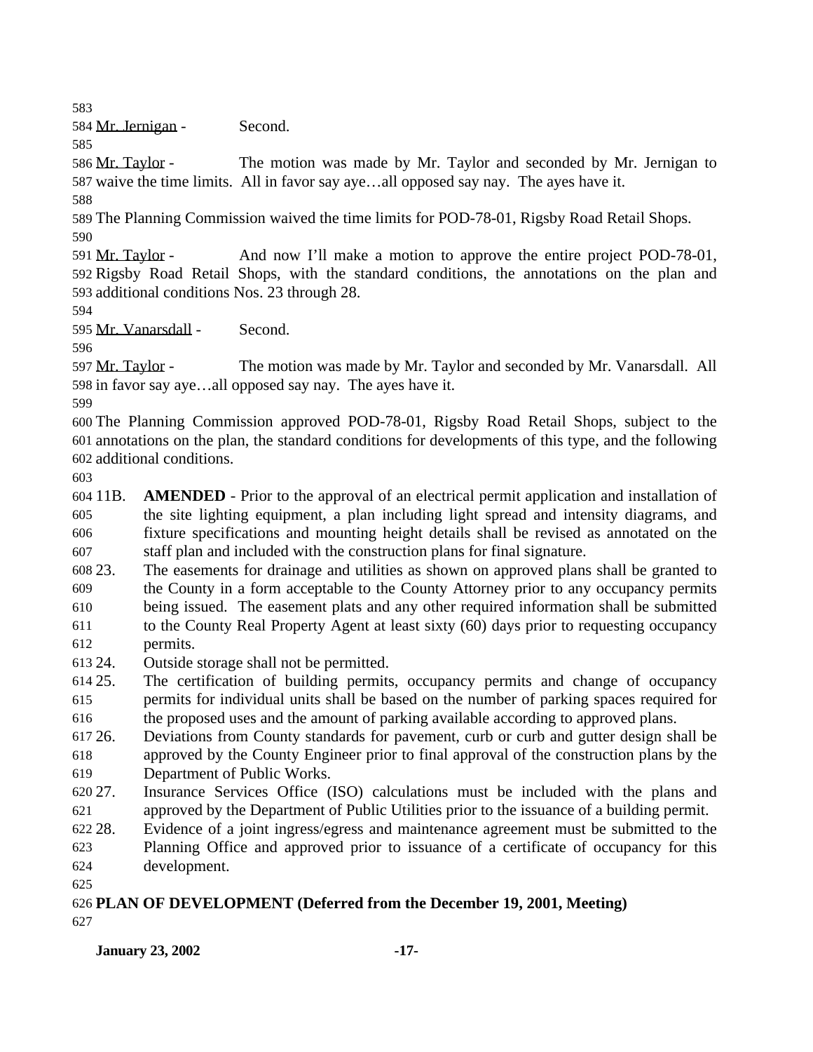Mr. Jernigan - Second.

Mr. Taylor - The motion was made by Mr. Taylor and seconded by Mr. Jernigan to waive the time limits. All in favor say aye…all opposed say nay. The ayes have it.

The Planning Commission waived the time limits for POD-78-01, Rigsby Road Retail Shops.

Mr. Taylor - And now I'll make a motion to approve the entire project POD-78-01, Rigsby Road Retail Shops, with the standard conditions, the annotations on the plan and additional conditions Nos. 23 through 28.

Mr. Vanarsdall - Second.

Mr. Taylor - The motion was made by Mr. Taylor and seconded by Mr. Vanarsdall. All in favor say aye…all opposed say nay. The ayes have it.

The Planning Commission approved POD-78-01, Rigsby Road Retail Shops, subject to the annotations on the plan, the standard conditions for developments of this type, and the following additional conditions.

11B. **AMENDED** - Prior to the approval of an electrical permit application and installation of the site lighting equipment, a plan including light spread and intensity diagrams, and fixture specifications and mounting height details shall be revised as annotated on the staff plan and included with the construction plans for final signature.

23. The easements for drainage and utilities as shown on approved plans shall be granted to the County in a form acceptable to the County Attorney prior to any occupancy permits being issued. The easement plats and any other required information shall be submitted to the County Real Property Agent at least sixty (60) days prior to requesting occupancy permits.
24. Outside storage shall not be permitted.
25. The certification of building permits, occupancy permits and change of occupancy permits for individual units shall be based on the number of parking spaces required for the proposed uses and the amount of parking available according to approved plans.
26. Deviations from County standards for pavement, curb or curb and gutter design shall be approved by the County Engineer prior to final approval of the construction plans by the Department of Public Works.
27. Insurance Services Office (ISO) calculations must be included with the plans and approved by the Department of Public Utilities prior to the issuance of a building permit.
28. Evidence of a joint ingress/egress and maintenance agreement must be submitted to the Planning Office and approved prior to issuance of a certificate of occupancy for this development.

**PLAN OF DEVELOPMENT (Deferred from the December 19, 2001, Meeting)**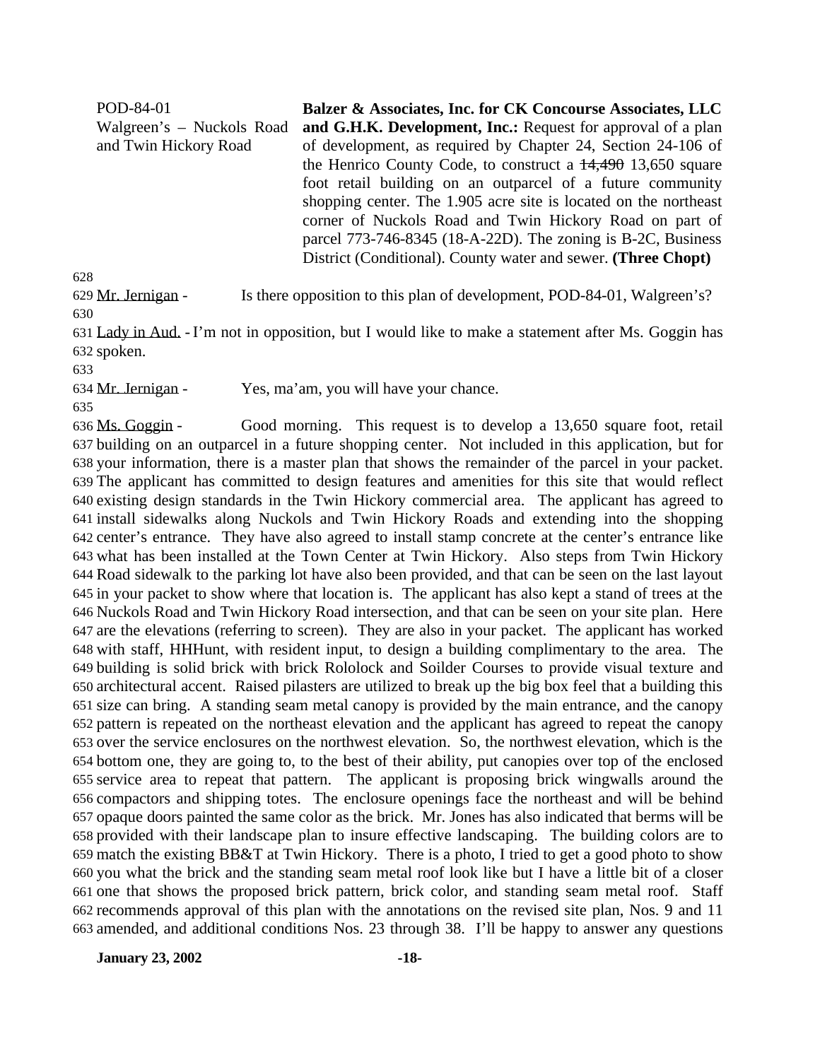POD-84-01
Walgreen's – Nuckols Road and Twin Hickory Road

**Balzer & Associates, Inc. for CK Concourse Associates, LLC and G.H.K. Development, Inc.:** Request for approval of a plan of development, as required by Chapter 24, Section 24-106 of the Henrico County Code, to construct a ~~14,490~~ 13,650 square foot retail building on an outparcel of a future community shopping center. The 1.905 acre site is located on the northeast corner of Nuckols Road and Twin Hickory Road on part of parcel 773-746-8345 (18-A-22D). The zoning is B-2C, Business District (Conditional). County water and sewer. **(Three Chopt)**

628

629 Mr. Jernigan - Is there opposition to this plan of development, POD-84-01, Walgreen's?

630

631 Lady in Aud. - I'm not in opposition, but I would like to make a statement after Ms. Goggin has
632 spoken.

633

634 Mr. Jernigan - Yes, ma'am, you will have your chance.

635

636 Ms. Goggin - Good morning. This request is to develop a 13,650 square foot, retail
637 building on an outparcel in a future shopping center. Not included in this application, but for
638 your information, there is a master plan that shows the remainder of the parcel in your packet.
639 The applicant has committed to design features and amenities for this site that would reflect
640 existing design standards in the Twin Hickory commercial area. The applicant has agreed to
641 install sidewalks along Nuckols and Twin Hickory Roads and extending into the shopping
642 center's entrance. They have also agreed to install stamp concrete at the center's entrance like
643 what has been installed at the Town Center at Twin Hickory. Also steps from Twin Hickory
644 Road sidewalk to the parking lot have also been provided, and that can be seen on the last layout
645 in your packet to show where that location is. The applicant has also kept a stand of trees at the
646 Nuckols Road and Twin Hickory Road intersection, and that can be seen on your site plan. Here
647 are the elevations (referring to screen). They are also in your packet. The applicant has worked
648 with staff, HHHunt, with resident input, to design a building complimentary to the area. The
649 building is solid brick with brick Rololock and Soilder Courses to provide visual texture and
650 architectural accent. Raised pilasters are utilized to break up the big box feel that a building this
651 size can bring. A standing seam metal canopy is provided by the main entrance, and the canopy
652 pattern is repeated on the northeast elevation and the applicant has agreed to repeat the canopy
653 over the service enclosures on the northwest elevation. So, the northwest elevation, which is the
654 bottom one, they are going to, to the best of their ability, put canopies over top of the enclosed
655 service area to repeat that pattern. The applicant is proposing brick wingwalls around the
656 compactors and shipping totes. The enclosure openings face the northeast and will be behind
657 opaque doors painted the same color as the brick. Mr. Jones has also indicated that berms will be
658 provided with their landscape plan to insure effective landscaping. The building colors are to
659 match the existing BB&T at Twin Hickory. There is a photo, I tried to get a good photo to show
660 you what the brick and the standing seam metal roof look like but I have a little bit of a closer
661 one that shows the proposed brick pattern, brick color, and standing seam metal roof. Staff
662 recommends approval of this plan with the annotations on the revised site plan, Nos. 9 and 11
663 amended, and additional conditions Nos. 23 through 38. I'll be happy to answer any questions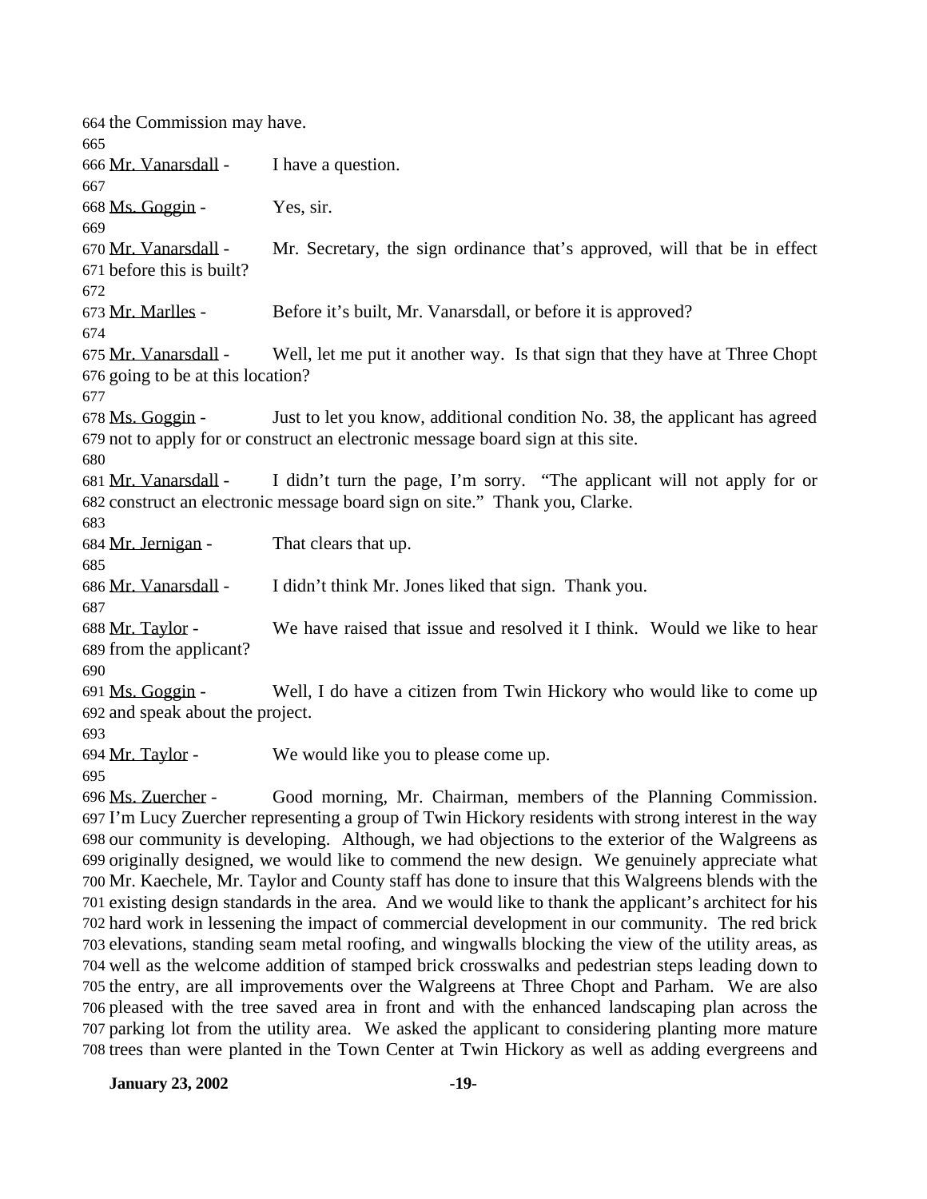the Commission may have.

Mr. Vanarsdall - I have a question.

Ms. Goggin - Yes, sir.

Mr. Vanarsdall - Mr. Secretary, the sign ordinance that's approved, will that be in effect before this is built?

Mr. Marlles - Before it's built, Mr. Vanarsdall, or before it is approved?

Mr. Vanarsdall - Well, let me put it another way. Is that sign that they have at Three Chopt going to be at this location?

Ms. Goggin - Just to let you know, additional condition No. 38, the applicant has agreed not to apply for or construct an electronic message board sign at this site.

Mr. Vanarsdall - I didn't turn the page, I'm sorry. "The applicant will not apply for or construct an electronic message board sign on site." Thank you, Clarke.

Mr. Jernigan - That clears that up.

Mr. Vanarsdall - I didn't think Mr. Jones liked that sign. Thank you.

Mr. Taylor - We have raised that issue and resolved it I think. Would we like to hear from the applicant?

Ms. Goggin - Well, I do have a citizen from Twin Hickory who would like to come up and speak about the project.

Mr. Taylor - We would like you to please come up.

Ms. Zuercher - Good morning, Mr. Chairman, members of the Planning Commission. I'm Lucy Zuercher representing a group of Twin Hickory residents with strong interest in the way our community is developing. Although, we had objections to the exterior of the Walgreens as originally designed, we would like to commend the new design. We genuinely appreciate what Mr. Kaechele, Mr. Taylor and County staff has done to insure that this Walgreens blends with the existing design standards in the area. And we would like to thank the applicant's architect for his hard work in lessening the impact of commercial development in our community. The red brick elevations, standing seam metal roofing, and wingwalls blocking the view of the utility areas, as well as the welcome addition of stamped brick crosswalks and pedestrian steps leading down to the entry, are all improvements over the Walgreens at Three Chopt and Parham. We are also pleased with the tree saved area in front and with the enhanced landscaping plan across the parking lot from the utility area. We asked the applicant to considering planting more mature trees than were planted in the Town Center at Twin Hickory as well as adding evergreens and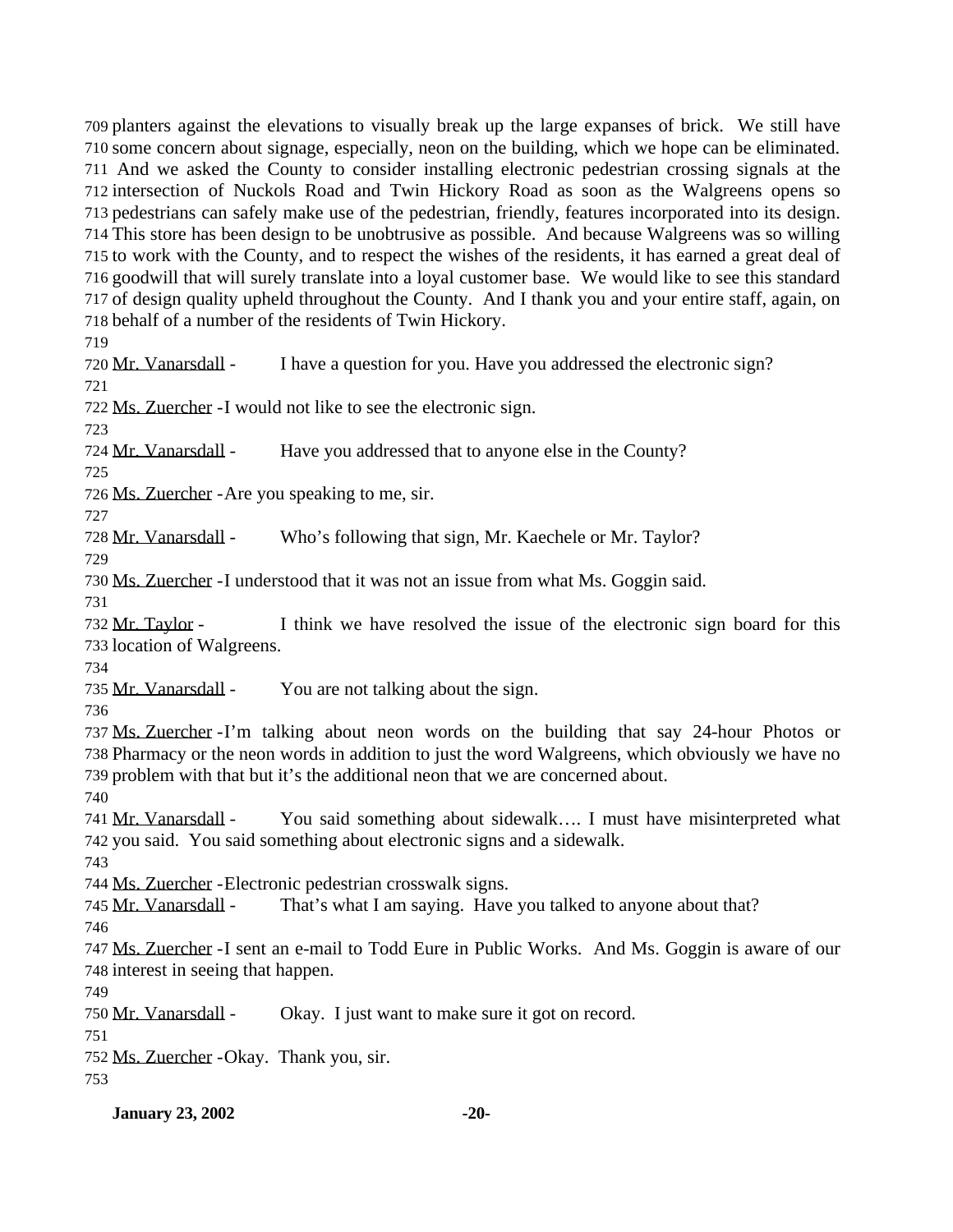planters against the elevations to visually break up the large expanses of brick. We still have some concern about signage, especially, neon on the building, which we hope can be eliminated. And we asked the County to consider installing electronic pedestrian crossing signals at the intersection of Nuckols Road and Twin Hickory Road as soon as the Walgreens opens so pedestrians can safely make use of the pedestrian, friendly, features incorporated into its design. This store has been design to be unobtrusive as possible. And because Walgreens was so willing to work with the County, and to respect the wishes of the residents, it has earned a great deal of goodwill that will surely translate into a loyal customer base. We would like to see this standard of design quality upheld throughout the County. And I thank you and your entire staff, again, on behalf of a number of the residents of Twin Hickory.

Mr. Vanarsdall - I have a question for you. Have you addressed the electronic sign?

Ms. Zuercher - I would not like to see the electronic sign.

Mr. Vanarsdall - Have you addressed that to anyone else in the County?

Ms. Zuercher - Are you speaking to me, sir.

Mr. Vanarsdall - Who's following that sign, Mr. Kaechele or Mr. Taylor?

Ms. Zuercher - I understood that it was not an issue from what Ms. Goggin said.

Mr. Taylor - I think we have resolved the issue of the electronic sign board for this location of Walgreens.

Mr. Vanarsdall - You are not talking about the sign.

Ms. Zuercher - I'm talking about neon words on the building that say 24-hour Photos or Pharmacy or the neon words in addition to just the word Walgreens, which obviously we have no problem with that but it's the additional neon that we are concerned about.

Mr. Vanarsdall - You said something about sidewalk…. I must have misinterpreted what you said. You said something about electronic signs and a sidewalk.

Ms. Zuercher - Electronic pedestrian crosswalk signs.

Mr. Vanarsdall - That's what I am saying. Have you talked to anyone about that?

Ms. Zuercher - I sent an e-mail to Todd Eure in Public Works. And Ms. Goggin is aware of our interest in seeing that happen.

Mr. Vanarsdall - Okay. I just want to make sure it got on record.

Ms. Zuercher - Okay. Thank you, sir.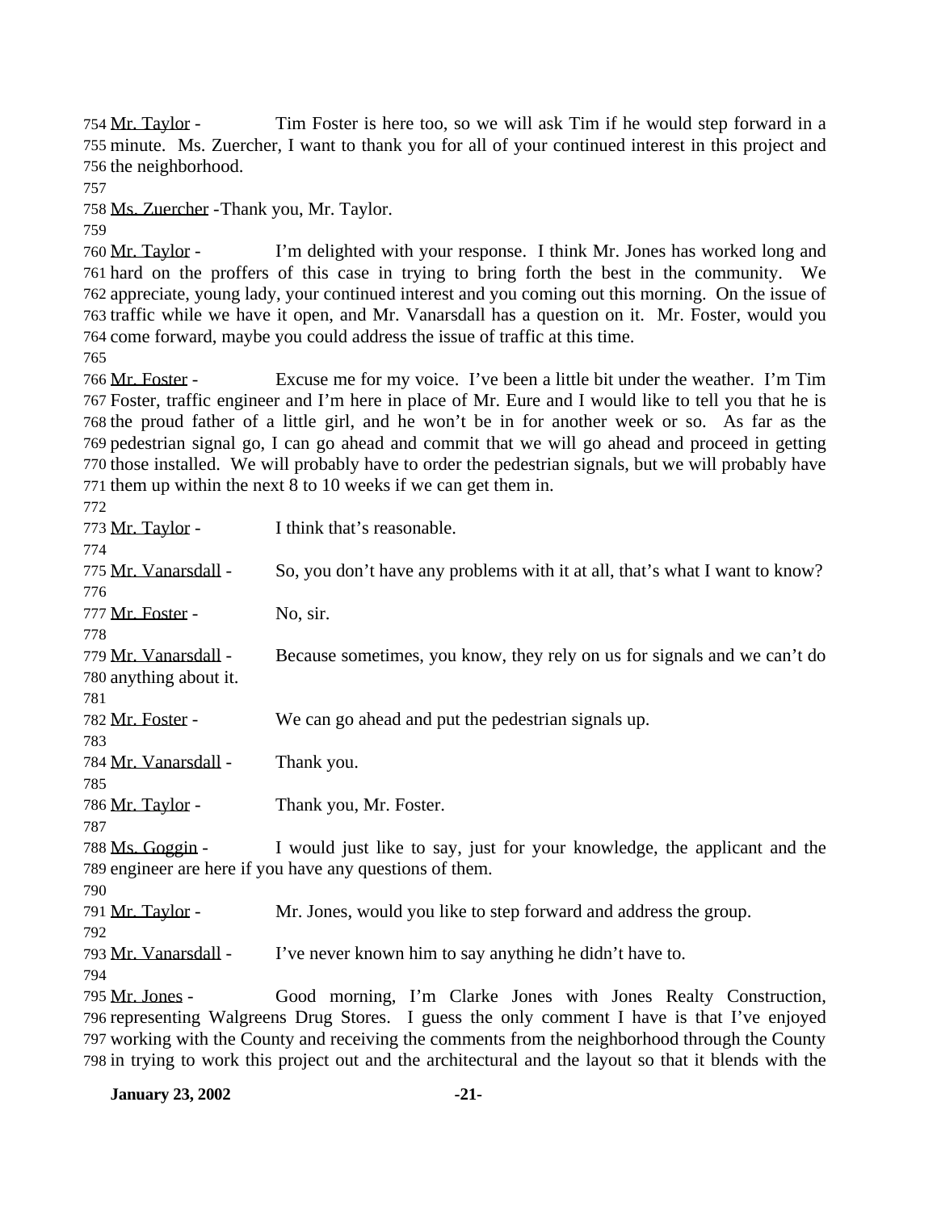754 Mr. Taylor - Tim Foster is here too, so we will ask Tim if he would step forward in a
755 minute. Ms. Zuercher, I want to thank you for all of your continued interest in this project and
756 the neighborhood.
757
758 Ms. Zuercher - Thank you, Mr. Taylor.
759
760 Mr. Taylor - I'm delighted with your response. I think Mr. Jones has worked long and
761 hard on the proffers of this case in trying to bring forth the best in the community. We
762 appreciate, young lady, your continued interest and you coming out this morning. On the issue of
763 traffic while we have it open, and Mr. Vanarsdall has a question on it. Mr. Foster, would you
764 come forward, maybe you could address the issue of traffic at this time.
765
766 Mr. Foster - Excuse me for my voice. I've been a little bit under the weather. I'm Tim
767 Foster, traffic engineer and I'm here in place of Mr. Eure and I would like to tell you that he is
768 the proud father of a little girl, and he won't be in for another week or so. As far as the
769 pedestrian signal go, I can go ahead and commit that we will go ahead and proceed in getting
770 those installed. We will probably have to order the pedestrian signals, but we will probably have
771 them up within the next 8 to 10 weeks if we can get them in.
772
773 Mr. Taylor - I think that's reasonable.
774
775 Mr. Vanarsdall - So, you don't have any problems with it at all, that's what I want to know?
776
777 Mr. Foster - No, sir.
778
779 Mr. Vanarsdall - Because sometimes, you know, they rely on us for signals and we can't do
780 anything about it.
781
782 Mr. Foster - We can go ahead and put the pedestrian signals up.
783
784 Mr. Vanarsdall - Thank you.
785
786 Mr. Taylor - Thank you, Mr. Foster.
787
788 Ms. Goggin - I would just like to say, just for your knowledge, the applicant and the
789 engineer are here if you have any questions of them.
790
791 Mr. Taylor - Mr. Jones, would you like to step forward and address the group.
792
793 Mr. Vanarsdall - I've never known him to say anything he didn't have to.
794
795 Mr. Jones - Good morning, I'm Clarke Jones with Jones Realty Construction,
796 representing Walgreens Drug Stores. I guess the only comment I have is that I've enjoyed
797 working with the County and receiving the comments from the neighborhood through the County
798 in trying to work this project out and the architectural and the layout so that it blends with the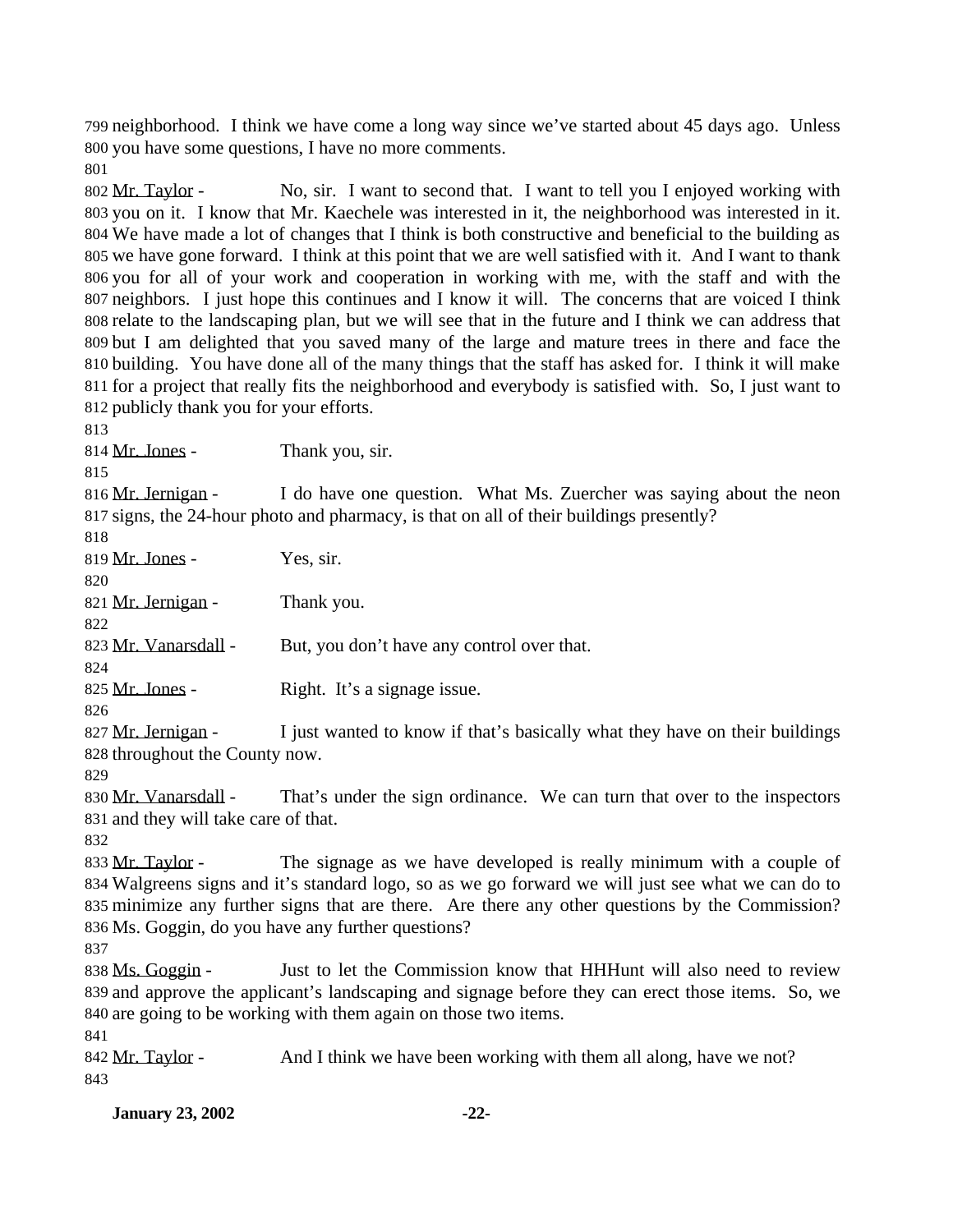neighborhood. I think we have come a long way since we've started about 45 days ago. Unless you have some questions, I have no more comments.

Mr. Taylor - No, sir. I want to second that. I want to tell you I enjoyed working with you on it. I know that Mr. Kaechele was interested in it, the neighborhood was interested in it. We have made a lot of changes that I think is both constructive and beneficial to the building as we have gone forward. I think at this point that we are well satisfied with it. And I want to thank you for all of your work and cooperation in working with me, with the staff and with the neighbors. I just hope this continues and I know it will. The concerns that are voiced I think relate to the landscaping plan, but we will see that in the future and I think we can address that but I am delighted that you saved many of the large and mature trees in there and face the building. You have done all of the many things that the staff has asked for. I think it will make for a project that really fits the neighborhood and everybody is satisfied with. So, I just want to publicly thank you for your efforts.

Mr. Jones - Thank you, sir.

Mr. Jernigan - I do have one question. What Ms. Zuercher was saying about the neon signs, the 24-hour photo and pharmacy, is that on all of their buildings presently?

Mr. Jones - Yes, sir.

Mr. Jernigan - Thank you.

Mr. Vanarsdall - But, you don't have any control over that.

Mr. Jones - Right. It's a signage issue.

Mr. Jernigan - I just wanted to know if that's basically what they have on their buildings throughout the County now.

Mr. Vanarsdall - That's under the sign ordinance. We can turn that over to the inspectors and they will take care of that.

Mr. Taylor - The signage as we have developed is really minimum with a couple of Walgreens signs and it's standard logo, so as we go forward we will just see what we can do to minimize any further signs that are there. Are there any other questions by the Commission? Ms. Goggin, do you have any further questions?

Ms. Goggin - Just to let the Commission know that HHHunt will also need to review and approve the applicant's landscaping and signage before they can erect those items. So, we are going to be working with them again on those two items.

Mr. Taylor - And I think we have been working with them all along, have we not?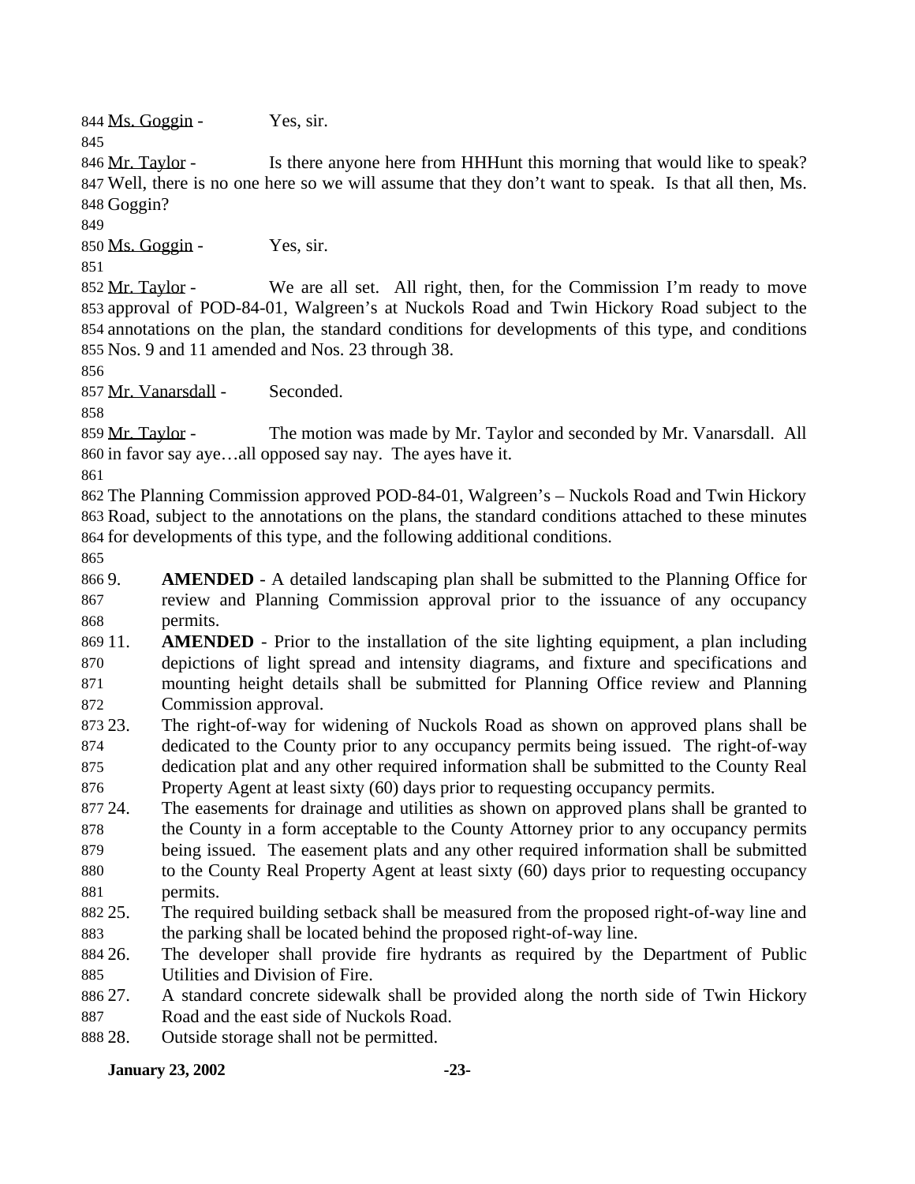Ms. Goggin - Yes, sir.

Mr. Taylor - Is there anyone here from HHHunt this morning that would like to speak? Well, there is no one here so we will assume that they don't want to speak. Is that all then, Ms. Goggin?

Ms. Goggin - Yes, sir.

Mr. Taylor - We are all set. All right, then, for the Commission I'm ready to move approval of POD-84-01, Walgreen's at Nuckols Road and Twin Hickory Road subject to the annotations on the plan, the standard conditions for developments of this type, and conditions Nos. 9 and 11 amended and Nos. 23 through 38.

Mr. Vanarsdall - Seconded.

Mr. Taylor - The motion was made by Mr. Taylor and seconded by Mr. Vanarsdall. All in favor say aye…all opposed say nay. The ayes have it.

The Planning Commission approved POD-84-01, Walgreen's – Nuckols Road and Twin Hickory Road, subject to the annotations on the plans, the standard conditions attached to these minutes for developments of this type, and the following additional conditions.

9. **AMENDED** - A detailed landscaping plan shall be submitted to the Planning Office for review and Planning Commission approval prior to the issuance of any occupancy permits.
11. **AMENDED** - Prior to the installation of the site lighting equipment, a plan including depictions of light spread and intensity diagrams, and fixture and specifications and mounting height details shall be submitted for Planning Office review and Planning Commission approval.
23. The right-of-way for widening of Nuckols Road as shown on approved plans shall be dedicated to the County prior to any occupancy permits being issued. The right-of-way dedication plat and any other required information shall be submitted to the County Real Property Agent at least sixty (60) days prior to requesting occupancy permits.
24. The easements for drainage and utilities as shown on approved plans shall be granted to the County in a form acceptable to the County Attorney prior to any occupancy permits being issued. The easement plats and any other required information shall be submitted to the County Real Property Agent at least sixty (60) days prior to requesting occupancy permits.
25. The required building setback shall be measured from the proposed right-of-way line and the parking shall be located behind the proposed right-of-way line.
26. The developer shall provide fire hydrants as required by the Department of Public Utilities and Division of Fire.
27. A standard concrete sidewalk shall be provided along the north side of Twin Hickory Road and the east side of Nuckols Road.
28. Outside storage shall not be permitted.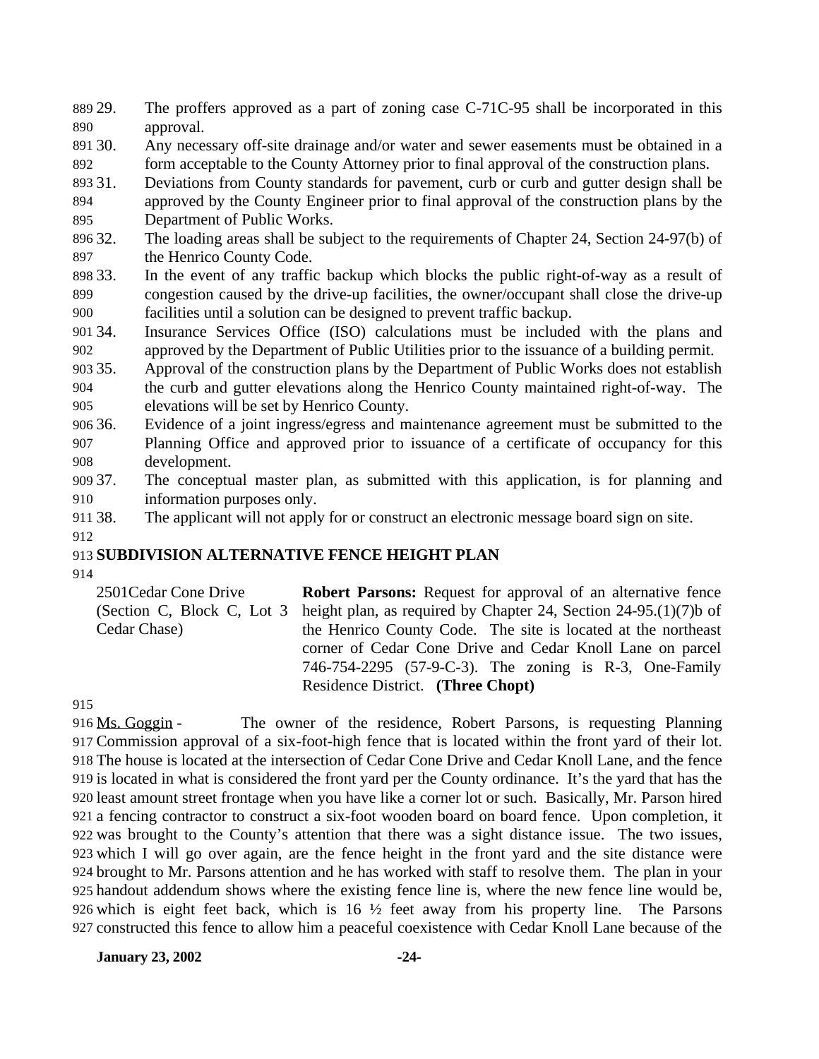29. The proffers approved as a part of zoning case C-71C-95 shall be incorporated in this approval.
30. Any necessary off-site drainage and/or water and sewer easements must be obtained in a form acceptable to the County Attorney prior to final approval of the construction plans.
31. Deviations from County standards for pavement, curb or curb and gutter design shall be approved by the County Engineer prior to final approval of the construction plans by the Department of Public Works.
32. The loading areas shall be subject to the requirements of Chapter 24, Section 24-97(b) of the Henrico County Code.
33. In the event of any traffic backup which blocks the public right-of-way as a result of congestion caused by the drive-up facilities, the owner/occupant shall close the drive-up facilities until a solution can be designed to prevent traffic backup.
34. Insurance Services Office (ISO) calculations must be included with the plans and approved by the Department of Public Utilities prior to the issuance of a building permit.
35. Approval of the construction plans by the Department of Public Works does not establish the curb and gutter elevations along the Henrico County maintained right-of-way. The elevations will be set by Henrico County.
36. Evidence of a joint ingress/egress and maintenance agreement must be submitted to the Planning Office and approved prior to issuance of a certificate of occupancy for this development.
37. The conceptual master plan, as submitted with this application, is for planning and information purposes only.
38. The applicant will not apply for or construct an electronic message board sign on site.

**SUBDIVISION ALTERNATIVE FENCE HEIGHT PLAN**

| | |
|---|---|
| 2501Cedar Cone Drive (Section C, Block C, Lot 3 Cedar Chase) | **Robert Parsons:** Request for approval of an alternative fence height plan, as required by Chapter 24, Section 24-95.(1)(7)b of the Henrico County Code. The site is located at the northeast corner of Cedar Cone Drive and Cedar Knoll Lane on parcel 746-754-2295 (57-9-C-3). The zoning is R-3, One-Family Residence District. **(Three Chopt)** |

Ms. Goggin - The owner of the residence, Robert Parsons, is requesting Planning Commission approval of a six-foot-high fence that is located within the front yard of their lot. The house is located at the intersection of Cedar Cone Drive and Cedar Knoll Lane, and the fence is located in what is considered the front yard per the County ordinance. It's the yard that has the least amount street frontage when you have like a corner lot or such. Basically, Mr. Parson hired a fencing contractor to construct a six-foot wooden board on board fence. Upon completion, it was brought to the County's attention that there was a sight distance issue. The two issues, which I will go over again, are the fence height in the front yard and the site distance were brought to Mr. Parsons attention and he has worked with staff to resolve them. The plan in your handout addendum shows where the existing fence line is, where the new fence line would be, which is eight feet back, which is 16 ½ feet away from his property line. The Parsons constructed this fence to allow him a peaceful coexistence with Cedar Knoll Lane because of the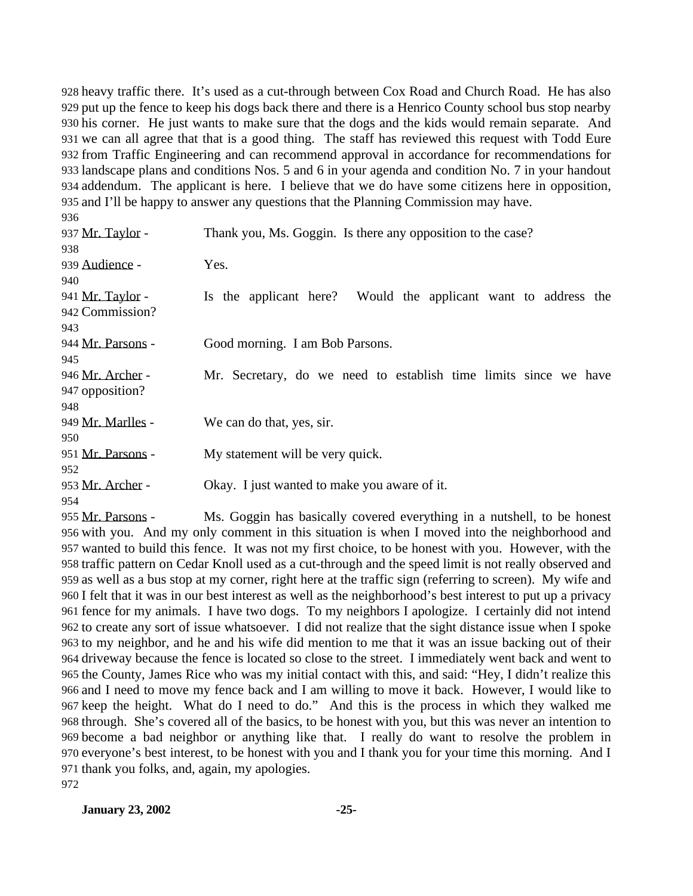heavy traffic there. It's used as a cut-through between Cox Road and Church Road. He has also put up the fence to keep his dogs back there and there is a Henrico County school bus stop nearby his corner. He just wants to make sure that the dogs and the kids would remain separate. And we can all agree that that is a good thing. The staff has reviewed this request with Todd Eure from Traffic Engineering and can recommend approval in accordance for recommendations for landscape plans and conditions Nos. 5 and 6 in your agenda and condition No. 7 in your handout addendum. The applicant is here. I believe that we do have some citizens here in opposition, and I'll be happy to answer any questions that the Planning Commission may have.

Mr. Taylor - Thank you, Ms. Goggin. Is there any opposition to the case?

Audience - Yes.

Mr. Taylor - Is the applicant here? Would the applicant want to address the Commission?

Mr. Parsons - Good morning. I am Bob Parsons.

Mr. Archer - Mr. Secretary, do we need to establish time limits since we have opposition?

Mr. Marlles - We can do that, yes, sir.

Mr. Parsons - My statement will be very quick.

Mr. Archer - Okay. I just wanted to make you aware of it.

Mr. Parsons - Ms. Goggin has basically covered everything in a nutshell, to be honest with you. And my only comment in this situation is when I moved into the neighborhood and wanted to build this fence. It was not my first choice, to be honest with you. However, with the traffic pattern on Cedar Knoll used as a cut-through and the speed limit is not really observed and as well as a bus stop at my corner, right here at the traffic sign (referring to screen). My wife and I felt that it was in our best interest as well as the neighborhood's best interest to put up a privacy fence for my animals. I have two dogs. To my neighbors I apologize. I certainly did not intend to create any sort of issue whatsoever. I did not realize that the sight distance issue when I spoke to my neighbor, and he and his wife did mention to me that it was an issue backing out of their driveway because the fence is located so close to the street. I immediately went back and went to the County, James Rice who was my initial contact with this, and said: "Hey, I didn't realize this and I need to move my fence back and I am willing to move it back. However, I would like to keep the height. What do I need to do." And this is the process in which they walked me through. She's covered all of the basics, to be honest with you, but this was never an intention to become a bad neighbor or anything like that. I really do want to resolve the problem in everyone's best interest, to be honest with you and I thank you for your time this morning. And I thank you folks, and, again, my apologies.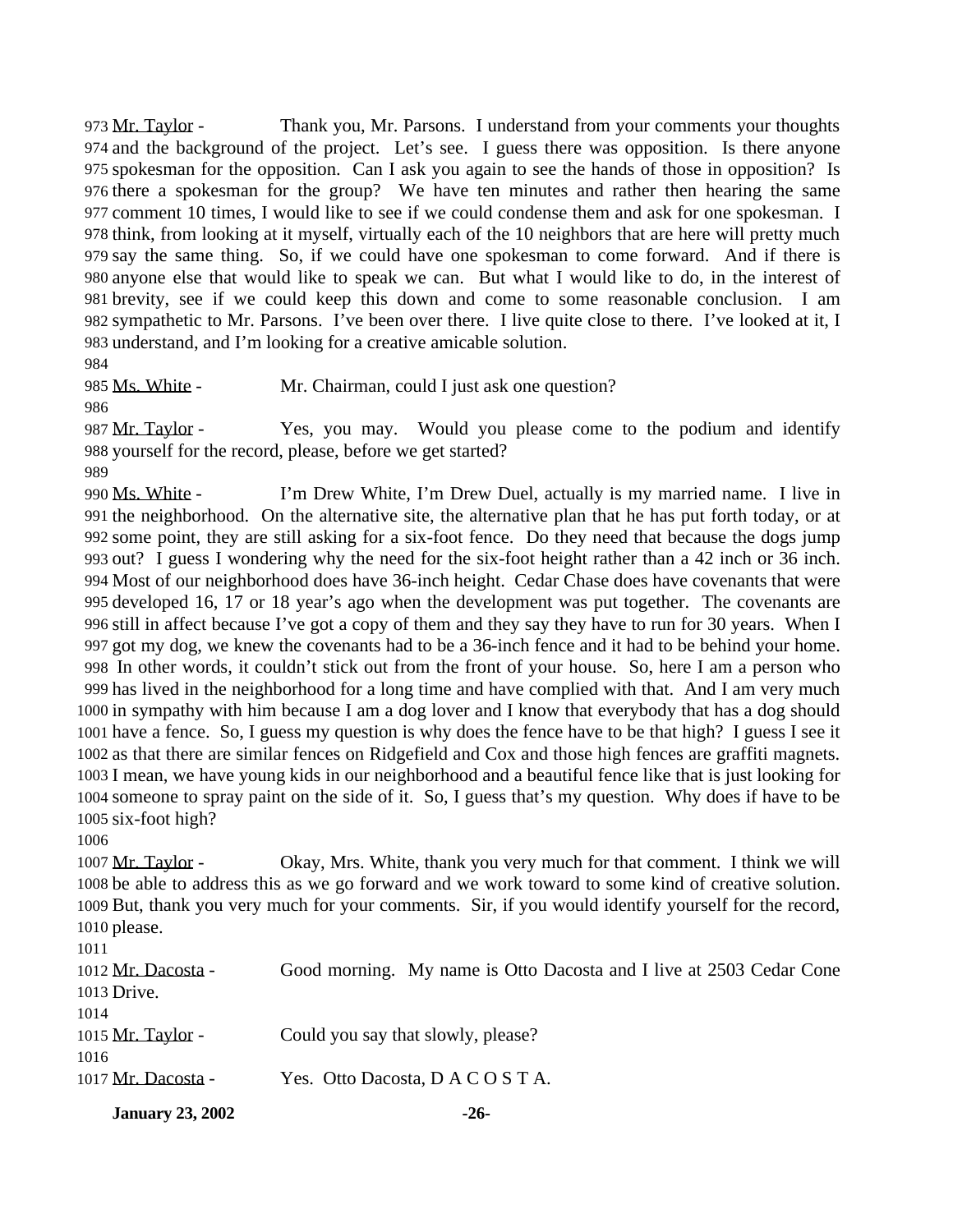973 Mr. Taylor - Thank you, Mr. Parsons. I understand from your comments your thoughts 974 and the background of the project. Let's see. I guess there was opposition. Is there anyone 975 spokesman for the opposition. Can I ask you again to see the hands of those in opposition? Is 976 there a spokesman for the group? We have ten minutes and rather then hearing the same 977 comment 10 times, I would like to see if we could condense them and ask for one spokesman. I 978 think, from looking at it myself, virtually each of the 10 neighbors that are here will pretty much 979 say the same thing. So, if we could have one spokesman to come forward. And if there is 980 anyone else that would like to speak we can. But what I would like to do, in the interest of 981 brevity, see if we could keep this down and come to some reasonable conclusion. I am 982 sympathetic to Mr. Parsons. I've been over there. I live quite close to there. I've looked at it, I 983 understand, and I'm looking for a creative amicable solution.

984

985 Ms. White - Mr. Chairman, could I just ask one question?

986

987 Mr. Taylor - Yes, you may. Would you please come to the podium and identify 988 yourself for the record, please, before we get started?

989

990 Ms. White - I'm Drew White, I'm Drew Duel, actually is my married name. I live in 991 the neighborhood. On the alternative site, the alternative plan that he has put forth today, or at 992 some point, they are still asking for a six-foot fence. Do they need that because the dogs jump 993 out? I guess I wondering why the need for the six-foot height rather than a 42 inch or 36 inch. 994 Most of our neighborhood does have 36-inch height. Cedar Chase does have covenants that were 995 developed 16, 17 or 18 year's ago when the development was put together. The covenants are 996 still in affect because I've got a copy of them and they say they have to run for 30 years. When I 997 got my dog, we knew the covenants had to be a 36-inch fence and it had to be behind your home. 998 In other words, it couldn't stick out from the front of your house. So, here I am a person who 999 has lived in the neighborhood for a long time and have complied with that. And I am very much 1000 in sympathy with him because I am a dog lover and I know that everybody that has a dog should 1001 have a fence. So, I guess my question is why does the fence have to be that high? I guess I see it 1002 as that there are similar fences on Ridgefield and Cox and those high fences are graffiti magnets. 1003 I mean, we have young kids in our neighborhood and a beautiful fence like that is just looking for 1004 someone to spray paint on the side of it. So, I guess that's my question. Why does if have to be 1005 six-foot high?

1006

1007 Mr. Taylor - Okay, Mrs. White, thank you very much for that comment. I think we will 1008 be able to address this as we go forward and we work toward to some kind of creative solution. 1009 But, thank you very much for your comments. Sir, if you would identify yourself for the record, 1010 please.

1011

1012 Mr. Dacosta - Good morning. My name is Otto Dacosta and I live at 2503 Cedar Cone 1013 Drive.

1014

1015 Mr. Taylor - Could you say that slowly, please?

1016

1017 Mr. Dacosta - Yes. Otto Dacosta, D A C O S T A.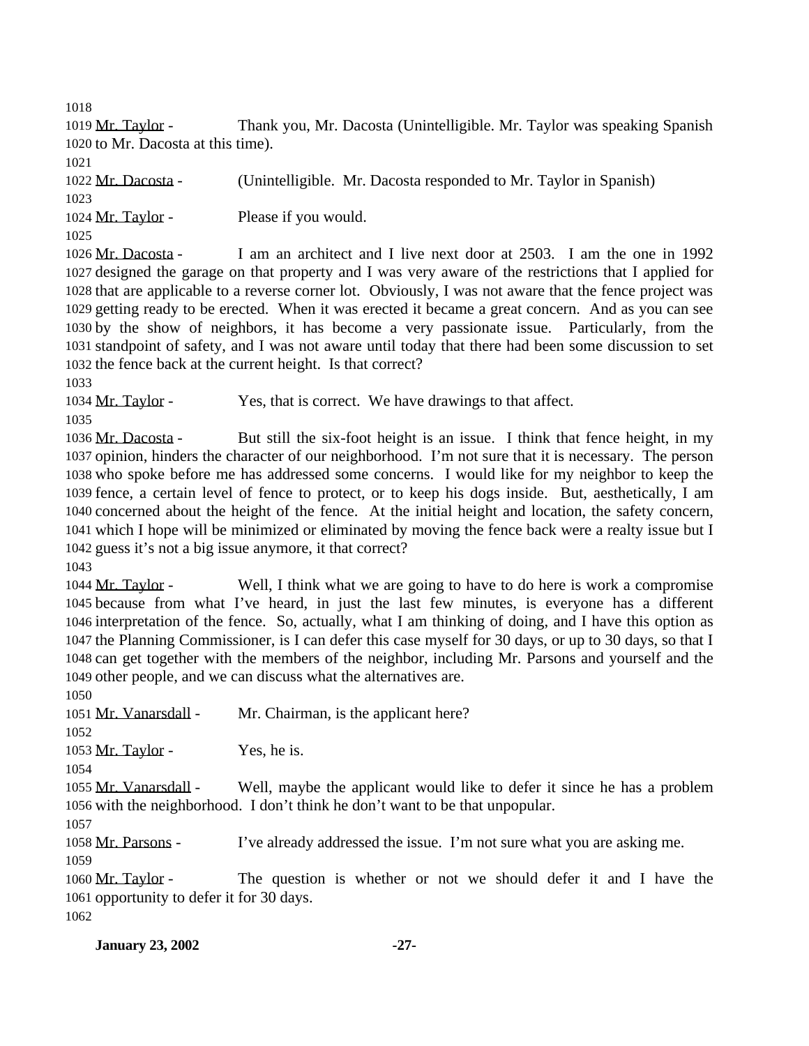Mr. Taylor - Thank you, Mr. Dacosta (Unintelligible. Mr. Taylor was speaking Spanish to Mr. Dacosta at this time).

Mr. Dacosta - (Unintelligible. Mr. Dacosta responded to Mr. Taylor in Spanish)

Mr. Taylor - Please if you would.

Mr. Dacosta - I am an architect and I live next door at 2503. I am the one in 1992 designed the garage on that property and I was very aware of the restrictions that I applied for that are applicable to a reverse corner lot. Obviously, I was not aware that the fence project was getting ready to be erected. When it was erected it became a great concern. And as you can see by the show of neighbors, it has become a very passionate issue. Particularly, from the standpoint of safety, and I was not aware until today that there had been some discussion to set the fence back at the current height. Is that correct?

Mr. Taylor - Yes, that is correct. We have drawings to that affect.

Mr. Dacosta - But still the six-foot height is an issue. I think that fence height, in my opinion, hinders the character of our neighborhood. I'm not sure that it is necessary. The person who spoke before me has addressed some concerns. I would like for my neighbor to keep the fence, a certain level of fence to protect, or to keep his dogs inside. But, aesthetically, I am concerned about the height of the fence. At the initial height and location, the safety concern, which I hope will be minimized or eliminated by moving the fence back were a realty issue but I guess it's not a big issue anymore, it that correct?

Mr. Taylor - Well, I think what we are going to have to do here is work a compromise because from what I've heard, in just the last few minutes, is everyone has a different interpretation of the fence. So, actually, what I am thinking of doing, and I have this option as the Planning Commissioner, is I can defer this case myself for 30 days, or up to 30 days, so that I can get together with the members of the neighbor, including Mr. Parsons and yourself and the other people, and we can discuss what the alternatives are.

Mr. Vanarsdall - Mr. Chairman, is the applicant here?

Mr. Taylor - Yes, he is.

Mr. Vanarsdall - Well, maybe the applicant would like to defer it since he has a problem with the neighborhood. I don't think he don't want to be that unpopular.

Mr. Parsons - I've already addressed the issue. I'm not sure what you are asking me.

Mr. Taylor - The question is whether or not we should defer it and I have the opportunity to defer it for 30 days.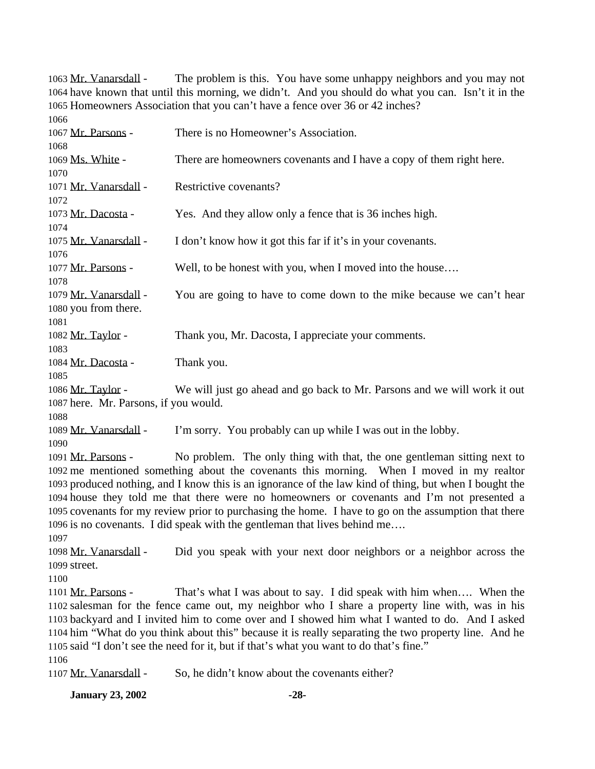1063 Mr. Vanarsdall - The problem is this. You have some unhappy neighbors and you may not
1064 have known that until this morning, we didn't. And you should do what you can. Isn't it in the
1065 Homeowners Association that you can't have a fence over 36 or 42 inches?
1066
1067 Mr. Parsons - There is no Homeowner's Association.
1068
1069 Ms. White - There are homeowners covenants and I have a copy of them right here.
1070
1071 Mr. Vanarsdall - Restrictive covenants?
1072
1073 Mr. Dacosta - Yes. And they allow only a fence that is 36 inches high.
1074
1075 Mr. Vanarsdall - I don't know how it got this far if it's in your covenants.
1076
1077 Mr. Parsons - Well, to be honest with you, when I moved into the house….
1078
1079 Mr. Vanarsdall - You are going to have to come down to the mike because we can't hear
1080 you from there.
1081
1082 Mr. Taylor - Thank you, Mr. Dacosta, I appreciate your comments.
1083
1084 Mr. Dacosta - Thank you.
1085
1086 Mr. Taylor - We will just go ahead and go back to Mr. Parsons and we will work it out
1087 here. Mr. Parsons, if you would.
1088
1089 Mr. Vanarsdall - I'm sorry. You probably can up while I was out in the lobby.
1090
1091 Mr. Parsons - No problem. The only thing with that, the one gentleman sitting next to
1092 me mentioned something about the covenants this morning. When I moved in my realtor
1093 produced nothing, and I know this is an ignorance of the law kind of thing, but when I bought the
1094 house they told me that there were no homeowners or covenants and I'm not presented a
1095 covenants for my review prior to purchasing the home. I have to go on the assumption that there
1096 is no covenants. I did speak with the gentleman that lives behind me….
1097
1098 Mr. Vanarsdall - Did you speak with your next door neighbors or a neighbor across the
1099 street.
1100
1101 Mr. Parsons - That's what I was about to say. I did speak with him when…. When the
1102 salesman for the fence came out, my neighbor who I share a property line with, was in his
1103 backyard and I invited him to come over and I showed him what I wanted to do. And I asked
1104 him "What do you think about this" because it is really separating the two property line. And he
1105 said "I don't see the need for it, but if that's what you want to do that's fine."
1106
1107 Mr. Vanarsdall - So, he didn't know about the covenants either?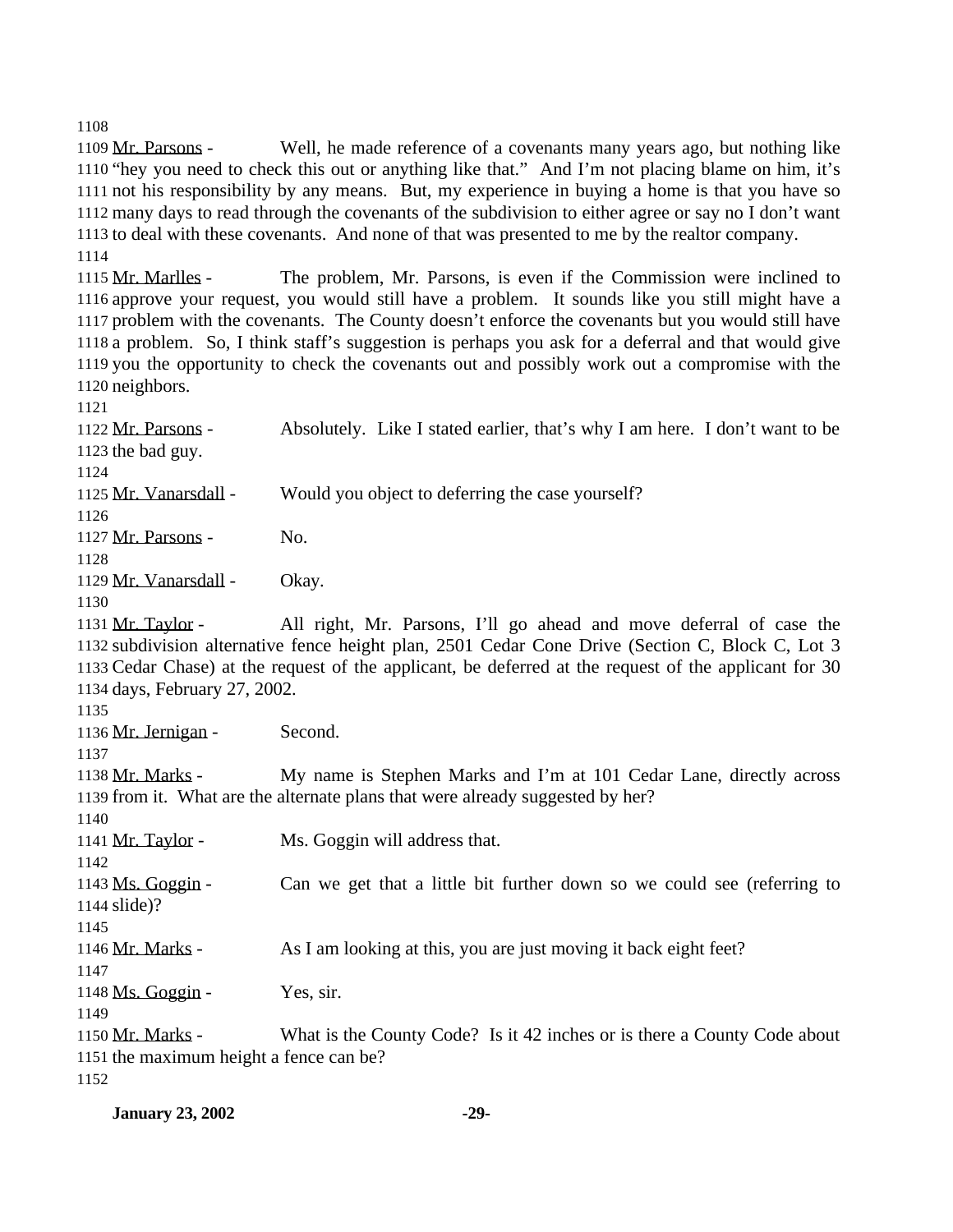Mr. Parsons - Well, he made reference of a covenants many years ago, but nothing like "hey you need to check this out or anything like that." And I'm not placing blame on him, it's not his responsibility by any means. But, my experience in buying a home is that you have so many days to read through the covenants of the subdivision to either agree or say no I don't want to deal with these covenants. And none of that was presented to me by the realtor company.

Mr. Marlles - The problem, Mr. Parsons, is even if the Commission were inclined to approve your request, you would still have a problem. It sounds like you still might have a problem with the covenants. The County doesn't enforce the covenants but you would still have a problem. So, I think staff's suggestion is perhaps you ask for a deferral and that would give you the opportunity to check the covenants out and possibly work out a compromise with the neighbors.

Mr. Parsons - Absolutely. Like I stated earlier, that's why I am here. I don't want to be the bad guy.

Mr. Vanarsdall - Would you object to deferring the case yourself?

Mr. Parsons - No.

Mr. Vanarsdall - Okay.

Mr. Taylor - All right, Mr. Parsons, I'll go ahead and move deferral of case the subdivision alternative fence height plan, 2501 Cedar Cone Drive (Section C, Block C, Lot 3 Cedar Chase) at the request of the applicant, be deferred at the request of the applicant for 30 days, February 27, 2002.

Mr. Jernigan - Second.

Mr. Marks - My name is Stephen Marks and I'm at 101 Cedar Lane, directly across from it. What are the alternate plans that were already suggested by her?

Mr. Taylor - Ms. Goggin will address that.

Ms. Goggin - Can we get that a little bit further down so we could see (referring to slide)?

Mr. Marks - As I am looking at this, you are just moving it back eight feet?

Ms. Goggin - Yes, sir.

Mr. Marks - What is the County Code? Is it 42 inches or is there a County Code about the maximum height a fence can be?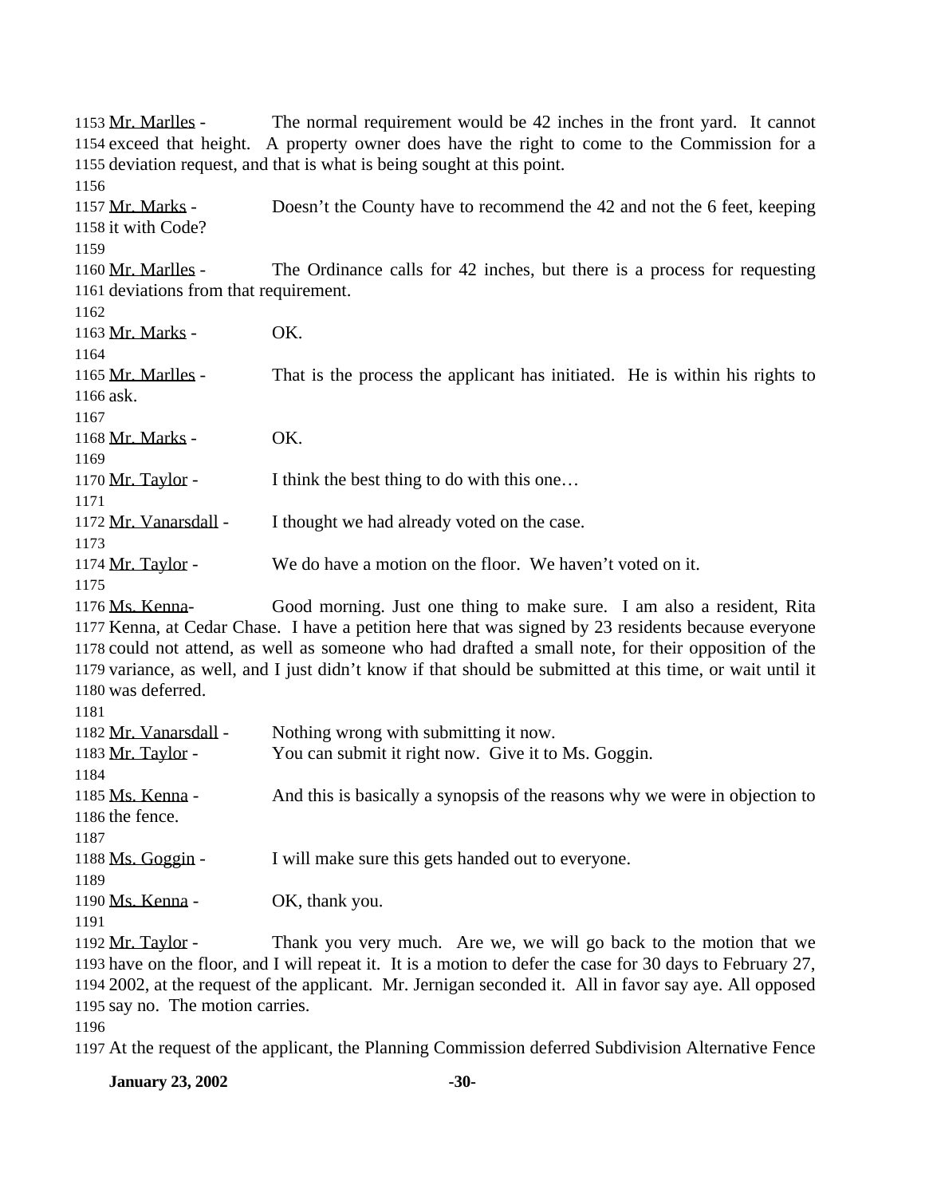1153 Mr. Marlles - The normal requirement would be 42 inches in the front yard. It cannot
1154 exceed that height. A property owner does have the right to come to the Commission for a
1155 deviation request, and that is what is being sought at this point.
1156
1157 Mr. Marks - Doesn't the County have to recommend the 42 and not the 6 feet, keeping
1158 it with Code?
1159
1160 Mr. Marlles - The Ordinance calls for 42 inches, but there is a process for requesting
1161 deviations from that requirement.
1162
1163 Mr. Marks - OK.
1164
1165 Mr. Marlles - That is the process the applicant has initiated. He is within his rights to
1166 ask.
1167
1168 Mr. Marks - OK.
1169
1170 Mr. Taylor - I think the best thing to do with this one…
1171
1172 Mr. Vanarsdall - I thought we had already voted on the case.
1173
1174 Mr. Taylor - We do have a motion on the floor. We haven't voted on it.
1175
1176 Ms. Kenna- Good morning. Just one thing to make sure. I am also a resident, Rita
1177 Kenna, at Cedar Chase. I have a petition here that was signed by 23 residents because everyone
1178 could not attend, as well as someone who had drafted a small note, for their opposition of the
1179 variance, as well, and I just didn't know if that should be submitted at this time, or wait until it
1180 was deferred.
1181
1182 Mr. Vanarsdall - Nothing wrong with submitting it now.
1183 Mr. Taylor - You can submit it right now. Give it to Ms. Goggin.
1184
1185 Ms. Kenna - And this is basically a synopsis of the reasons why we were in objection to
1186 the fence.
1187
1188 Ms. Goggin - I will make sure this gets handed out to everyone.
1189
1190 Ms. Kenna - OK, thank you.
1191
1192 Mr. Taylor - Thank you very much. Are we, we will go back to the motion that we
1193 have on the floor, and I will repeat it. It is a motion to defer the case for 30 days to February 27,
1194 2002, at the request of the applicant. Mr. Jernigan seconded it. All in favor say aye. All opposed
1195 say no. The motion carries.
1196
1197 At the request of the applicant, the Planning Commission deferred Subdivision Alternative Fence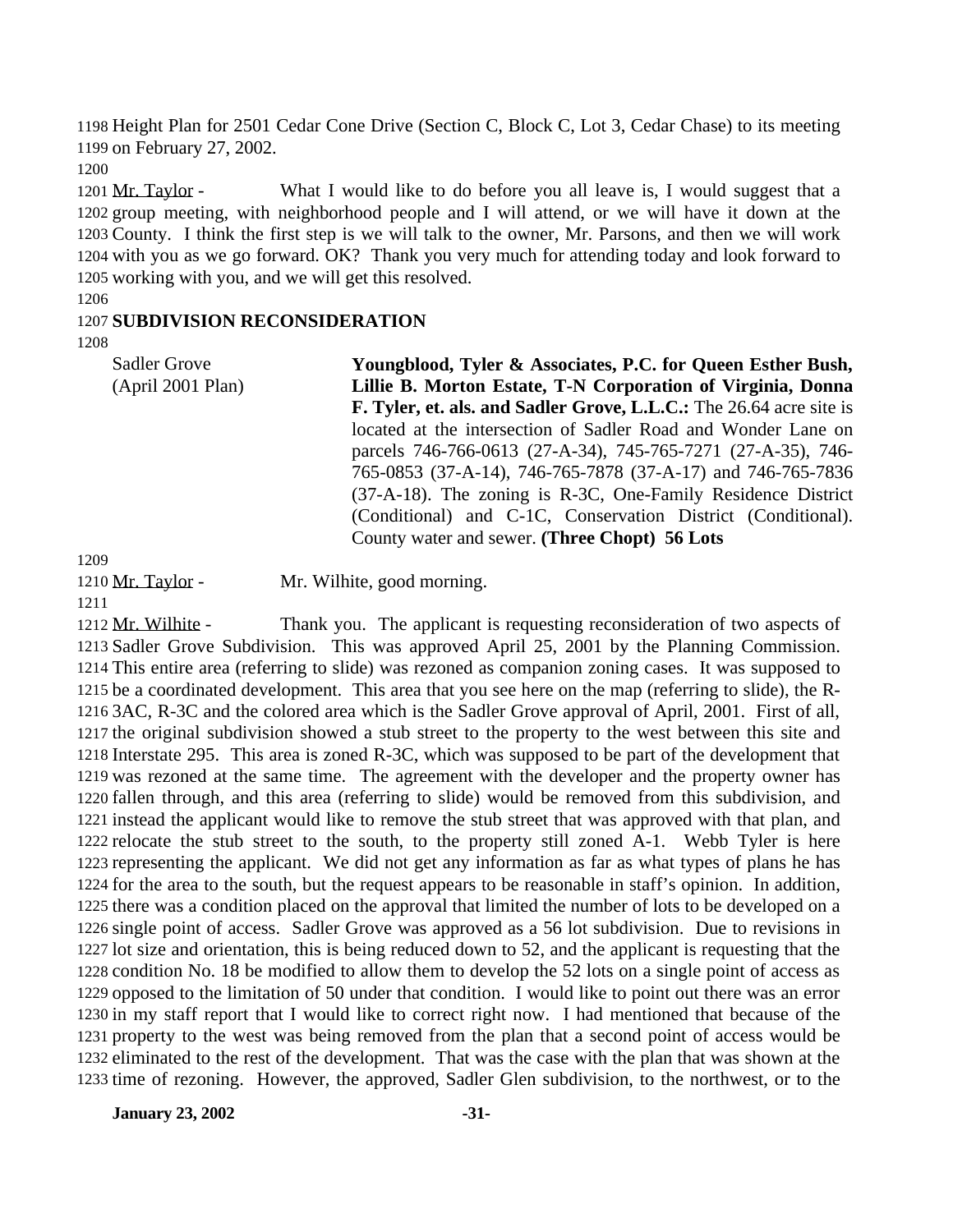Height Plan for 2501 Cedar Cone Drive (Section C, Block C, Lot 3, Cedar Chase) to its meeting on February 27, 2002.

Mr. Taylor - What I would like to do before you all leave is, I would suggest that a group meeting, with neighborhood people and I will attend, or we will have it down at the County. I think the first step is we will talk to the owner, Mr. Parsons, and then we will work with you as we go forward. OK? Thank you very much for attending today and look forward to working with you, and we will get this resolved.

**SUBDIVISION RECONSIDERATION**

Sadler Grove (April 2001 Plan)

**Youngblood, Tyler & Associates, P.C. for Queen Esther Bush, Lillie B. Morton Estate, T-N Corporation of Virginia, Donna F. Tyler, et. als. and Sadler Grove, L.L.C.:** The 26.64 acre site is located at the intersection of Sadler Road and Wonder Lane on parcels 746-766-0613 (27-A-34), 745-765-7271 (27-A-35), 746-765-0853 (37-A-14), 746-765-7878 (37-A-17) and 746-765-7836 (37-A-18). The zoning is R-3C, One-Family Residence District (Conditional) and C-1C, Conservation District (Conditional). County water and sewer. **(Three Chopt) 56 Lots**

Mr. Taylor - Mr. Wilhite, good morning.

Mr. Wilhite - Thank you. The applicant is requesting reconsideration of two aspects of Sadler Grove Subdivision. This was approved April 25, 2001 by the Planning Commission. This entire area (referring to slide) was rezoned as companion zoning cases. It was supposed to be a coordinated development. This area that you see here on the map (referring to slide), the R-3AC, R-3C and the colored area which is the Sadler Grove approval of April, 2001. First of all, the original subdivision showed a stub street to the property to the west between this site and Interstate 295. This area is zoned R-3C, which was supposed to be part of the development that was rezoned at the same time. The agreement with the developer and the property owner has fallen through, and this area (referring to slide) would be removed from this subdivision, and instead the applicant would like to remove the stub street that was approved with that plan, and relocate the stub street to the south, to the property still zoned A-1. Webb Tyler is here representing the applicant. We did not get any information as far as what types of plans he has for the area to the south, but the request appears to be reasonable in staff's opinion. In addition, there was a condition placed on the approval that limited the number of lots to be developed on a single point of access. Sadler Grove was approved as a 56 lot subdivision. Due to revisions in lot size and orientation, this is being reduced down to 52, and the applicant is requesting that the condition No. 18 be modified to allow them to develop the 52 lots on a single point of access as opposed to the limitation of 50 under that condition. I would like to point out there was an error in my staff report that I would like to correct right now. I had mentioned that because of the property to the west was being removed from the plan that a second point of access would be eliminated to the rest of the development. That was the case with the plan that was shown at the time of rezoning. However, the approved, Sadler Glen subdivision, to the northwest, or to the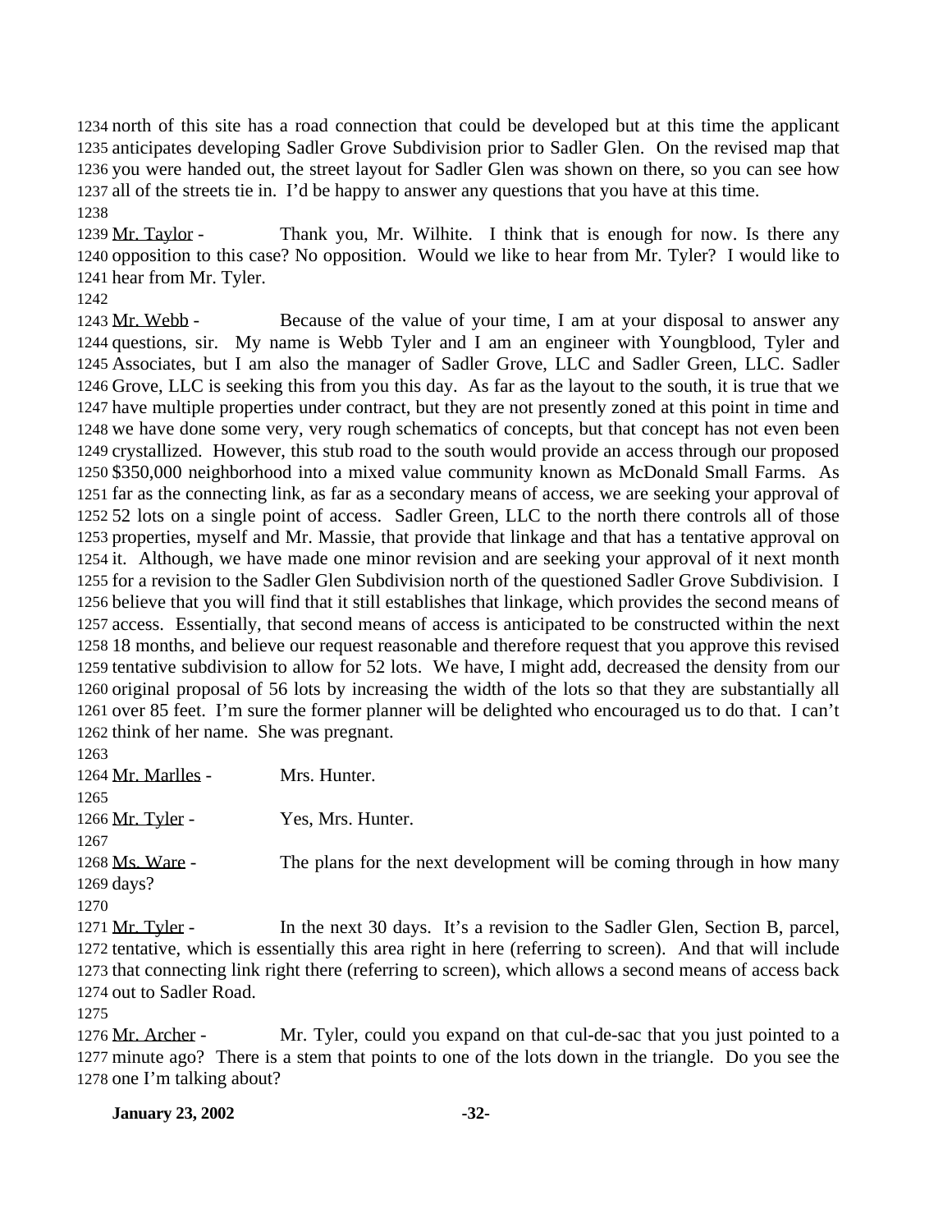north of this site has a road connection that could be developed but at this time the applicant anticipates developing Sadler Grove Subdivision prior to Sadler Glen. On the revised map that you were handed out, the street layout for Sadler Glen was shown on there, so you can see how all of the streets tie in. I'd be happy to answer any questions that you have at this time.

Mr. Taylor - Thank you, Mr. Wilhite. I think that is enough for now. Is there any opposition to this case? No opposition. Would we like to hear from Mr. Tyler? I would like to hear from Mr. Tyler.

Mr. Webb - Because of the value of your time, I am at your disposal to answer any questions, sir. My name is Webb Tyler and I am an engineer with Youngblood, Tyler and Associates, but I am also the manager of Sadler Grove, LLC and Sadler Green, LLC. Sadler Grove, LLC is seeking this from you this day. As far as the layout to the south, it is true that we have multiple properties under contract, but they are not presently zoned at this point in time and we have done some very, very rough schematics of concepts, but that concept has not even been crystallized. However, this stub road to the south would provide an access through our proposed $350,000 neighborhood into a mixed value community known as McDonald Small Farms. As far as the connecting link, as far as a secondary means of access, we are seeking your approval of 52 lots on a single point of access. Sadler Green, LLC to the north there controls all of those properties, myself and Mr. Massie, that provide that linkage and that has a tentative approval on it. Although, we have made one minor revision and are seeking your approval of it next month for a revision to the Sadler Glen Subdivision north of the questioned Sadler Grove Subdivision. I believe that you will find that it still establishes that linkage, which provides the second means of access. Essentially, that second means of access is anticipated to be constructed within the next 18 months, and believe our request reasonable and therefore request that you approve this revised tentative subdivision to allow for 52 lots. We have, I might add, decreased the density from our original proposal of 56 lots by increasing the width of the lots so that they are substantially all over 85 feet. I'm sure the former planner will be delighted who encouraged us to do that. I can't think of her name. She was pregnant.

Mr. Marlles - Mrs. Hunter.

Mr. Tyler - Yes, Mrs. Hunter.

Ms. Ware - The plans for the next development will be coming through in how many days?

Mr. Tyler - In the next 30 days. It's a revision to the Sadler Glen, Section B, parcel, tentative, which is essentially this area right in here (referring to screen). And that will include that connecting link right there (referring to screen), which allows a second means of access back out to Sadler Road.

Mr. Archer - Mr. Tyler, could you expand on that cul-de-sac that you just pointed to a minute ago? There is a stem that points to one of the lots down in the triangle. Do you see the one I'm talking about?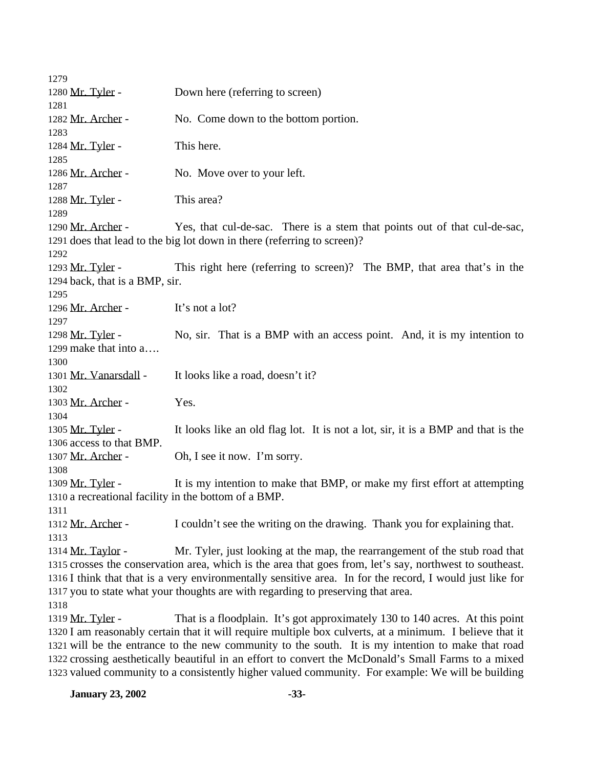1279

1280 Mr. Tyler - Down here (referring to screen)

1281

1282 Mr. Archer - No. Come down to the bottom portion.

1283

1284 Mr. Tyler - This here.

1285

1286 Mr. Archer - No. Move over to your left.

1287

1288 Mr. Tyler - This area?

1289

1290 Mr. Archer - Yes, that cul-de-sac. There is a stem that points out of that cul-de-sac,
1291 does that lead to the big lot down in there (referring to screen)?

1292

1293 Mr. Tyler - This right here (referring to screen)? The BMP, that area that's in the
1294 back, that is a BMP, sir.

1295

1296 Mr. Archer - It's not a lot?

1297

1298 Mr. Tyler - No, sir. That is a BMP with an access point. And, it is my intention to
1299 make that into a….

1300

1301 Mr. Vanarsdall - It looks like a road, doesn't it?

1302

1303 Mr. Archer - Yes.

1304

1305 Mr. Tyler - It looks like an old flag lot. It is not a lot, sir, it is a BMP and that is the
1306 access to that BMP.

1307 Mr. Archer - Oh, I see it now. I'm sorry.

1308

1309 Mr. Tyler - It is my intention to make that BMP, or make my first effort at attempting
1310 a recreational facility in the bottom of a BMP.

1311

1312 Mr. Archer - I couldn't see the writing on the drawing. Thank you for explaining that.

1313

1314 Mr. Taylor - Mr. Tyler, just looking at the map, the rearrangement of the stub road that
1315 crosses the conservation area, which is the area that goes from, let's say, northwest to southeast.
1316 I think that that is a very environmentally sensitive area. In for the record, I would just like for
1317 you to state what your thoughts are with regarding to preserving that area.

1318

1319 Mr. Tyler - That is a floodplain. It's got approximately 130 to 140 acres. At this point
1320 I am reasonably certain that it will require multiple box culverts, at a minimum. I believe that it
1321 will be the entrance to the new community to the south. It is my intention to make that road
1322 crossing aesthetically beautiful in an effort to convert the McDonald's Small Farms to a mixed
1323 valued community to a consistently higher valued community. For example: We will be building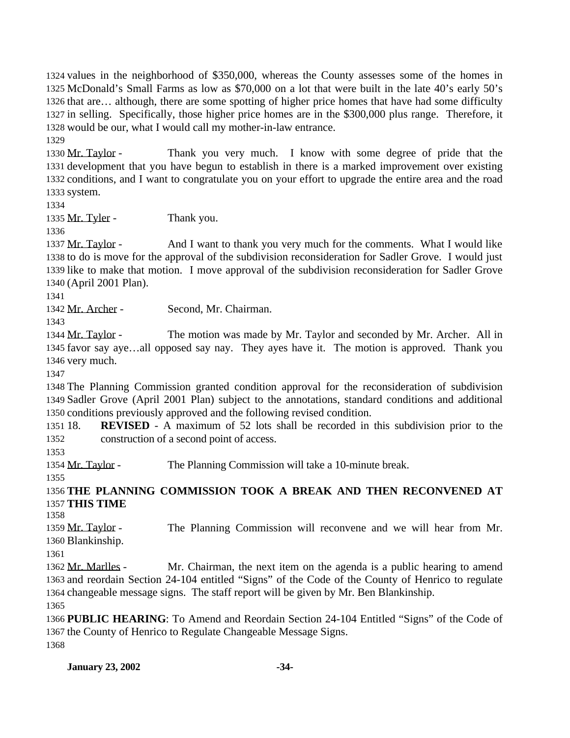values in the neighborhood of $350,000, whereas the County assesses some of the homes in McDonald's Small Farms as low as $70,000 on a lot that were built in the late 40's early 50's that are… although, there are some spotting of higher price homes that have had some difficulty in selling. Specifically, those higher price homes are in the $300,000 plus range. Therefore, it would be our, what I would call my mother-in-law entrance.

Mr. Taylor - Thank you very much. I know with some degree of pride that the development that you have begun to establish in there is a marked improvement over existing conditions, and I want to congratulate you on your effort to upgrade the entire area and the road system.

Mr. Tyler - Thank you.

Mr. Taylor - And I want to thank you very much for the comments. What I would like to do is move for the approval of the subdivision reconsideration for Sadler Grove. I would just like to make that motion. I move approval of the subdivision reconsideration for Sadler Grove (April 2001 Plan).

Mr. Archer - Second, Mr. Chairman.

Mr. Taylor - The motion was made by Mr. Taylor and seconded by Mr. Archer. All in favor say aye…all opposed say nay. They ayes have it. The motion is approved. Thank you very much.

The Planning Commission granted condition approval for the reconsideration of subdivision Sadler Grove (April 2001 Plan) subject to the annotations, standard conditions and additional conditions previously approved and the following revised condition.

18. **REVISED** - A maximum of 52 lots shall be recorded in this subdivision prior to the construction of a second point of access.

Mr. Taylor - The Planning Commission will take a 10-minute break.

**THE PLANNING COMMISSION TOOK A BREAK AND THEN RECONVENED AT THIS TIME**

Mr. Taylor - The Planning Commission will reconvene and we will hear from Mr. Blankinship.

Mr. Marlles - Mr. Chairman, the next item on the agenda is a public hearing to amend and reordain Section 24-104 entitled "Signs" of the Code of the County of Henrico to regulate changeable message signs. The staff report will be given by Mr. Ben Blankinship.

**PUBLIC HEARING**: To Amend and Reordain Section 24-104 Entitled "Signs" of the Code of the County of Henrico to Regulate Changeable Message Signs.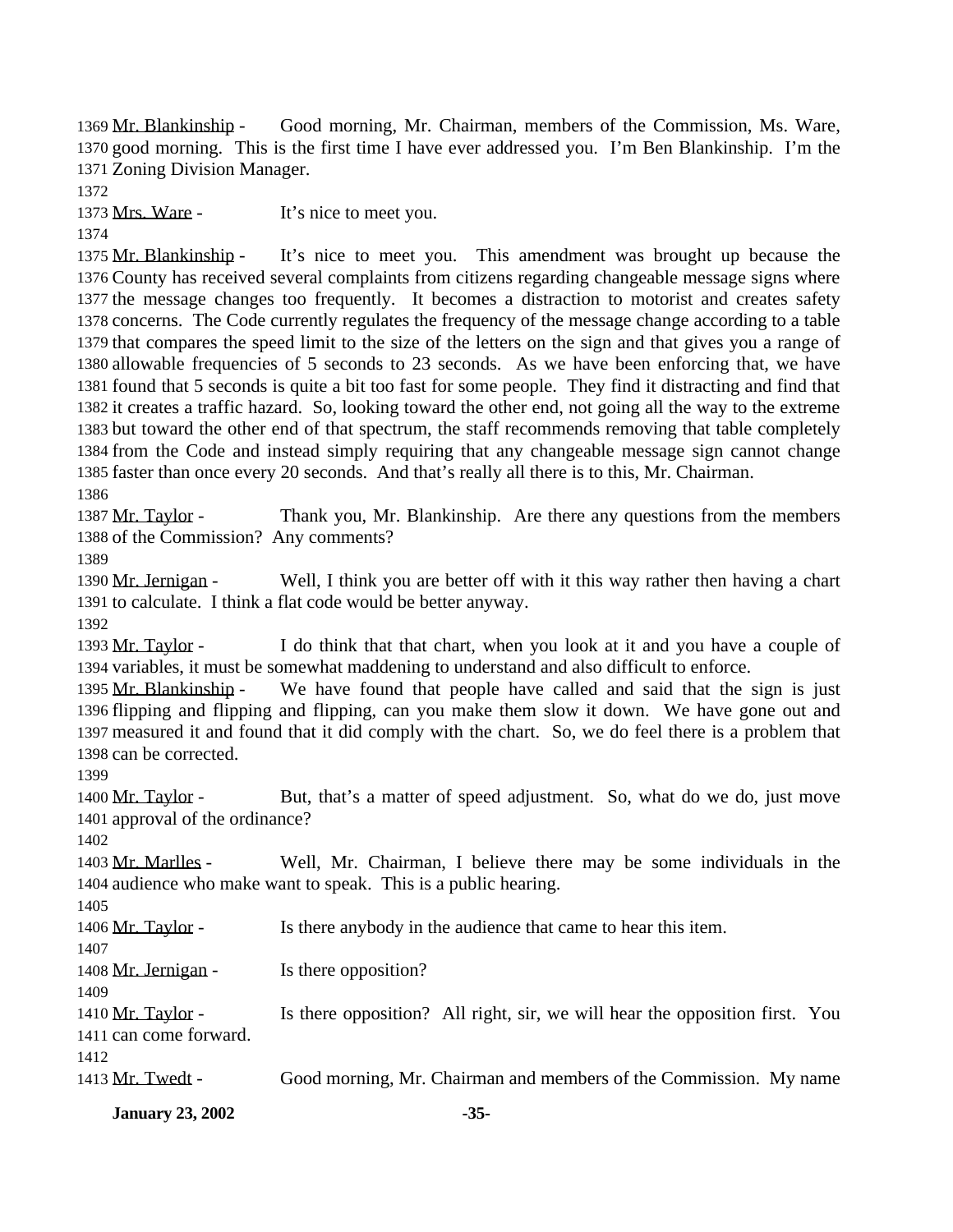1369 Mr. Blankinship - Good morning, Mr. Chairman, members of the Commission, Ms. Ware,
1370 good morning. This is the first time I have ever addressed you. I'm Ben Blankinship. I'm the
1371 Zoning Division Manager.
1372
1373 Mrs. Ware - It's nice to meet you.
1374
1375 Mr. Blankinship - It's nice to meet you. This amendment was brought up because the
1376 County has received several complaints from citizens regarding changeable message signs where
1377 the message changes too frequently. It becomes a distraction to motorist and creates safety
1378 concerns. The Code currently regulates the frequency of the message change according to a table
1379 that compares the speed limit to the size of the letters on the sign and that gives you a range of
1380 allowable frequencies of 5 seconds to 23 seconds. As we have been enforcing that, we have
1381 found that 5 seconds is quite a bit too fast for some people. They find it distracting and find that
1382 it creates a traffic hazard. So, looking toward the other end, not going all the way to the extreme
1383 but toward the other end of that spectrum, the staff recommends removing that table completely
1384 from the Code and instead simply requiring that any changeable message sign cannot change
1385 faster than once every 20 seconds. And that's really all there is to this, Mr. Chairman.
1386
1387 Mr. Taylor - Thank you, Mr. Blankinship. Are there any questions from the members
1388 of the Commission? Any comments?
1389
1390 Mr. Jernigan - Well, I think you are better off with it this way rather then having a chart
1391 to calculate. I think a flat code would be better anyway.
1392
1393 Mr. Taylor - I do think that that chart, when you look at it and you have a couple of
1394 variables, it must be somewhat maddening to understand and also difficult to enforce.
1395 Mr. Blankinship - We have found that people have called and said that the sign is just
1396 flipping and flipping and flipping, can you make them slow it down. We have gone out and
1397 measured it and found that it did comply with the chart. So, we do feel there is a problem that
1398 can be corrected.
1399
1400 Mr. Taylor - But, that's a matter of speed adjustment. So, what do we do, just move
1401 approval of the ordinance?
1402
1403 Mr. Marlles - Well, Mr. Chairman, I believe there may be some individuals in the
1404 audience who make want to speak. This is a public hearing.
1405
1406 Mr. Taylor - Is there anybody in the audience that came to hear this item.
1407
1408 Mr. Jernigan - Is there opposition?
1409
1410 Mr. Taylor - Is there opposition? All right, sir, we will hear the opposition first. You
1411 can come forward.
1412
1413 Mr. Twedt - Good morning, Mr. Chairman and members of the Commission. My name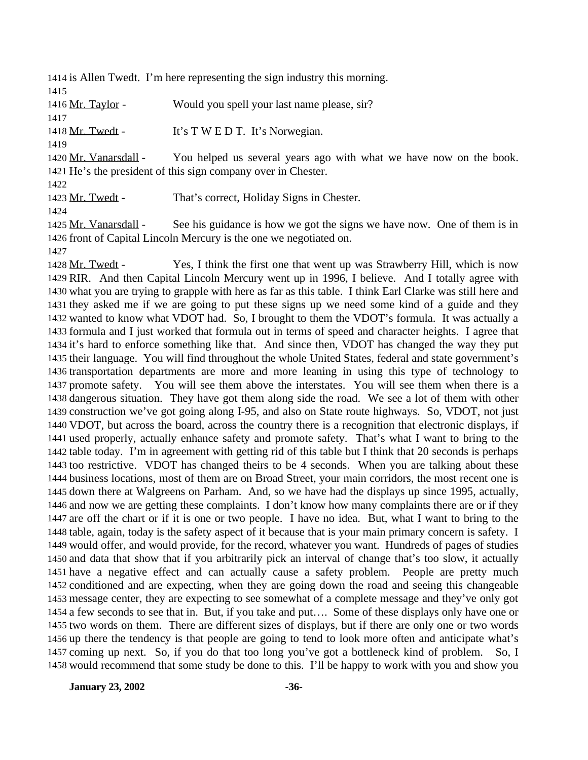1414 is Allen Twedt. I'm here representing the sign industry this morning.

1415

1416 Mr. Taylor - Would you spell your last name please, sir?

1417

1418 Mr. Twedt - It's T W E D T. It's Norwegian.

1419

1420 Mr. Vanarsdall - You helped us several years ago with what we have now on the book.
1421 He's the president of this sign company over in Chester.

1422

1423 Mr. Twedt - That's correct, Holiday Signs in Chester.

1424

1425 Mr. Vanarsdall - See his guidance is how we got the signs we have now. One of them is in
1426 front of Capital Lincoln Mercury is the one we negotiated on.

1427

1428 Mr. Twedt - Yes, I think the first one that went up was Strawberry Hill, which is now
1429 RIR. And then Capital Lincoln Mercury went up in 1996, I believe. And I totally agree with
1430 what you are trying to grapple with here as far as this table. I think Earl Clarke was still here and
1431 they asked me if we are going to put these signs up we need some kind of a guide and they
1432 wanted to know what VDOT had. So, I brought to them the VDOT's formula. It was actually a
1433 formula and I just worked that formula out in terms of speed and character heights. I agree that
1434 it's hard to enforce something like that. And since then, VDOT has changed the way they put
1435 their language. You will find throughout the whole United States, federal and state government's
1436 transportation departments are more and more leaning in using this type of technology to
1437 promote safety. You will see them above the interstates. You will see them when there is a
1438 dangerous situation. They have got them along side the road. We see a lot of them with other
1439 construction we've got going along I-95, and also on State route highways. So, VDOT, not just
1440 VDOT, but across the board, across the country there is a recognition that electronic displays, if
1441 used properly, actually enhance safety and promote safety. That's what I want to bring to the
1442 table today. I'm in agreement with getting rid of this table but I think that 20 seconds is perhaps
1443 too restrictive. VDOT has changed theirs to be 4 seconds. When you are talking about these
1444 business locations, most of them are on Broad Street, your main corridors, the most recent one is
1445 down there at Walgreens on Parham. And, so we have had the displays up since 1995, actually,
1446 and now we are getting these complaints. I don't know how many complaints there are or if they
1447 are off the chart or if it is one or two people. I have no idea. But, what I want to bring to the
1448 table, again, today is the safety aspect of it because that is your main primary concern is safety. I
1449 would offer, and would provide, for the record, whatever you want. Hundreds of pages of studies
1450 and data that show that if you arbitrarily pick an interval of change that's too slow, it actually
1451 have a negative effect and can actually cause a safety problem. People are pretty much
1452 conditioned and are expecting, when they are going down the road and seeing this changeable
1453 message center, they are expecting to see somewhat of a complete message and they've only got
1454 a few seconds to see that in. But, if you take and put…. Some of these displays only have one or
1455 two words on them. There are different sizes of displays, but if there are only one or two words
1456 up there the tendency is that people are going to tend to look more often and anticipate what's
1457 coming up next. So, if you do that too long you've got a bottleneck kind of problem. So, I
1458 would recommend that some study be done to this. I'll be happy to work with you and show you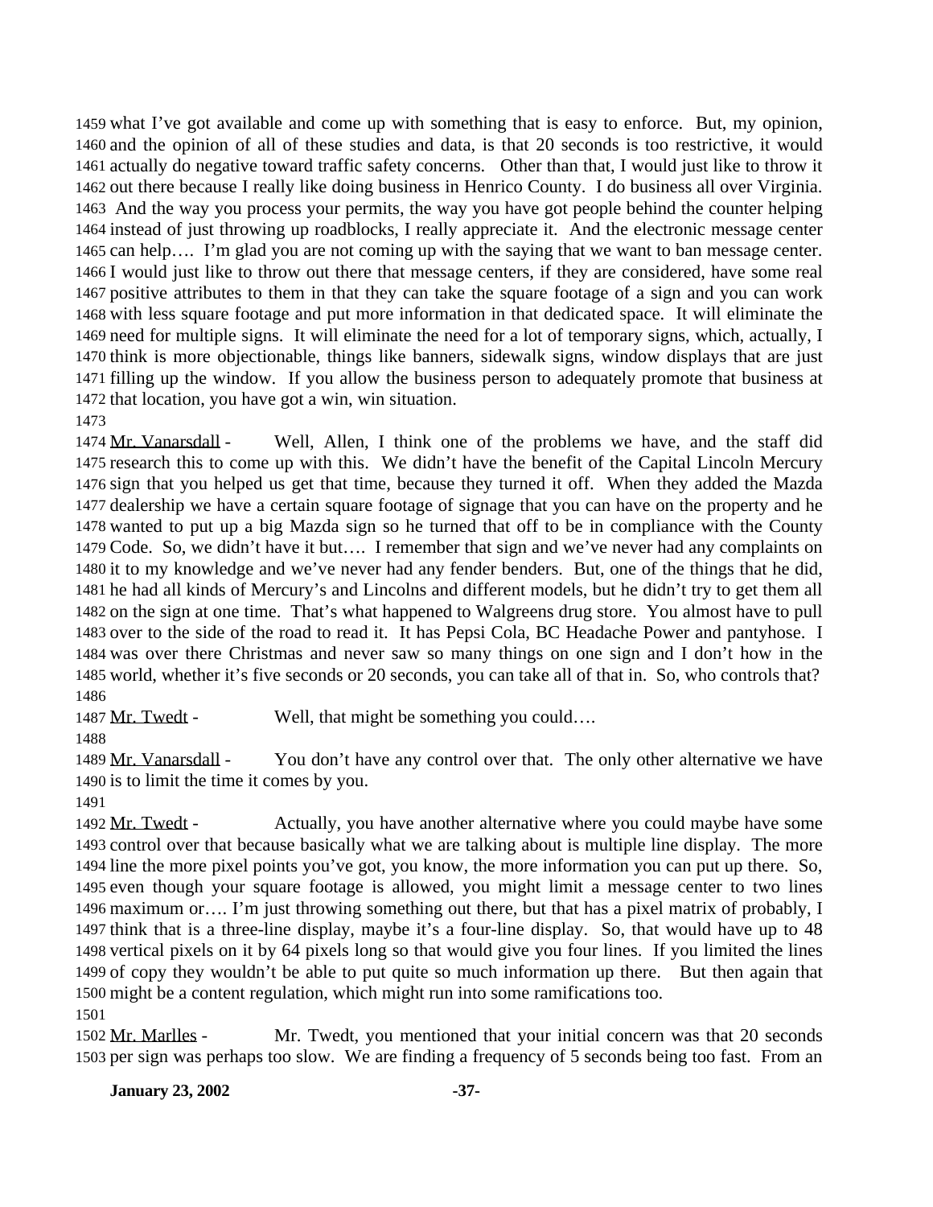what I've got available and come up with something that is easy to enforce. But, my opinion, and the opinion of all of these studies and data, is that 20 seconds is too restrictive, it would actually do negative toward traffic safety concerns. Other than that, I would just like to throw it out there because I really like doing business in Henrico County. I do business all over Virginia. And the way you process your permits, the way you have got people behind the counter helping instead of just throwing up roadblocks, I really appreciate it. And the electronic message center can help…. I'm glad you are not coming up with the saying that we want to ban message center. I would just like to throw out there that message centers, if they are considered, have some real positive attributes to them in that they can take the square footage of a sign and you can work with less square footage and put more information in that dedicated space. It will eliminate the need for multiple signs. It will eliminate the need for a lot of temporary signs, which, actually, I think is more objectionable, things like banners, sidewalk signs, window displays that are just filling up the window. If you allow the business person to adequately promote that business at that location, you have got a win, win situation.

Mr. Vanarsdall - Well, Allen, I think one of the problems we have, and the staff did research this to come up with this. We didn't have the benefit of the Capital Lincoln Mercury sign that you helped us get that time, because they turned it off. When they added the Mazda dealership we have a certain square footage of signage that you can have on the property and he wanted to put up a big Mazda sign so he turned that off to be in compliance with the County Code. So, we didn't have it but…. I remember that sign and we've never had any complaints on it to my knowledge and we've never had any fender benders. But, one of the things that he did, he had all kinds of Mercury's and Lincolns and different models, but he didn't try to get them all on the sign at one time. That's what happened to Walgreens drug store. You almost have to pull over to the side of the road to read it. It has Pepsi Cola, BC Headache Power and pantyhose. I was over there Christmas and never saw so many things on one sign and I don't how in the world, whether it's five seconds or 20 seconds, you can take all of that in. So, who controls that?

Mr. Twedt - Well, that might be something you could….

Mr. Vanarsdall - You don't have any control over that. The only other alternative we have is to limit the time it comes by you.

Mr. Twedt - Actually, you have another alternative where you could maybe have some control over that because basically what we are talking about is multiple line display. The more line the more pixel points you've got, you know, the more information you can put up there. So, even though your square footage is allowed, you might limit a message center to two lines maximum or…. I'm just throwing something out there, but that has a pixel matrix of probably, I think that is a three-line display, maybe it's a four-line display. So, that would have up to 48 vertical pixels on it by 64 pixels long so that would give you four lines. If you limited the lines of copy they wouldn't be able to put quite so much information up there. But then again that might be a content regulation, which might run into some ramifications too.

Mr. Marlles - Mr. Twedt, you mentioned that your initial concern was that 20 seconds per sign was perhaps too slow. We are finding a frequency of 5 seconds being too fast. From an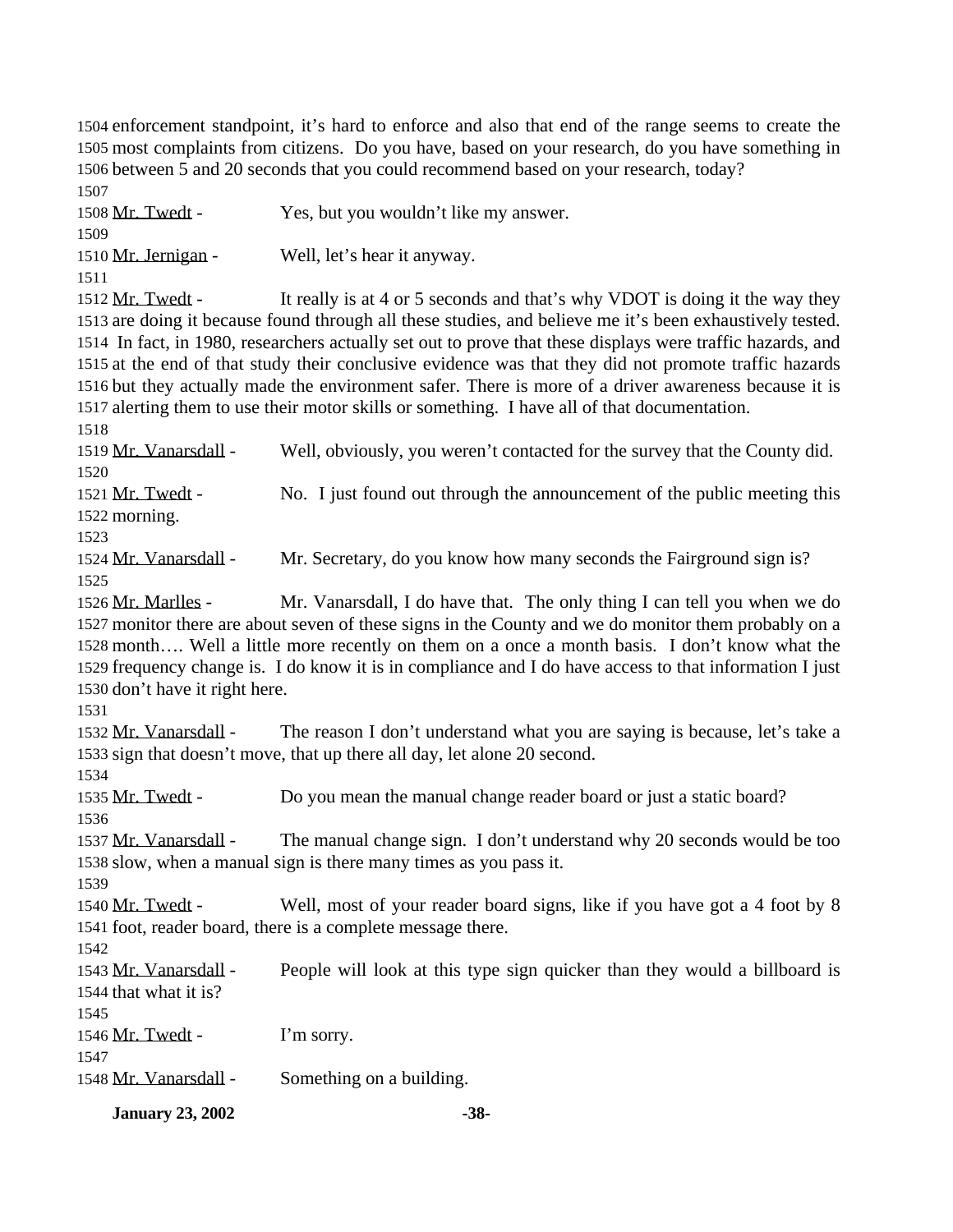enforcement standpoint, it's hard to enforce and also that end of the range seems to create the most complaints from citizens. Do you have, based on your research, do you have something in between 5 and 20 seconds that you could recommend based on your research, today?

Mr. Twedt - Yes, but you wouldn't like my answer.

Mr. Jernigan - Well, let's hear it anyway.

Mr. Twedt - It really is at 4 or 5 seconds and that's why VDOT is doing it the way they are doing it because found through all these studies, and believe me it's been exhaustively tested. In fact, in 1980, researchers actually set out to prove that these displays were traffic hazards, and at the end of that study their conclusive evidence was that they did not promote traffic hazards but they actually made the environment safer. There is more of a driver awareness because it is alerting them to use their motor skills or something. I have all of that documentation.

Mr. Vanarsdall - Well, obviously, you weren't contacted for the survey that the County did.

Mr. Twedt - No. I just found out through the announcement of the public meeting this morning.

Mr. Vanarsdall - Mr. Secretary, do you know how many seconds the Fairground sign is?

Mr. Marlles - Mr. Vanarsdall, I do have that. The only thing I can tell you when we do monitor there are about seven of these signs in the County and we do monitor them probably on a month…. Well a little more recently on them on a once a month basis. I don't know what the frequency change is. I do know it is in compliance and I do have access to that information I just don't have it right here.

Mr. Vanarsdall - The reason I don't understand what you are saying is because, let's take a sign that doesn't move, that up there all day, let alone 20 second.

Mr. Twedt - Do you mean the manual change reader board or just a static board?

Mr. Vanarsdall - The manual change sign. I don't understand why 20 seconds would be too slow, when a manual sign is there many times as you pass it.

Mr. Twedt - Well, most of your reader board signs, like if you have got a 4 foot by 8 foot, reader board, there is a complete message there.

Mr. Vanarsdall - People will look at this type sign quicker than they would a billboard is that what it is?

Mr. Twedt - I'm sorry.

Mr. Vanarsdall - Something on a building.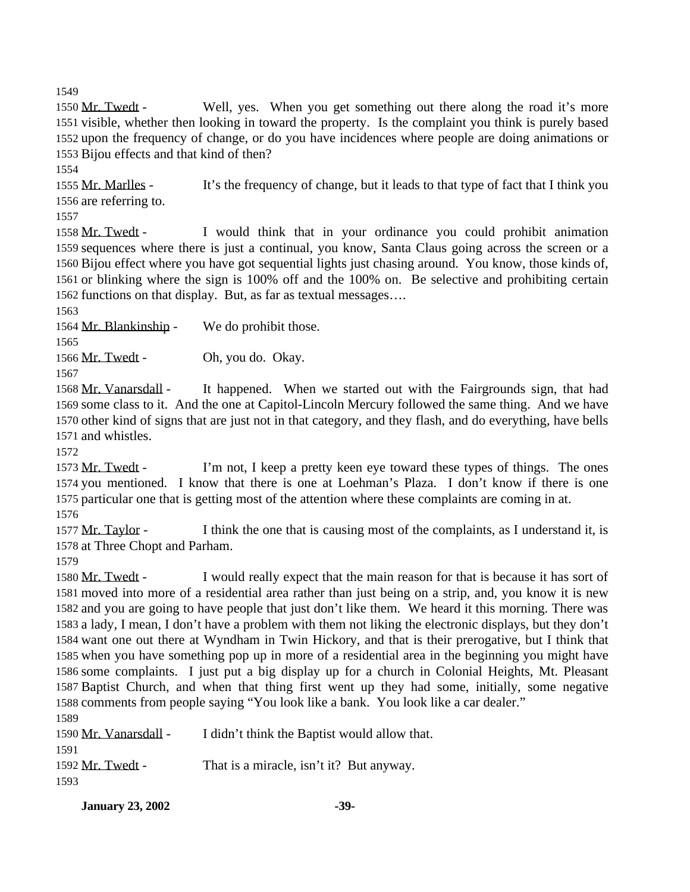1549

1550 Mr. Twedt - Well, yes. When you get something out there along the road it's more 1551 visible, whether then looking in toward the property. Is the complaint you think is purely based 1552 upon the frequency of change, or do you have incidences where people are doing animations or 1553 Bijou effects and that kind of then?

1554

1555 Mr. Marlles - It's the frequency of change, but it leads to that type of fact that I think you 1556 are referring to.

1557

1558 Mr. Twedt - I would think that in your ordinance you could prohibit animation 1559 sequences where there is just a continual, you know, Santa Claus going across the screen or a 1560 Bijou effect where you have got sequential lights just chasing around. You know, those kinds of, 1561 or blinking where the sign is 100% off and the 100% on. Be selective and prohibiting certain 1562 functions on that display. But, as far as textual messages….

1563

1564 Mr. Blankinship - We do prohibit those.

1565

1566 Mr. Twedt - Oh, you do. Okay.

1567

1568 Mr. Vanarsdall - It happened. When we started out with the Fairgrounds sign, that had 1569 some class to it. And the one at Capitol-Lincoln Mercury followed the same thing. And we have 1570 other kind of signs that are just not in that category, and they flash, and do everything, have bells 1571 and whistles.

1572

1573 Mr. Twedt - I'm not, I keep a pretty keen eye toward these types of things. The ones 1574 you mentioned. I know that there is one at Loehman's Plaza. I don't know if there is one 1575 particular one that is getting most of the attention where these complaints are coming in at.

1576

1577 Mr. Taylor - I think the one that is causing most of the complaints, as I understand it, is 1578 at Three Chopt and Parham.

1579

1580 Mr. Twedt - I would really expect that the main reason for that is because it has sort of 1581 moved into more of a residential area rather than just being on a strip, and, you know it is new 1582 and you are going to have people that just don't like them. We heard it this morning. There was 1583 a lady, I mean, I don't have a problem with them not liking the electronic displays, but they don't 1584 want one out there at Wyndham in Twin Hickory, and that is their prerogative, but I think that 1585 when you have something pop up in more of a residential area in the beginning you might have 1586 some complaints. I just put a big display up for a church in Colonial Heights, Mt. Pleasant 1587 Baptist Church, and when that thing first went up they had some, initially, some negative 1588 comments from people saying "You look like a bank. You look like a car dealer."

1589

1590 Mr. Vanarsdall - I didn't think the Baptist would allow that.

1591

1592 Mr. Twedt - That is a miracle, isn't it? But anyway.

1593

**January 23, 2002**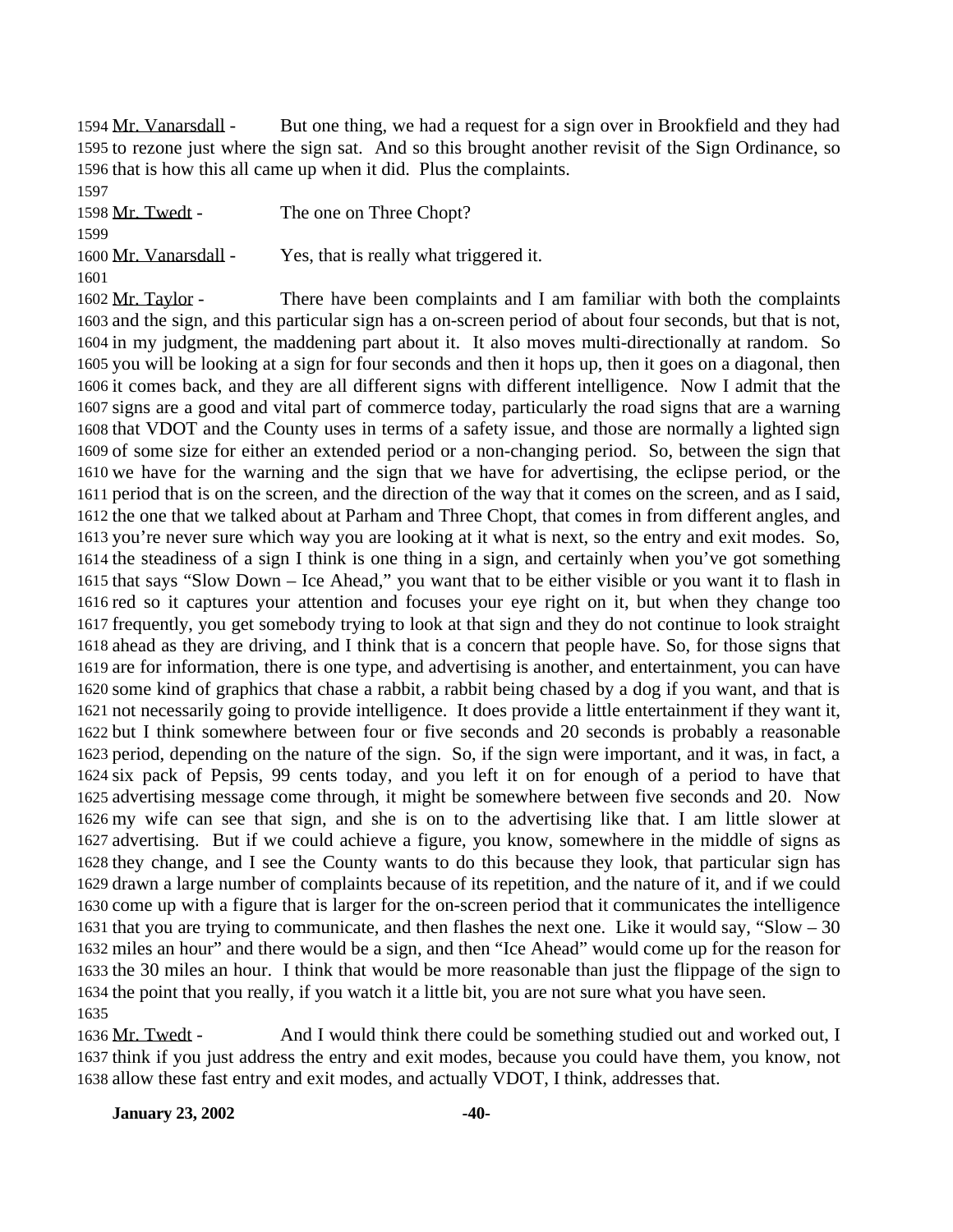1594 Mr. Vanarsdall - But one thing, we had a request for a sign over in Brookfield and they had 1595 to rezone just where the sign sat. And so this brought another revisit of the Sign Ordinance, so 1596 that is how this all came up when it did. Plus the complaints.

1597

1598 Mr. Twedt - The one on Three Chopt?

1599

1600 Mr. Vanarsdall - Yes, that is really what triggered it.

1601

1602 Mr. Taylor - There have been complaints and I am familiar with both the complaints 1603 and the sign, and this particular sign has a on-screen period of about four seconds, but that is not, 1604 in my judgment, the maddening part about it. It also moves multi-directionally at random. So 1605 you will be looking at a sign for four seconds and then it hops up, then it goes on a diagonal, then 1606 it comes back, and they are all different signs with different intelligence. Now I admit that the 1607 signs are a good and vital part of commerce today, particularly the road signs that are a warning 1608 that VDOT and the County uses in terms of a safety issue, and those are normally a lighted sign 1609 of some size for either an extended period or a non-changing period. So, between the sign that 1610 we have for the warning and the sign that we have for advertising, the eclipse period, or the 1611 period that is on the screen, and the direction of the way that it comes on the screen, and as I said, 1612 the one that we talked about at Parham and Three Chopt, that comes in from different angles, and 1613 you're never sure which way you are looking at it what is next, so the entry and exit modes. So, 1614 the steadiness of a sign I think is one thing in a sign, and certainly when you've got something 1615 that says "Slow Down – Ice Ahead," you want that to be either visible or you want it to flash in 1616 red so it captures your attention and focuses your eye right on it, but when they change too 1617 frequently, you get somebody trying to look at that sign and they do not continue to look straight 1618 ahead as they are driving, and I think that is a concern that people have. So, for those signs that 1619 are for information, there is one type, and advertising is another, and entertainment, you can have 1620 some kind of graphics that chase a rabbit, a rabbit being chased by a dog if you want, and that is 1621 not necessarily going to provide intelligence. It does provide a little entertainment if they want it, 1622 but I think somewhere between four or five seconds and 20 seconds is probably a reasonable 1623 period, depending on the nature of the sign. So, if the sign were important, and it was, in fact, a 1624 six pack of Pepsis, 99 cents today, and you left it on for enough of a period to have that 1625 advertising message come through, it might be somewhere between five seconds and 20. Now 1626 my wife can see that sign, and she is on to the advertising like that. I am little slower at 1627 advertising. But if we could achieve a figure, you know, somewhere in the middle of signs as 1628 they change, and I see the County wants to do this because they look, that particular sign has 1629 drawn a large number of complaints because of its repetition, and the nature of it, and if we could 1630 come up with a figure that is larger for the on-screen period that it communicates the intelligence 1631 that you are trying to communicate, and then flashes the next one. Like it would say, "Slow – 30 1632 miles an hour" and there would be a sign, and then "Ice Ahead" would come up for the reason for 1633 the 30 miles an hour. I think that would be more reasonable than just the flippage of the sign to 1634 the point that you really, if you watch it a little bit, you are not sure what you have seen.

1635

1636 Mr. Twedt - And I would think there could be something studied out and worked out, I 1637 think if you just address the entry and exit modes, because you could have them, you know, not 1638 allow these fast entry and exit modes, and actually VDOT, I think, addresses that.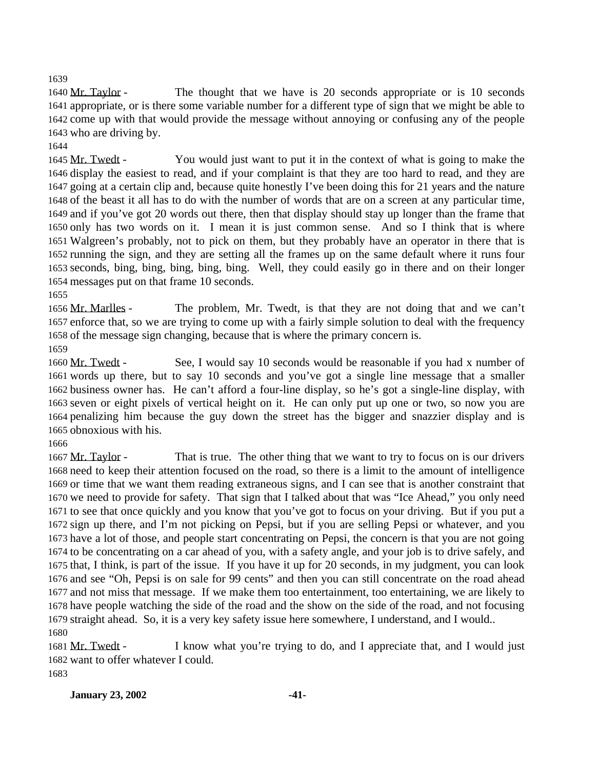Mr. Taylor - The thought that we have is 20 seconds appropriate or is 10 seconds appropriate, or is there some variable number for a different type of sign that we might be able to come up with that would provide the message without annoying or confusing any of the people who are driving by.

Mr. Twedt - You would just want to put it in the context of what is going to make the display the easiest to read, and if your complaint is that they are too hard to read, and they are going at a certain clip and, because quite honestly I've been doing this for 21 years and the nature of the beast it all has to do with the number of words that are on a screen at any particular time, and if you've got 20 words out there, then that display should stay up longer than the frame that only has two words on it. I mean it is just common sense. And so I think that is where Walgreen's probably, not to pick on them, but they probably have an operator in there that is running the sign, and they are setting all the frames up on the same default where it runs four seconds, bing, bing, bing, bing, bing. Well, they could easily go in there and on their longer messages put on that frame 10 seconds.

Mr. Marlles - The problem, Mr. Twedt, is that they are not doing that and we can't enforce that, so we are trying to come up with a fairly simple solution to deal with the frequency of the message sign changing, because that is where the primary concern is.

Mr. Twedt - See, I would say 10 seconds would be reasonable if you had x number of words up there, but to say 10 seconds and you've got a single line message that a smaller business owner has. He can't afford a four-line display, so he's got a single-line display, with seven or eight pixels of vertical height on it. He can only put up one or two, so now you are penalizing him because the guy down the street has the bigger and snazzier display and is obnoxious with his.

Mr. Taylor - That is true. The other thing that we want to try to focus on is our drivers need to keep their attention focused on the road, so there is a limit to the amount of intelligence or time that we want them reading extraneous signs, and I can see that is another constraint that we need to provide for safety. That sign that I talked about that was "Ice Ahead," you only need to see that once quickly and you know that you've got to focus on your driving. But if you put a sign up there, and I'm not picking on Pepsi, but if you are selling Pepsi or whatever, and you have a lot of those, and people start concentrating on Pepsi, the concern is that you are not going to be concentrating on a car ahead of you, with a safety angle, and your job is to drive safely, and that, I think, is part of the issue. If you have it up for 20 seconds, in my judgment, you can look and see "Oh, Pepsi is on sale for 99 cents" and then you can still concentrate on the road ahead and not miss that message. If we make them too entertainment, too entertaining, we are likely to have people watching the side of the road and the show on the side of the road, and not focusing straight ahead. So, it is a very key safety issue here somewhere, I understand, and I would..

Mr. Twedt - I know what you're trying to do, and I appreciate that, and I would just want to offer whatever I could.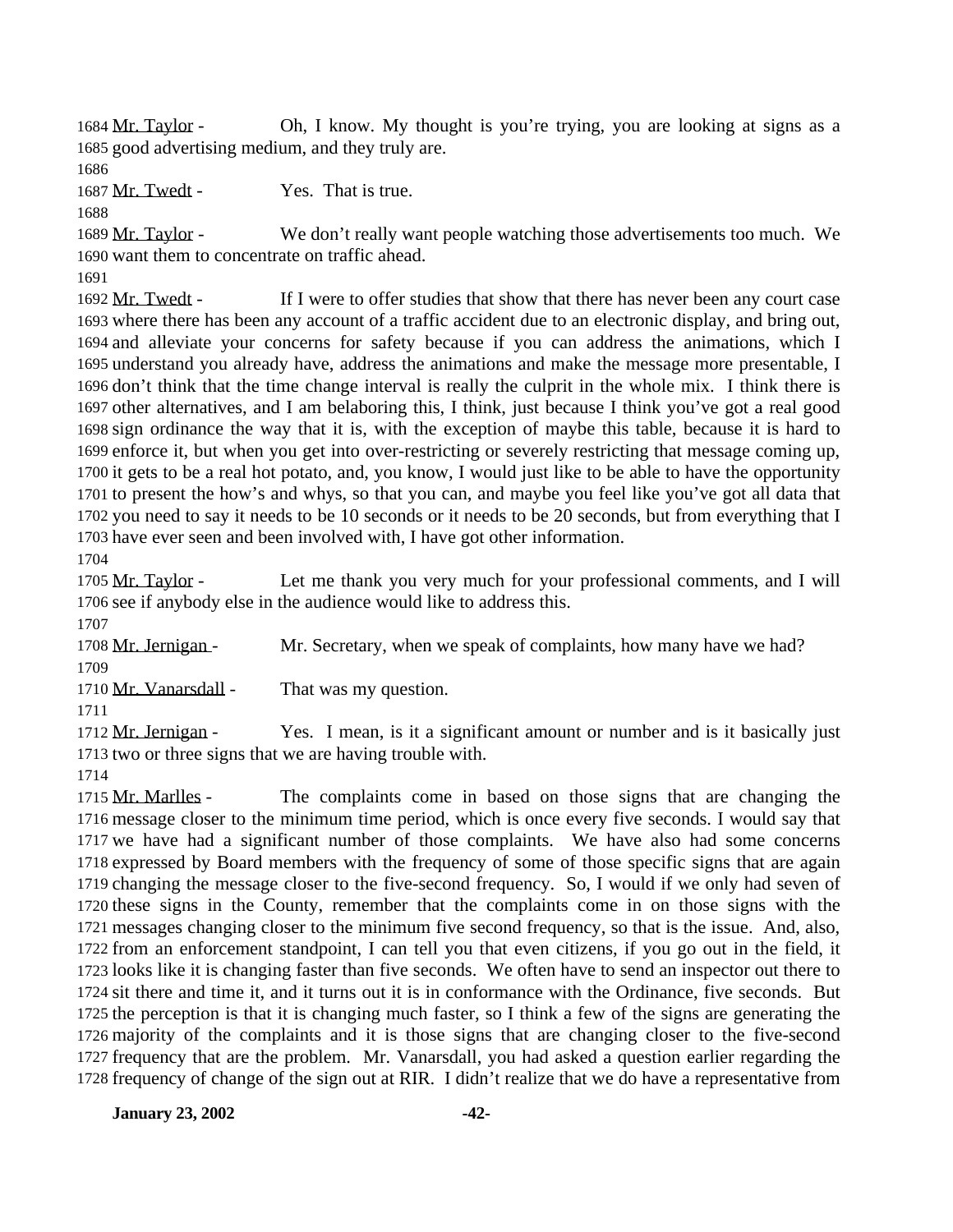Mr. Taylor - Oh, I know. My thought is you're trying, you are looking at signs as a good advertising medium, and they truly are.

Mr. Twedt - Yes. That is true.

Mr. Taylor - We don't really want people watching those advertisements too much. We want them to concentrate on traffic ahead.

Mr. Twedt - If I were to offer studies that show that there has never been any court case where there has been any account of a traffic accident due to an electronic display, and bring out, and alleviate your concerns for safety because if you can address the animations, which I understand you already have, address the animations and make the message more presentable, I don't think that the time change interval is really the culprit in the whole mix. I think there is other alternatives, and I am belaboring this, I think, just because I think you've got a real good sign ordinance the way that it is, with the exception of maybe this table, because it is hard to enforce it, but when you get into over-restricting or severely restricting that message coming up, it gets to be a real hot potato, and, you know, I would just like to be able to have the opportunity to present the how's and whys, so that you can, and maybe you feel like you've got all data that you need to say it needs to be 10 seconds or it needs to be 20 seconds, but from everything that I have ever seen and been involved with, I have got other information.

Mr. Taylor - Let me thank you very much for your professional comments, and I will see if anybody else in the audience would like to address this.

Mr. Jernigan - Mr. Secretary, when we speak of complaints, how many have we had?

Mr. Vanarsdall - That was my question.

Mr. Jernigan - Yes. I mean, is it a significant amount or number and is it basically just two or three signs that we are having trouble with.

Mr. Marlles - The complaints come in based on those signs that are changing the message closer to the minimum time period, which is once every five seconds. I would say that we have had a significant number of those complaints. We have also had some concerns expressed by Board members with the frequency of some of those specific signs that are again changing the message closer to the five-second frequency. So, I would if we only had seven of these signs in the County, remember that the complaints come in on those signs with the messages changing closer to the minimum five second frequency, so that is the issue. And, also, from an enforcement standpoint, I can tell you that even citizens, if you go out in the field, it looks like it is changing faster than five seconds. We often have to send an inspector out there to sit there and time it, and it turns out it is in conformance with the Ordinance, five seconds. But the perception is that it is changing much faster, so I think a few of the signs are generating the majority of the complaints and it is those signs that are changing closer to the five-second frequency that are the problem. Mr. Vanarsdall, you had asked a question earlier regarding the frequency of change of the sign out at RIR. I didn't realize that we do have a representative from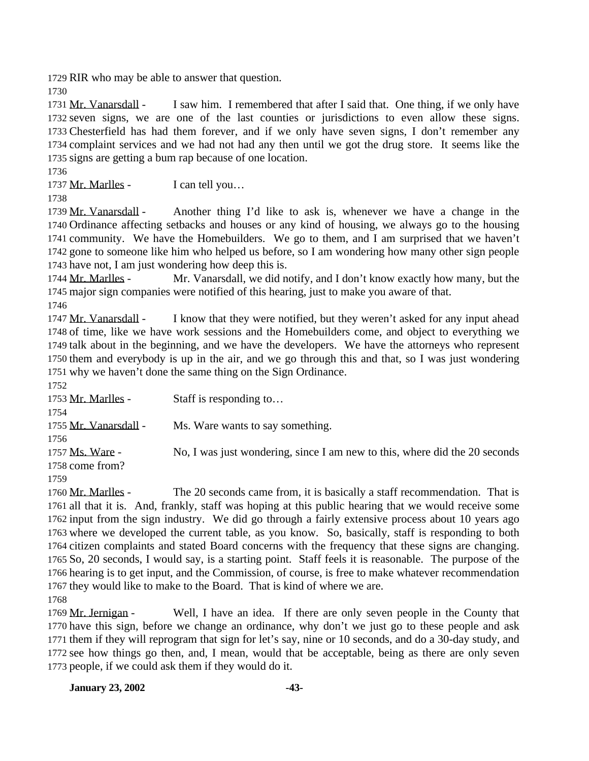RIR who may be able to answer that question.

Mr. Vanarsdall - I saw him. I remembered that after I said that. One thing, if we only have seven signs, we are one of the last counties or jurisdictions to even allow these signs. Chesterfield has had them forever, and if we only have seven signs, I don't remember any complaint services and we had not had any then until we got the drug store. It seems like the signs are getting a bum rap because of one location.

Mr. Marlles - I can tell you…

Mr. Vanarsdall - Another thing I'd like to ask is, whenever we have a change in the Ordinance affecting setbacks and houses or any kind of housing, we always go to the housing community. We have the Homebuilders. We go to them, and I am surprised that we haven't gone to someone like him who helped us before, so I am wondering how many other sign people have not, I am just wondering how deep this is.

Mr. Marlles - Mr. Vanarsdall, we did notify, and I don't know exactly how many, but the major sign companies were notified of this hearing, just to make you aware of that.

Mr. Vanarsdall - I know that they were notified, but they weren't asked for any input ahead of time, like we have work sessions and the Homebuilders come, and object to everything we talk about in the beginning, and we have the developers. We have the attorneys who represent them and everybody is up in the air, and we go through this and that, so I was just wondering why we haven't done the same thing on the Sign Ordinance.

Mr. Marlles - Staff is responding to…

Mr. Vanarsdall - Ms. Ware wants to say something.

Ms. Ware - No, I was just wondering, since I am new to this, where did the 20 seconds come from?

Mr. Marlles - The 20 seconds came from, it is basically a staff recommendation. That is all that it is. And, frankly, staff was hoping at this public hearing that we would receive some input from the sign industry. We did go through a fairly extensive process about 10 years ago where we developed the current table, as you know. So, basically, staff is responding to both citizen complaints and stated Board concerns with the frequency that these signs are changing. So, 20 seconds, I would say, is a starting point. Staff feels it is reasonable. The purpose of the hearing is to get input, and the Commission, of course, is free to make whatever recommendation they would like to make to the Board. That is kind of where we are.

Mr. Jernigan - Well, I have an idea. If there are only seven people in the County that have this sign, before we change an ordinance, why don't we just go to these people and ask them if they will reprogram that sign for let's say, nine or 10 seconds, and do a 30-day study, and see how things go then, and, I mean, would that be acceptable, being as there are only seven people, if we could ask them if they would do it.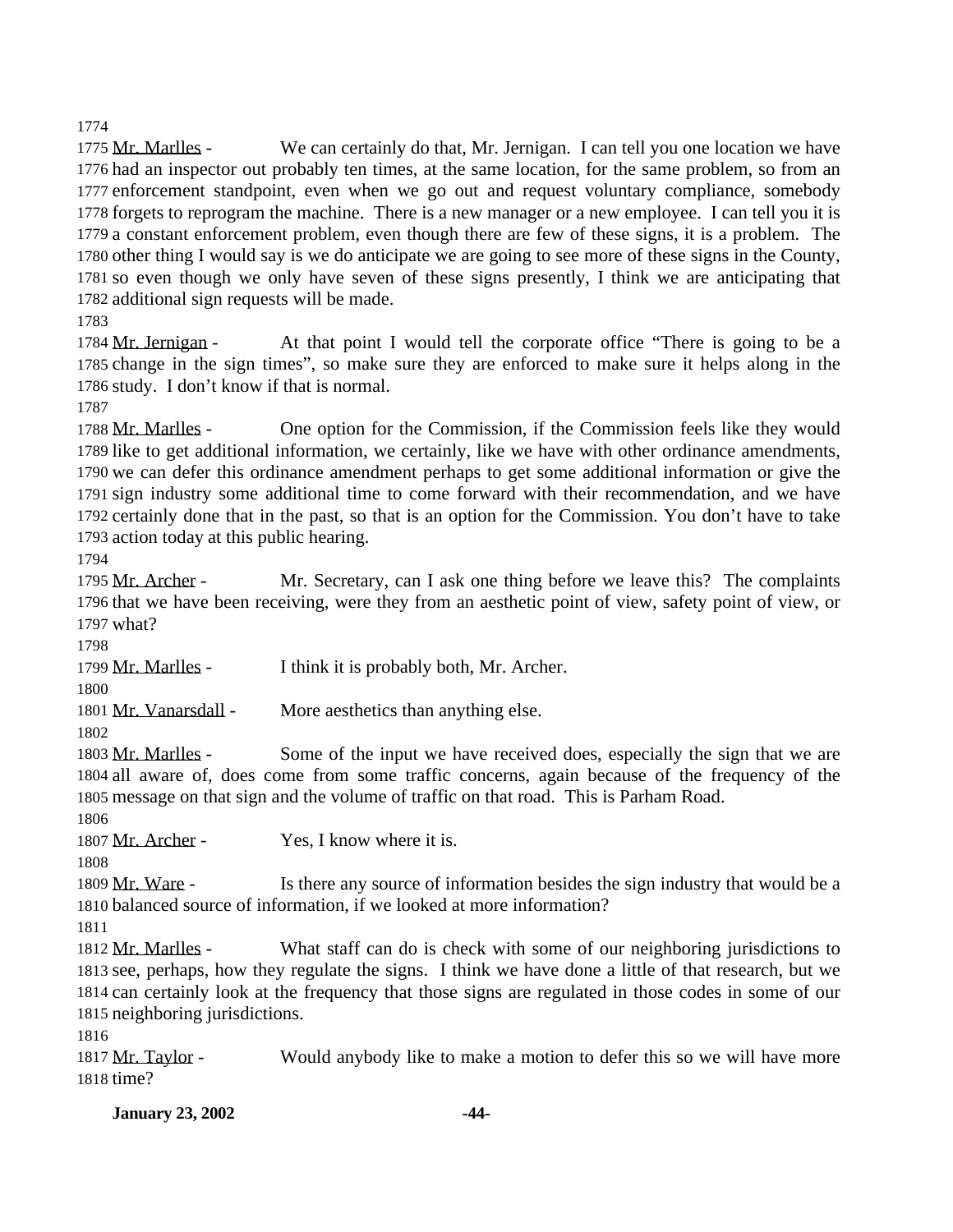Mr. Marlles - We can certainly do that, Mr. Jernigan. I can tell you one location we have had an inspector out probably ten times, at the same location, for the same problem, so from an enforcement standpoint, even when we go out and request voluntary compliance, somebody forgets to reprogram the machine. There is a new manager or a new employee. I can tell you it is a constant enforcement problem, even though there are few of these signs, it is a problem. The other thing I would say is we do anticipate we are going to see more of these signs in the County, so even though we only have seven of these signs presently, I think we are anticipating that additional sign requests will be made.

Mr. Jernigan - At that point I would tell the corporate office "There is going to be a change in the sign times", so make sure they are enforced to make sure it helps along in the study. I don't know if that is normal.

Mr. Marlles - One option for the Commission, if the Commission feels like they would like to get additional information, we certainly, like we have with other ordinance amendments, we can defer this ordinance amendment perhaps to get some additional information or give the sign industry some additional time to come forward with their recommendation, and we have certainly done that in the past, so that is an option for the Commission. You don't have to take action today at this public hearing.

Mr. Archer - Mr. Secretary, can I ask one thing before we leave this? The complaints that we have been receiving, were they from an aesthetic point of view, safety point of view, or what?

Mr. Marlles - I think it is probably both, Mr. Archer.

Mr. Vanarsdall - More aesthetics than anything else.

Mr. Marlles - Some of the input we have received does, especially the sign that we are all aware of, does come from some traffic concerns, again because of the frequency of the message on that sign and the volume of traffic on that road. This is Parham Road.

Mr. Archer - Yes, I know where it is.

Mr. Ware - Is there any source of information besides the sign industry that would be a balanced source of information, if we looked at more information?

Mr. Marlles - What staff can do is check with some of our neighboring jurisdictions to see, perhaps, how they regulate the signs. I think we have done a little of that research, but we can certainly look at the frequency that those signs are regulated in those codes in some of our neighboring jurisdictions.

Mr. Taylor - Would anybody like to make a motion to defer this so we will have more time?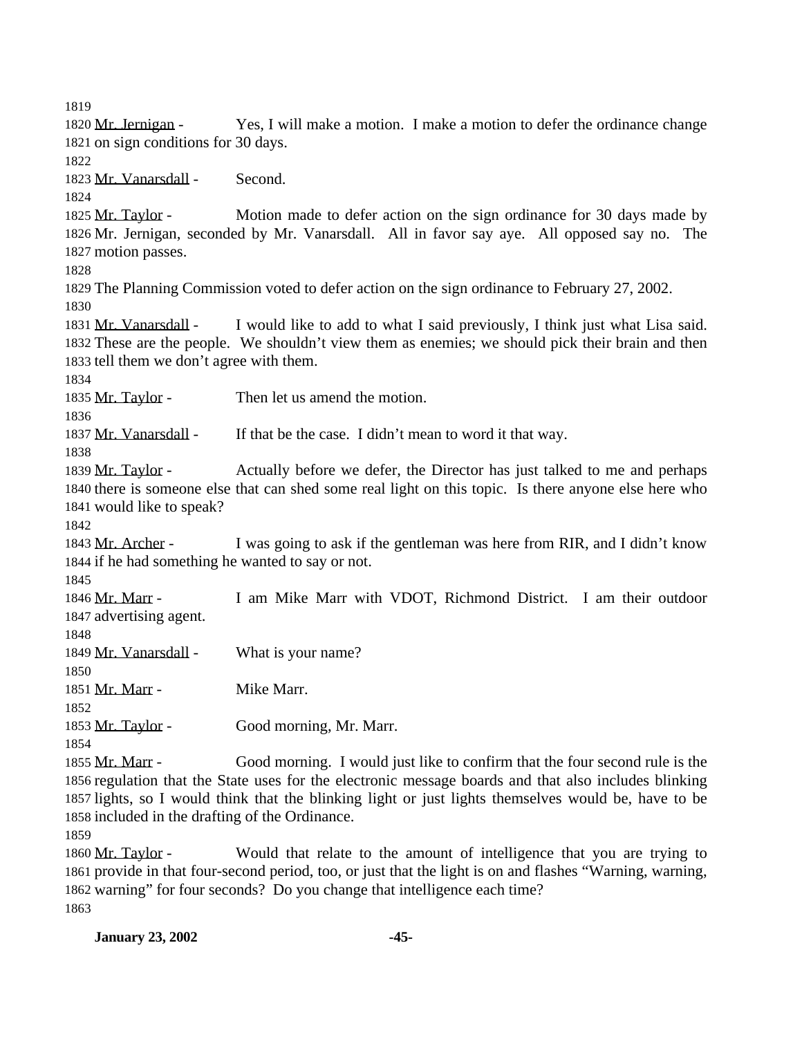Mr. Jernigan - Yes, I will make a motion. I make a motion to defer the ordinance change on sign conditions for 30 days.

Mr. Vanarsdall - Second.

Mr. Taylor - Motion made to defer action on the sign ordinance for 30 days made by Mr. Jernigan, seconded by Mr. Vanarsdall. All in favor say aye. All opposed say no. The motion passes.

The Planning Commission voted to defer action on the sign ordinance to February 27, 2002.

Mr. Vanarsdall - I would like to add to what I said previously, I think just what Lisa said. These are the people. We shouldn't view them as enemies; we should pick their brain and then tell them we don't agree with them.

Mr. Taylor - Then let us amend the motion.

Mr. Vanarsdall - If that be the case. I didn't mean to word it that way.

Mr. Taylor - Actually before we defer, the Director has just talked to me and perhaps there is someone else that can shed some real light on this topic. Is there anyone else here who would like to speak?

Mr. Archer - I was going to ask if the gentleman was here from RIR, and I didn't know if he had something he wanted to say or not.

Mr. Marr - I am Mike Marr with VDOT, Richmond District. I am their outdoor advertising agent.

Mr. Vanarsdall - What is your name?

Mr. Marr - Mike Marr.

Mr. Taylor - Good morning, Mr. Marr.

Mr. Marr - Good morning. I would just like to confirm that the four second rule is the regulation that the State uses for the electronic message boards and that also includes blinking lights, so I would think that the blinking light or just lights themselves would be, have to be included in the drafting of the Ordinance.

Mr. Taylor - Would that relate to the amount of intelligence that you are trying to provide in that four-second period, too, or just that the light is on and flashes "Warning, warning, warning" for four seconds? Do you change that intelligence each time?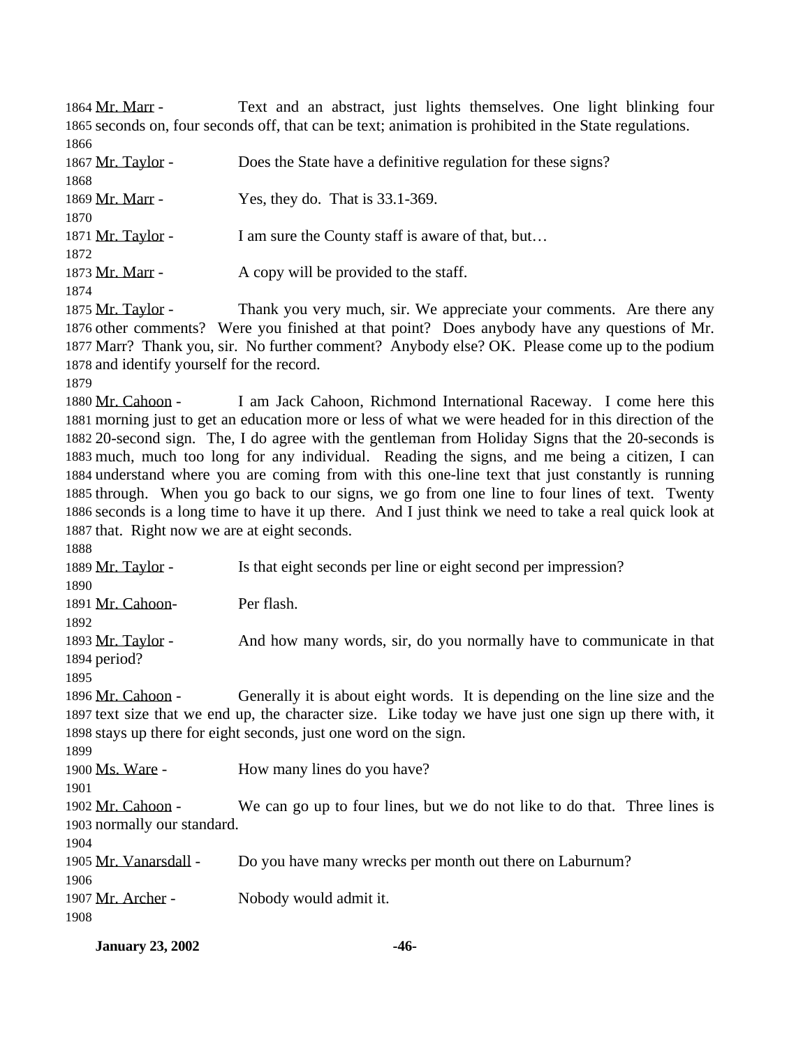1864 Mr. Marr - Text and an abstract, just lights themselves. One light blinking four
1865 seconds on, four seconds off, that can be text; animation is prohibited in the State regulations.
1866
1867 Mr. Taylor - Does the State have a definitive regulation for these signs?
1868
1869 Mr. Marr - Yes, they do. That is 33.1-369.
1870
1871 Mr. Taylor - I am sure the County staff is aware of that, but…
1872
1873 Mr. Marr - A copy will be provided to the staff.
1874
1875 Mr. Taylor - Thank you very much, sir. We appreciate your comments. Are there any
1876 other comments? Were you finished at that point? Does anybody have any questions of Mr.
1877 Marr? Thank you, sir. No further comment? Anybody else? OK. Please come up to the podium
1878 and identify yourself for the record.
1879
1880 Mr. Cahoon - I am Jack Cahoon, Richmond International Raceway. I come here this
1881 morning just to get an education more or less of what we were headed for in this direction of the
1882 20-second sign. The, I do agree with the gentleman from Holiday Signs that the 20-seconds is
1883 much, much too long for any individual. Reading the signs, and me being a citizen, I can
1884 understand where you are coming from with this one-line text that just constantly is running
1885 through. When you go back to our signs, we go from one line to four lines of text. Twenty
1886 seconds is a long time to have it up there. And I just think we need to take a real quick look at
1887 that. Right now we are at eight seconds.
1888
1889 Mr. Taylor - Is that eight seconds per line or eight second per impression?
1890
1891 Mr. Cahoon- Per flash.
1892
1893 Mr. Taylor - And how many words, sir, do you normally have to communicate in that
1894 period?
1895
1896 Mr. Cahoon - Generally it is about eight words. It is depending on the line size and the
1897 text size that we end up, the character size. Like today we have just one sign up there with, it
1898 stays up there for eight seconds, just one word on the sign.
1899
1900 Ms. Ware - How many lines do you have?
1901
1902 Mr. Cahoon - We can go up to four lines, but we do not like to do that. Three lines is
1903 normally our standard.
1904
1905 Mr. Vanarsdall - Do you have many wrecks per month out there on Laburnum?
1906
1907 Mr. Archer - Nobody would admit it.
1908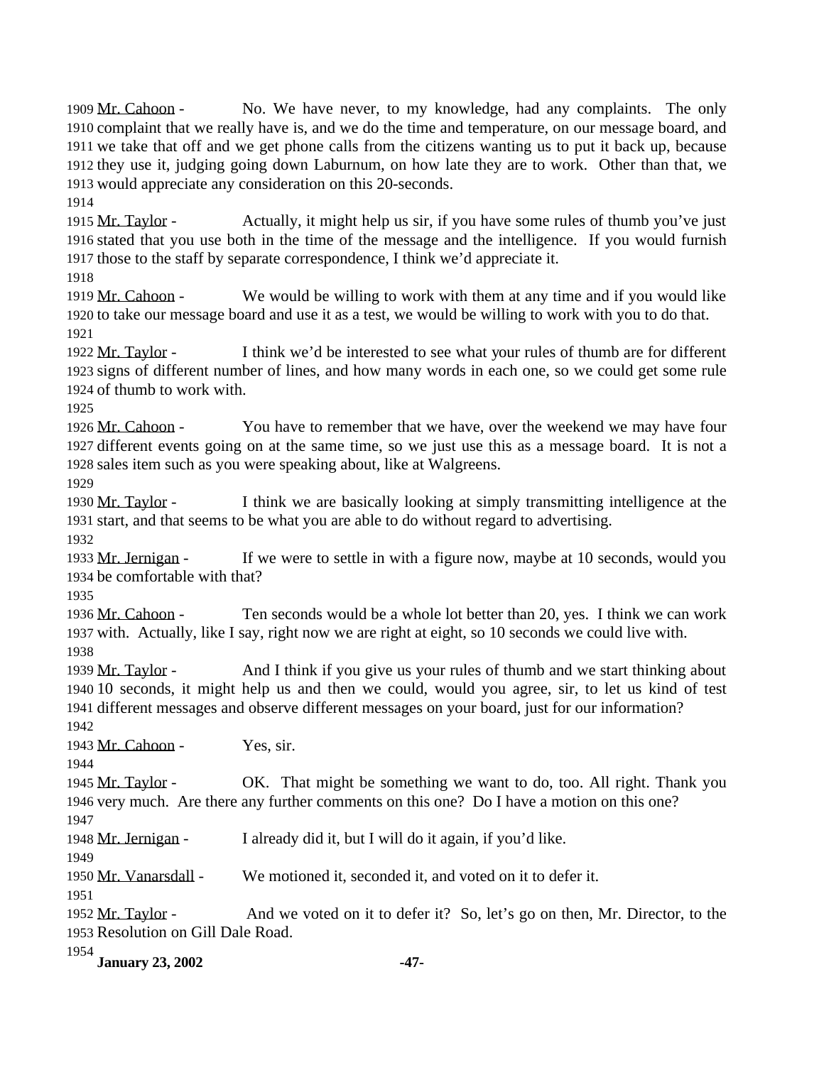1909 Mr. Cahoon - No. We have never, to my knowledge, had any complaints. The only
1910 complaint that we really have is, and we do the time and temperature, on our message board, and
1911 we take that off and we get phone calls from the citizens wanting us to put it back up, because
1912 they use it, judging going down Laburnum, on how late they are to work. Other than that, we
1913 would appreciate any consideration on this 20-seconds.
1914
1915 Mr. Taylor - Actually, it might help us sir, if you have some rules of thumb you've just
1916 stated that you use both in the time of the message and the intelligence. If you would furnish
1917 those to the staff by separate correspondence, I think we'd appreciate it.
1918
1919 Mr. Cahoon - We would be willing to work with them at any time and if you would like
1920 to take our message board and use it as a test, we would be willing to work with you to do that.
1921
1922 Mr. Taylor - I think we'd be interested to see what your rules of thumb are for different
1923 signs of different number of lines, and how many words in each one, so we could get some rule
1924 of thumb to work with.
1925
1926 Mr. Cahoon - You have to remember that we have, over the weekend we may have four
1927 different events going on at the same time, so we just use this as a message board. It is not a
1928 sales item such as you were speaking about, like at Walgreens.
1929
1930 Mr. Taylor - I think we are basically looking at simply transmitting intelligence at the
1931 start, and that seems to be what you are able to do without regard to advertising.
1932
1933 Mr. Jernigan - If we were to settle in with a figure now, maybe at 10 seconds, would you
1934 be comfortable with that?
1935
1936 Mr. Cahoon - Ten seconds would be a whole lot better than 20, yes. I think we can work
1937 with. Actually, like I say, right now we are right at eight, so 10 seconds we could live with.
1938
1939 Mr. Taylor - And I think if you give us your rules of thumb and we start thinking about
1940 10 seconds, it might help us and then we could, would you agree, sir, to let us kind of test
1941 different messages and observe different messages on your board, just for our information?
1942
1943 Mr. Cahoon - Yes, sir.
1944
1945 Mr. Taylor - OK. That might be something we want to do, too. All right. Thank you
1946 very much. Are there any further comments on this one? Do I have a motion on this one?
1947
1948 Mr. Jernigan - I already did it, but I will do it again, if you'd like.
1949
1950 Mr. Vanarsdall - We motioned it, seconded it, and voted on it to defer it.
1951
1952 Mr. Taylor - And we voted on it to defer it? So, let's go on then, Mr. Director, to the
1953 Resolution on Gill Dale Road.
1954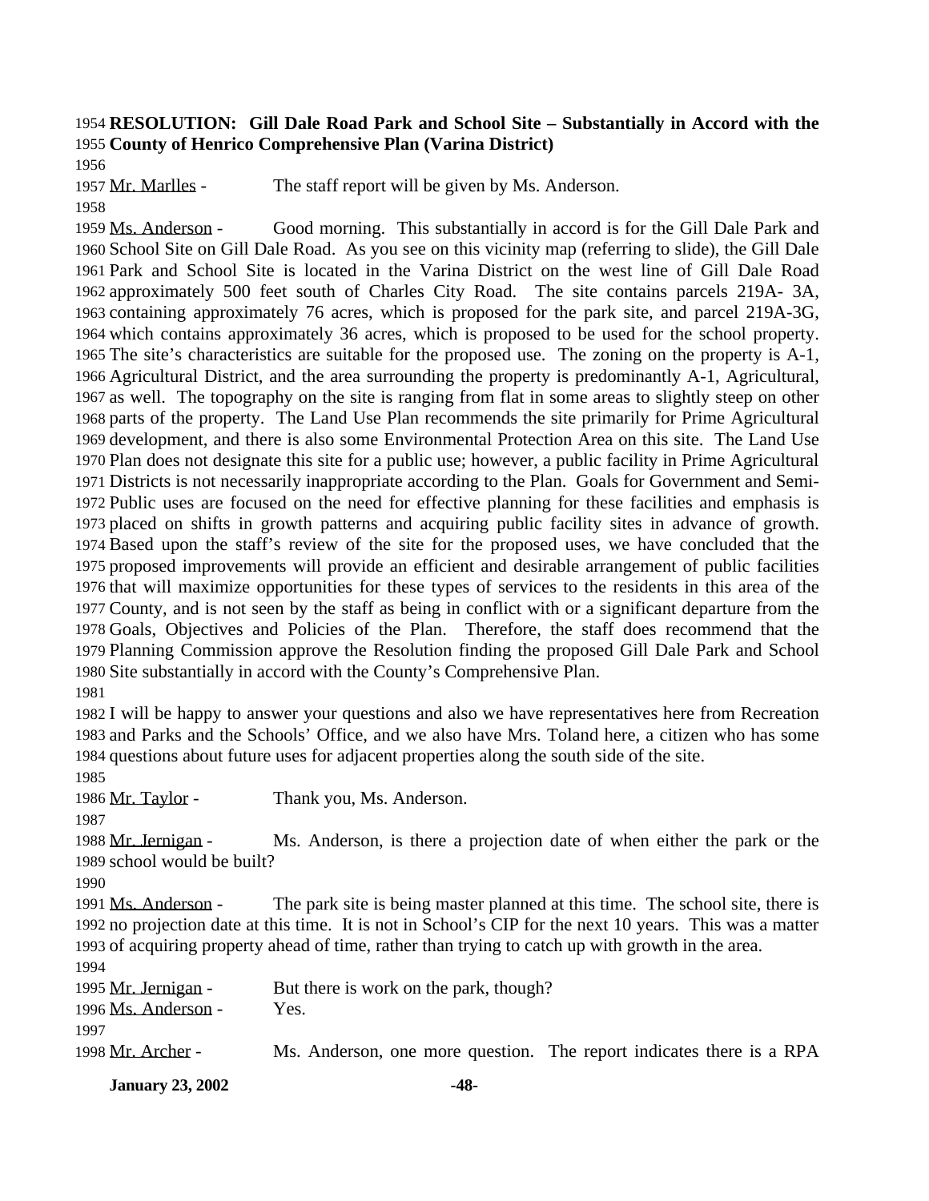**RESOLUTION: Gill Dale Road Park and School Site – Substantially in Accord with the County of Henrico Comprehensive Plan (Varina District)**

Mr. Marlles - The staff report will be given by Ms. Anderson.

Ms. Anderson - Good morning. This substantially in accord is for the Gill Dale Park and School Site on Gill Dale Road. As you see on this vicinity map (referring to slide), the Gill Dale Park and School Site is located in the Varina District on the west line of Gill Dale Road approximately 500 feet south of Charles City Road. The site contains parcels 219A- 3A, containing approximately 76 acres, which is proposed for the park site, and parcel 219A-3G, which contains approximately 36 acres, which is proposed to be used for the school property. The site's characteristics are suitable for the proposed use. The zoning on the property is A-1, Agricultural District, and the area surrounding the property is predominantly A-1, Agricultural, as well. The topography on the site is ranging from flat in some areas to slightly steep on other parts of the property. The Land Use Plan recommends the site primarily for Prime Agricultural development, and there is also some Environmental Protection Area on this site. The Land Use Plan does not designate this site for a public use; however, a public facility in Prime Agricultural Districts is not necessarily inappropriate according to the Plan. Goals for Government and Semi-Public uses are focused on the need for effective planning for these facilities and emphasis is placed on shifts in growth patterns and acquiring public facility sites in advance of growth. Based upon the staff's review of the site for the proposed uses, we have concluded that the proposed improvements will provide an efficient and desirable arrangement of public facilities that will maximize opportunities for these types of services to the residents in this area of the County, and is not seen by the staff as being in conflict with or a significant departure from the Goals, Objectives and Policies of the Plan. Therefore, the staff does recommend that the Planning Commission approve the Resolution finding the proposed Gill Dale Park and School Site substantially in accord with the County's Comprehensive Plan.

I will be happy to answer your questions and also we have representatives here from Recreation and Parks and the Schools' Office, and we also have Mrs. Toland here, a citizen who has some questions about future uses for adjacent properties along the south side of the site.

Mr. Taylor - Thank you, Ms. Anderson.

Mr. Jernigan - Ms. Anderson, is there a projection date of when either the park or the school would be built?

Ms. Anderson - The park site is being master planned at this time. The school site, there is no projection date at this time. It is not in School's CIP for the next 10 years. This was a matter of acquiring property ahead of time, rather than trying to catch up with growth in the area.

Mr. Jernigan - But there is work on the park, though?

Ms. Anderson - Yes.

Mr. Archer - Ms. Anderson, one more question. The report indicates there is a RPA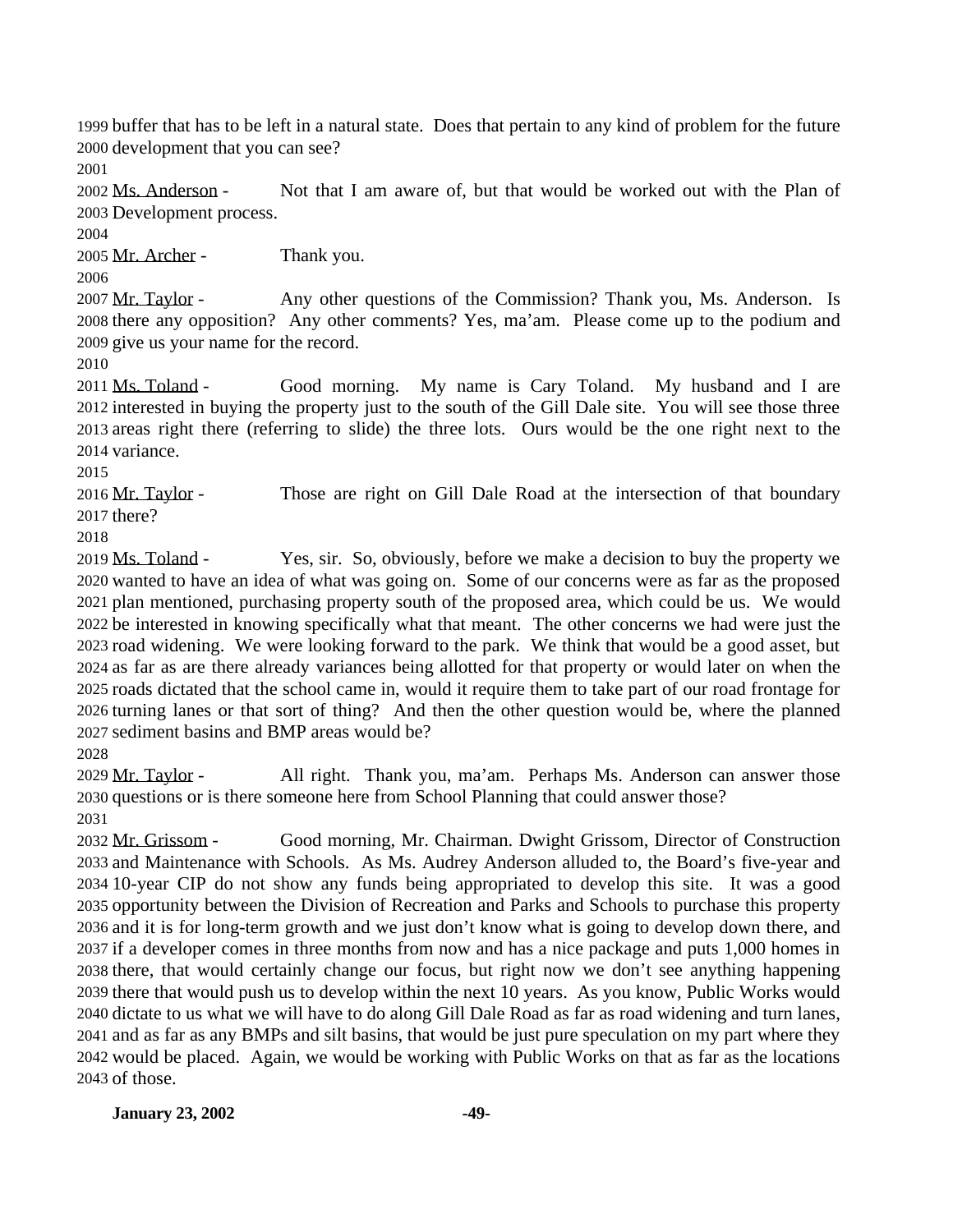buffer that has to be left in a natural state. Does that pertain to any kind of problem for the future development that you can see?

Ms. Anderson - Not that I am aware of, but that would be worked out with the Plan of Development process.

Mr. Archer - Thank you.

Mr. Taylor - Any other questions of the Commission? Thank you, Ms. Anderson. Is there any opposition? Any other comments? Yes, ma'am. Please come up to the podium and give us your name for the record.

Ms. Toland - Good morning. My name is Cary Toland. My husband and I are interested in buying the property just to the south of the Gill Dale site. You will see those three areas right there (referring to slide) the three lots. Ours would be the one right next to the variance.

Mr. Taylor - Those are right on Gill Dale Road at the intersection of that boundary there?

Ms. Toland - Yes, sir. So, obviously, before we make a decision to buy the property we wanted to have an idea of what was going on. Some of our concerns were as far as the proposed plan mentioned, purchasing property south of the proposed area, which could be us. We would be interested in knowing specifically what that meant. The other concerns we had were just the road widening. We were looking forward to the park. We think that would be a good asset, but as far as are there already variances being allotted for that property or would later on when the roads dictated that the school came in, would it require them to take part of our road frontage for turning lanes or that sort of thing? And then the other question would be, where the planned sediment basins and BMP areas would be?

Mr. Taylor - All right. Thank you, ma'am. Perhaps Ms. Anderson can answer those questions or is there someone here from School Planning that could answer those?

Mr. Grissom - Good morning, Mr. Chairman. Dwight Grissom, Director of Construction and Maintenance with Schools. As Ms. Audrey Anderson alluded to, the Board's five-year and 10-year CIP do not show any funds being appropriated to develop this site. It was a good opportunity between the Division of Recreation and Parks and Schools to purchase this property and it is for long-term growth and we just don't know what is going to develop down there, and if a developer comes in three months from now and has a nice package and puts 1,000 homes in there, that would certainly change our focus, but right now we don't see anything happening there that would push us to develop within the next 10 years. As you know, Public Works would dictate to us what we will have to do along Gill Dale Road as far as road widening and turn lanes, and as far as any BMPs and silt basins, that would be just pure speculation on my part where they would be placed. Again, we would be working with Public Works on that as far as the locations of those.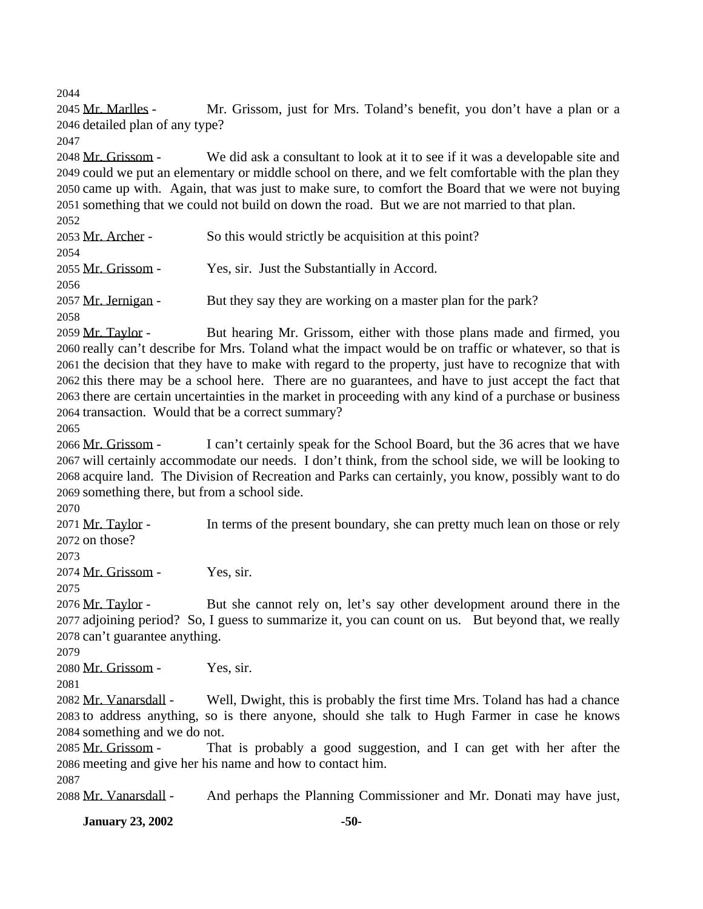2044

2045 Mr. Marlles - Mr. Grissom, just for Mrs. Toland's benefit, you don't have a plan or a 2046 detailed plan of any type?

2047

2048 Mr. Grissom - We did ask a consultant to look at it to see if it was a developable site and 2049 could we put an elementary or middle school on there, and we felt comfortable with the plan they 2050 came up with. Again, that was just to make sure, to comfort the Board that we were not buying 2051 something that we could not build on down the road. But we are not married to that plan.

2052

2053 Mr. Archer - So this would strictly be acquisition at this point?

2054

2055 Mr. Grissom - Yes, sir. Just the Substantially in Accord.

2056

2057 Mr. Jernigan - But they say they are working on a master plan for the park?

2058

2059 Mr. Taylor - But hearing Mr. Grissom, either with those plans made and firmed, you 2060 really can't describe for Mrs. Toland what the impact would be on traffic or whatever, so that is 2061 the decision that they have to make with regard to the property, just have to recognize that with 2062 this there may be a school here. There are no guarantees, and have to just accept the fact that 2063 there are certain uncertainties in the market in proceeding with any kind of a purchase or business 2064 transaction. Would that be a correct summary?

2065

2066 Mr. Grissom - I can't certainly speak for the School Board, but the 36 acres that we have 2067 will certainly accommodate our needs. I don't think, from the school side, we will be looking to 2068 acquire land. The Division of Recreation and Parks can certainly, you know, possibly want to do 2069 something there, but from a school side.

2070

2071 Mr. Taylor - In terms of the present boundary, she can pretty much lean on those or rely 2072 on those?

2073

2074 Mr. Grissom - Yes, sir.

2075

2076 Mr. Taylor - But she cannot rely on, let's say other development around there in the 2077 adjoining period? So, I guess to summarize it, you can count on us. But beyond that, we really 2078 can't guarantee anything.

2079

2080 Mr. Grissom - Yes, sir.

2081

2082 Mr. Vanarsdall - Well, Dwight, this is probably the first time Mrs. Toland has had a chance 2083 to address anything, so is there anyone, should she talk to Hugh Farmer in case he knows 2084 something and we do not.

2085 Mr. Grissom - That is probably a good suggestion, and I can get with her after the 2086 meeting and give her his name and how to contact him.

2087

2088 Mr. Vanarsdall - And perhaps the Planning Commissioner and Mr. Donati may have just,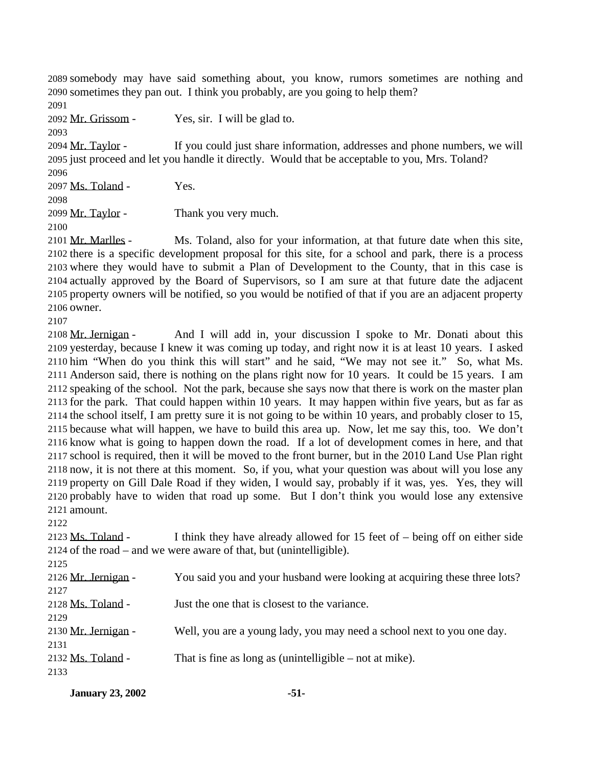somebody may have said something about, you know, rumors sometimes are nothing and sometimes they pan out. I think you probably, are you going to help them?

Mr. Grissom - Yes, sir. I will be glad to.

Mr. Taylor - If you could just share information, addresses and phone numbers, we will just proceed and let you handle it directly. Would that be acceptable to you, Mrs. Toland?

Ms. Toland - Yes.

Mr. Taylor - Thank you very much.

Mr. Marlles - Ms. Toland, also for your information, at that future date when this site, there is a specific development proposal for this site, for a school and park, there is a process where they would have to submit a Plan of Development to the County, that in this case is actually approved by the Board of Supervisors, so I am sure at that future date the adjacent property owners will be notified, so you would be notified of that if you are an adjacent property owner.

Mr. Jernigan - And I will add in, your discussion I spoke to Mr. Donati about this yesterday, because I knew it was coming up today, and right now it is at least 10 years. I asked him "When do you think this will start" and he said, "We may not see it." So, what Ms. Anderson said, there is nothing on the plans right now for 10 years. It could be 15 years. I am speaking of the school. Not the park, because she says now that there is work on the master plan for the park. That could happen within 10 years. It may happen within five years, but as far as the school itself, I am pretty sure it is not going to be within 10 years, and probably closer to 15, because what will happen, we have to build this area up. Now, let me say this, too. We don't know what is going to happen down the road. If a lot of development comes in here, and that school is required, then it will be moved to the front burner, but in the 2010 Land Use Plan right now, it is not there at this moment. So, if you, what your question was about will you lose any property on Gill Dale Road if they widen, I would say, probably if it was, yes. Yes, they will probably have to widen that road up some. But I don't think you would lose any extensive amount.

Ms. Toland - I think they have already allowed for 15 feet of – being off on either side of the road – and we were aware of that, but (unintelligible).

Mr. Jernigan - You said you and your husband were looking at acquiring these three lots?

Ms. Toland - Just the one that is closest to the variance.

Mr. Jernigan - Well, you are a young lady, you may need a school next to you one day.

Ms. Toland - That is fine as long as (unintelligible – not at mike).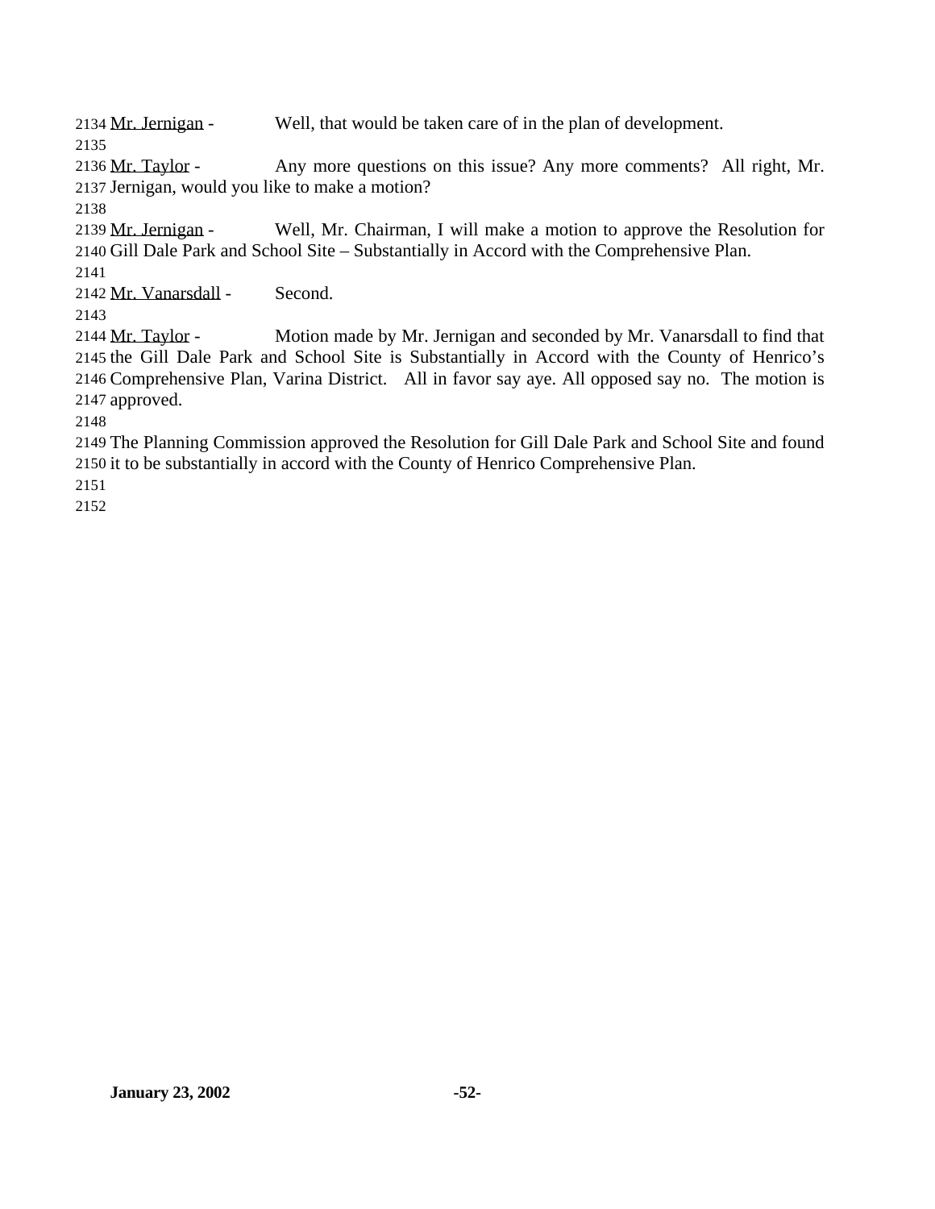Mr. Jernigan - Well, that would be taken care of in the plan of development.

Mr. Taylor - Any more questions on this issue? Any more comments? All right, Mr. Jernigan, would you like to make a motion?

Mr. Jernigan - Well, Mr. Chairman, I will make a motion to approve the Resolution for Gill Dale Park and School Site – Substantially in Accord with the Comprehensive Plan.

Mr. Vanarsdall - Second.

Mr. Taylor - Motion made by Mr. Jernigan and seconded by Mr. Vanarsdall to find that the Gill Dale Park and School Site is Substantially in Accord with the County of Henrico's Comprehensive Plan, Varina District. All in favor say aye. All opposed say no. The motion is approved.

The Planning Commission approved the Resolution for Gill Dale Park and School Site and found it to be substantially in accord with the County of Henrico Comprehensive Plan.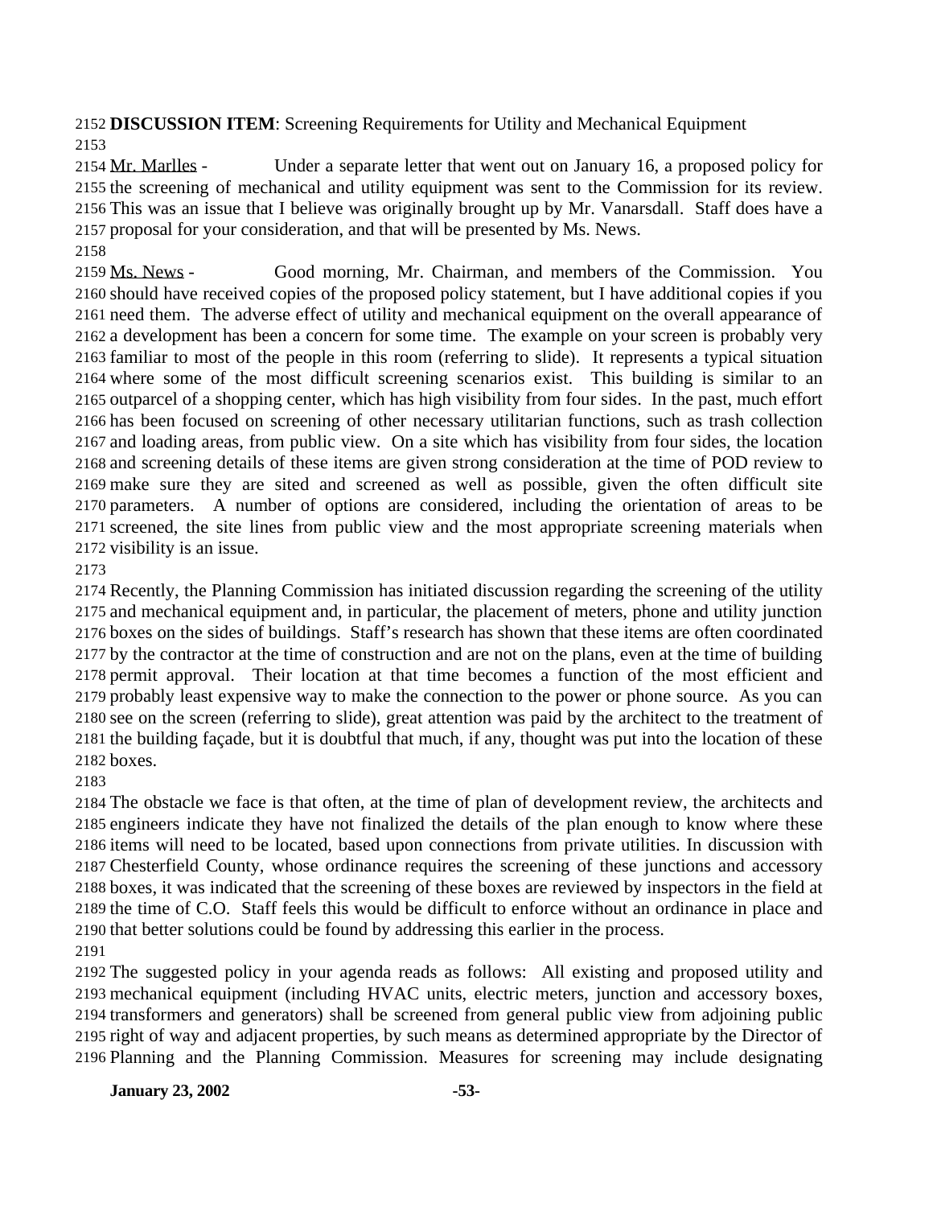**DISCUSSION ITEM**: Screening Requirements for Utility and Mechanical Equipment

Mr. Marlles - Under a separate letter that went out on January 16, a proposed policy for the screening of mechanical and utility equipment was sent to the Commission for its review. This was an issue that I believe was originally brought up by Mr. Vanarsdall. Staff does have a proposal for your consideration, and that will be presented by Ms. News.

Ms. News - Good morning, Mr. Chairman, and members of the Commission. You should have received copies of the proposed policy statement, but I have additional copies if you need them. The adverse effect of utility and mechanical equipment on the overall appearance of a development has been a concern for some time. The example on your screen is probably very familiar to most of the people in this room (referring to slide). It represents a typical situation where some of the most difficult screening scenarios exist. This building is similar to an outparcel of a shopping center, which has high visibility from four sides. In the past, much effort has been focused on screening of other necessary utilitarian functions, such as trash collection and loading areas, from public view. On a site which has visibility from four sides, the location and screening details of these items are given strong consideration at the time of POD review to make sure they are sited and screened as well as possible, given the often difficult site parameters. A number of options are considered, including the orientation of areas to be screened, the site lines from public view and the most appropriate screening materials when visibility is an issue.

Recently, the Planning Commission has initiated discussion regarding the screening of the utility and mechanical equipment and, in particular, the placement of meters, phone and utility junction boxes on the sides of buildings. Staff's research has shown that these items are often coordinated by the contractor at the time of construction and are not on the plans, even at the time of building permit approval. Their location at that time becomes a function of the most efficient and probably least expensive way to make the connection to the power or phone source. As you can see on the screen (referring to slide), great attention was paid by the architect to the treatment of the building façade, but it is doubtful that much, if any, thought was put into the location of these boxes.

The obstacle we face is that often, at the time of plan of development review, the architects and engineers indicate they have not finalized the details of the plan enough to know where these items will need to be located, based upon connections from private utilities. In discussion with Chesterfield County, whose ordinance requires the screening of these junctions and accessory boxes, it was indicated that the screening of these boxes are reviewed by inspectors in the field at the time of C.O. Staff feels this would be difficult to enforce without an ordinance in place and that better solutions could be found by addressing this earlier in the process.

The suggested policy in your agenda reads as follows: All existing and proposed utility and mechanical equipment (including HVAC units, electric meters, junction and accessory boxes, transformers and generators) shall be screened from general public view from adjoining public right of way and adjacent properties, by such means as determined appropriate by the Director of Planning and the Planning Commission. Measures for screening may include designating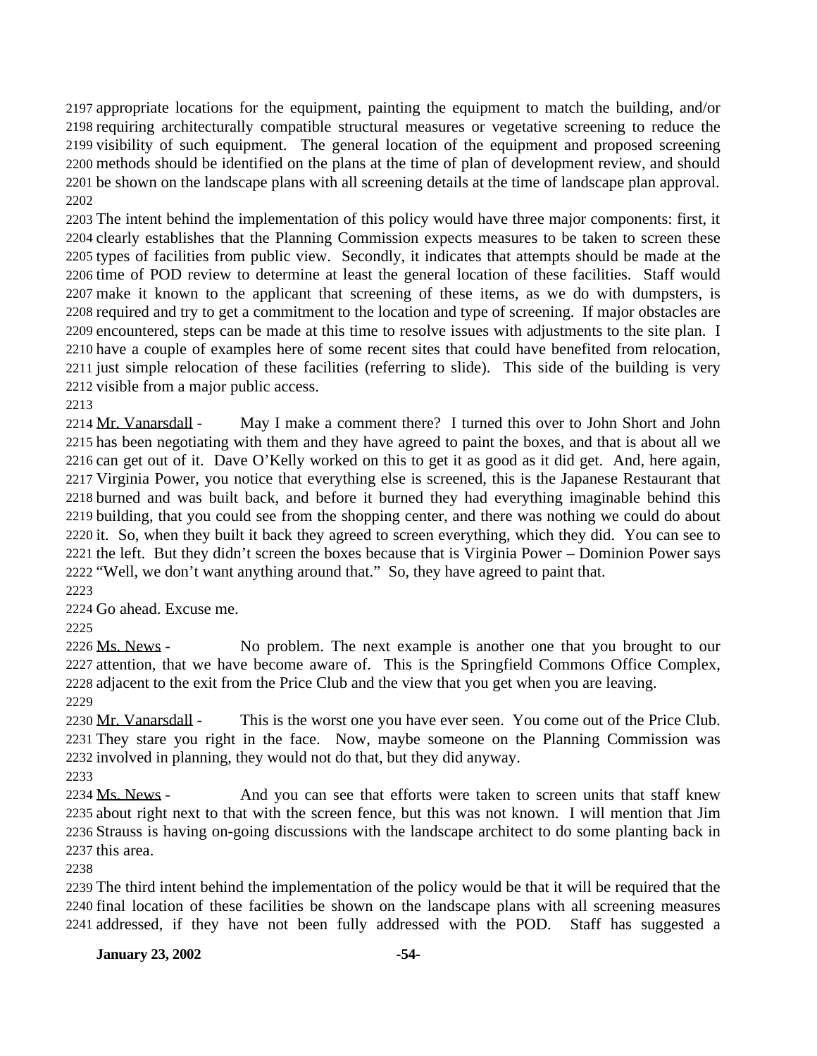appropriate locations for the equipment, painting the equipment to match the building, and/or requiring architecturally compatible structural measures or vegetative screening to reduce the visibility of such equipment. The general location of the equipment and proposed screening methods should be identified on the plans at the time of plan of development review, and should be shown on the landscape plans with all screening details at the time of landscape plan approval.

The intent behind the implementation of this policy would have three major components: first, it clearly establishes that the Planning Commission expects measures to be taken to screen these types of facilities from public view. Secondly, it indicates that attempts should be made at the time of POD review to determine at least the general location of these facilities. Staff would make it known to the applicant that screening of these items, as we do with dumpsters, is required and try to get a commitment to the location and type of screening. If major obstacles are encountered, steps can be made at this time to resolve issues with adjustments to the site plan. I have a couple of examples here of some recent sites that could have benefited from relocation, just simple relocation of these facilities (referring to slide). This side of the building is very visible from a major public access.

Mr. Vanarsdall - May I make a comment there? I turned this over to John Short and John has been negotiating with them and they have agreed to paint the boxes, and that is about all we can get out of it. Dave O'Kelly worked on this to get it as good as it did get. And, here again, Virginia Power, you notice that everything else is screened, this is the Japanese Restaurant that burned and was built back, and before it burned they had everything imaginable behind this building, that you could see from the shopping center, and there was nothing we could do about it. So, when they built it back they agreed to screen everything, which they did. You can see to the left. But they didn't screen the boxes because that is Virginia Power – Dominion Power says "Well, we don't want anything around that." So, they have agreed to paint that.

Go ahead. Excuse me.

Ms. News - No problem. The next example is another one that you brought to our attention, that we have become aware of. This is the Springfield Commons Office Complex, adjacent to the exit from the Price Club and the view that you get when you are leaving.

Mr. Vanarsdall - This is the worst one you have ever seen. You come out of the Price Club. They stare you right in the face. Now, maybe someone on the Planning Commission was involved in planning, they would not do that, but they did anyway.

Ms. News - And you can see that efforts were taken to screen units that staff knew about right next to that with the screen fence, but this was not known. I will mention that Jim Strauss is having on-going discussions with the landscape architect to do some planting back in this area.

The third intent behind the implementation of the policy would be that it will be required that the final location of these facilities be shown on the landscape plans with all screening measures addressed, if they have not been fully addressed with the POD. Staff has suggested a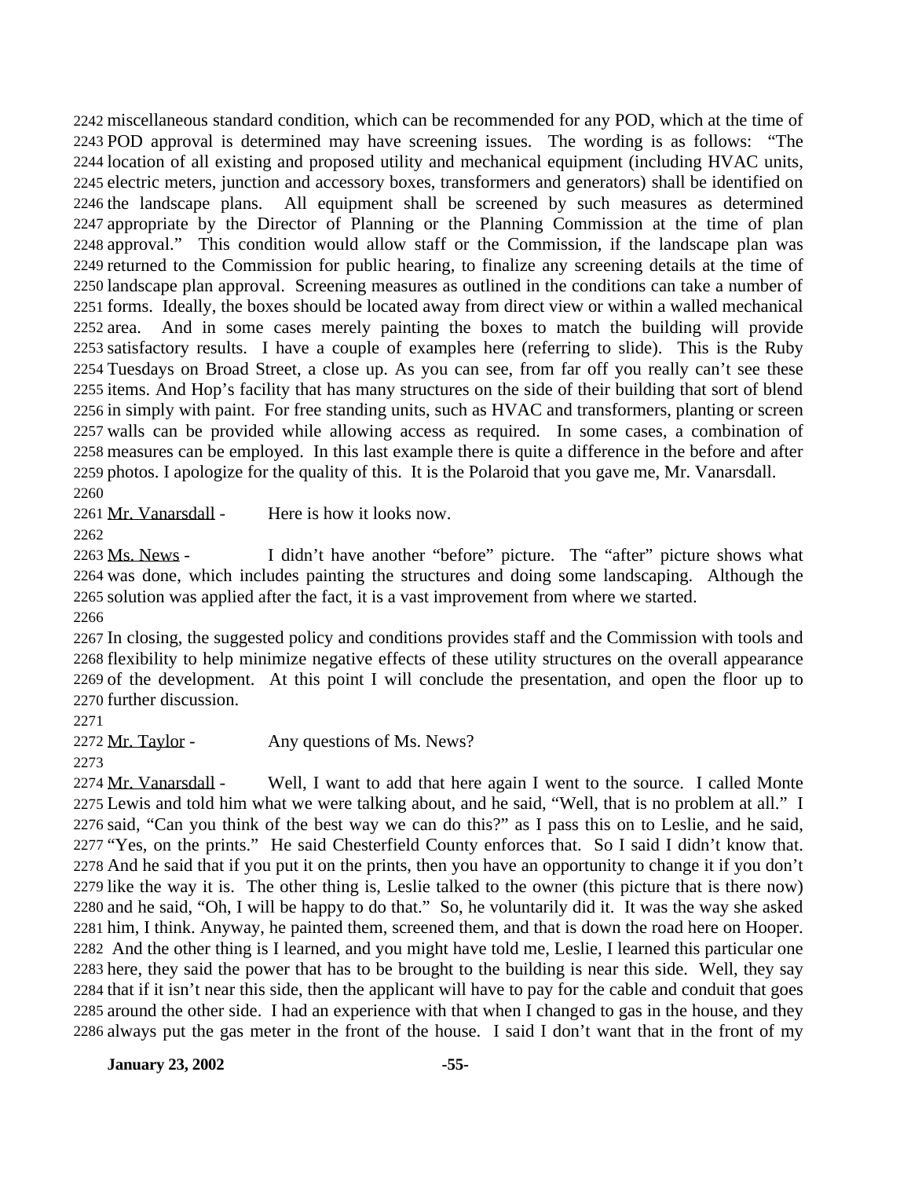miscellaneous standard condition, which can be recommended for any POD, which at the time of POD approval is determined may have screening issues. The wording is as follows: "The location of all existing and proposed utility and mechanical equipment (including HVAC units, electric meters, junction and accessory boxes, transformers and generators) shall be identified on the landscape plans. All equipment shall be screened by such measures as determined appropriate by the Director of Planning or the Planning Commission at the time of plan approval." This condition would allow staff or the Commission, if the landscape plan was returned to the Commission for public hearing, to finalize any screening details at the time of landscape plan approval. Screening measures as outlined in the conditions can take a number of forms. Ideally, the boxes should be located away from direct view or within a walled mechanical area. And in some cases merely painting the boxes to match the building will provide satisfactory results. I have a couple of examples here (referring to slide). This is the Ruby Tuesdays on Broad Street, a close up. As you can see, from far off you really can't see these items. And Hop's facility that has many structures on the side of their building that sort of blend in simply with paint. For free standing units, such as HVAC and transformers, planting or screen walls can be provided while allowing access as required. In some cases, a combination of measures can be employed. In this last example there is quite a difference in the before and after photos. I apologize for the quality of this. It is the Polaroid that you gave me, Mr. Vanarsdall.

Mr. Vanarsdall - Here is how it looks now.

Ms. News - I didn't have another "before" picture. The "after" picture shows what was done, which includes painting the structures and doing some landscaping. Although the solution was applied after the fact, it is a vast improvement from where we started.

In closing, the suggested policy and conditions provides staff and the Commission with tools and flexibility to help minimize negative effects of these utility structures on the overall appearance of the development. At this point I will conclude the presentation, and open the floor up to further discussion.

Mr. Taylor - Any questions of Ms. News?

Mr. Vanarsdall - Well, I want to add that here again I went to the source. I called Monte Lewis and told him what we were talking about, and he said, "Well, that is no problem at all." I said, "Can you think of the best way we can do this?" as I pass this on to Leslie, and he said, "Yes, on the prints." He said Chesterfield County enforces that. So I said I didn't know that. And he said that if you put it on the prints, then you have an opportunity to change it if you don't like the way it is. The other thing is, Leslie talked to the owner (this picture that is there now) and he said, "Oh, I will be happy to do that." So, he voluntarily did it. It was the way she asked him, I think. Anyway, he painted them, screened them, and that is down the road here on Hooper. And the other thing is I learned, and you might have told me, Leslie, I learned this particular one here, they said the power that has to be brought to the building is near this side. Well, they say that if it isn't near this side, then the applicant will have to pay for the cable and conduit that goes around the other side. I had an experience with that when I changed to gas in the house, and they always put the gas meter in the front of the house. I said I don't want that in the front of my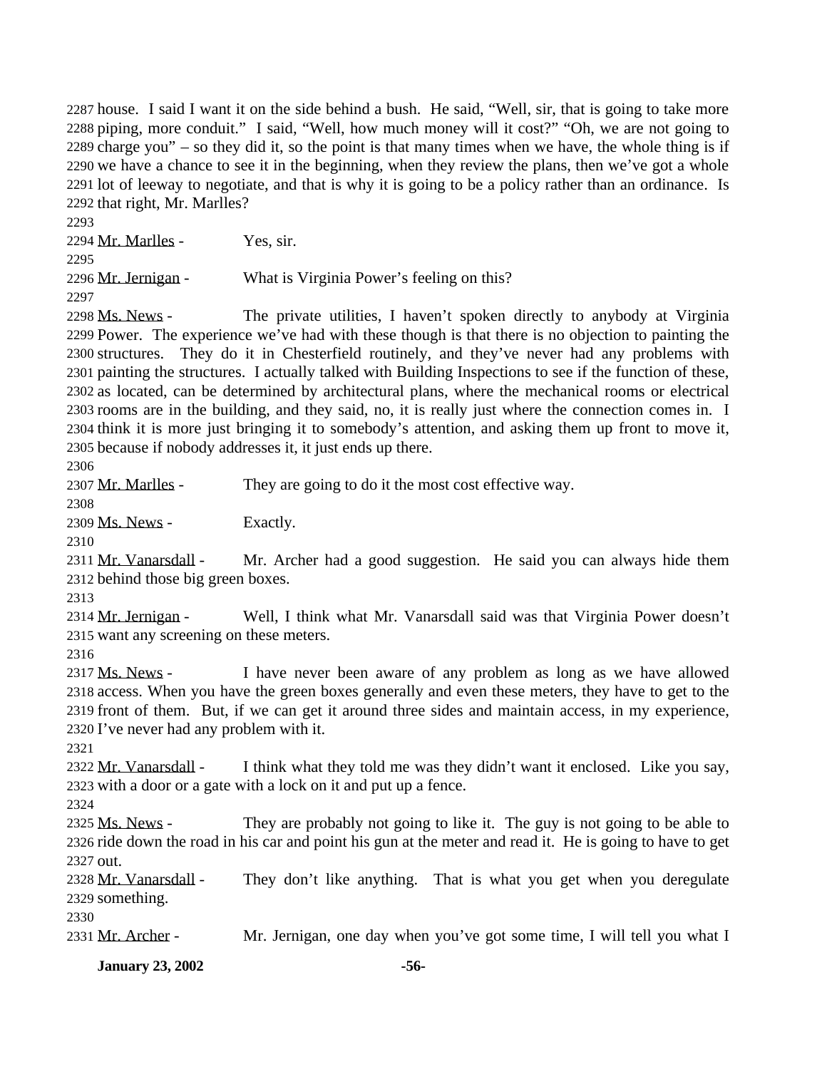house. I said I want it on the side behind a bush. He said, "Well, sir, that is going to take more piping, more conduit." I said, "Well, how much money will it cost?" "Oh, we are not going to charge you" – so they did it, so the point is that many times when we have, the whole thing is if we have a chance to see it in the beginning, when they review the plans, then we've got a whole lot of leeway to negotiate, and that is why it is going to be a policy rather than an ordinance. Is that right, Mr. Marlles?

Mr. Marlles - Yes, sir.

Mr. Jernigan - What is Virginia Power's feeling on this?

Ms. News - The private utilities, I haven't spoken directly to anybody at Virginia Power. The experience we've had with these though is that there is no objection to painting the structures. They do it in Chesterfield routinely, and they've never had any problems with painting the structures. I actually talked with Building Inspections to see if the function of these, as located, can be determined by architectural plans, where the mechanical rooms or electrical rooms are in the building, and they said, no, it is really just where the connection comes in. I think it is more just bringing it to somebody's attention, and asking them up front to move it, because if nobody addresses it, it just ends up there.

Mr. Marlles - They are going to do it the most cost effective way.

Ms. News - Exactly.

Mr. Vanarsdall - Mr. Archer had a good suggestion. He said you can always hide them behind those big green boxes.

Mr. Jernigan - Well, I think what Mr. Vanarsdall said was that Virginia Power doesn't want any screening on these meters.

Ms. News - I have never been aware of any problem as long as we have allowed access. When you have the green boxes generally and even these meters, they have to get to the front of them. But, if we can get it around three sides and maintain access, in my experience, I've never had any problem with it.

Mr. Vanarsdall - I think what they told me was they didn't want it enclosed. Like you say, with a door or a gate with a lock on it and put up a fence.

Ms. News - They are probably not going to like it. The guy is not going to be able to ride down the road in his car and point his gun at the meter and read it. He is going to have to get out.

Mr. Vanarsdall - They don't like anything. That is what you get when you deregulate something.

Mr. Archer - Mr. Jernigan, one day when you've got some time, I will tell you what I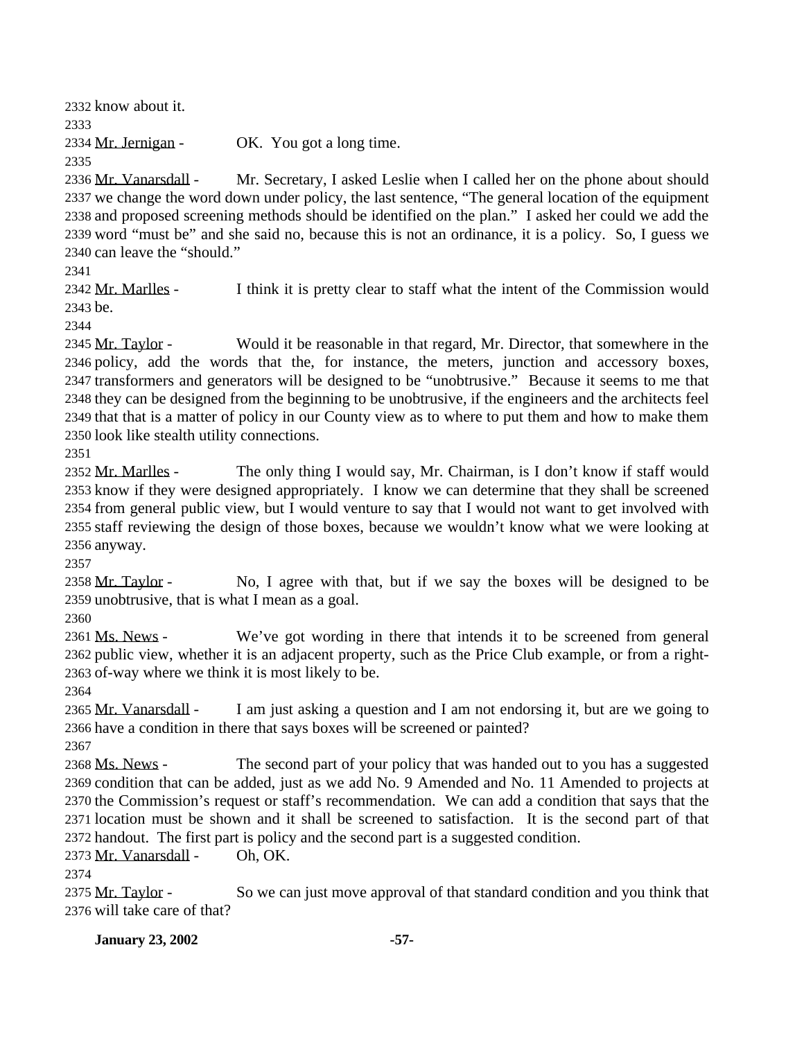know about it.

Mr. Jernigan - OK. You got a long time.

Mr. Vanarsdall - Mr. Secretary, I asked Leslie when I called her on the phone about should we change the word down under policy, the last sentence, "The general location of the equipment and proposed screening methods should be identified on the plan." I asked her could we add the word "must be" and she said no, because this is not an ordinance, it is a policy. So, I guess we can leave the "should."

Mr. Marlles - I think it is pretty clear to staff what the intent of the Commission would be.

Mr. Taylor - Would it be reasonable in that regard, Mr. Director, that somewhere in the policy, add the words that the, for instance, the meters, junction and accessory boxes, transformers and generators will be designed to be "unobtrusive." Because it seems to me that they can be designed from the beginning to be unobtrusive, if the engineers and the architects feel that that is a matter of policy in our County view as to where to put them and how to make them look like stealth utility connections.

Mr. Marlles - The only thing I would say, Mr. Chairman, is I don't know if staff would know if they were designed appropriately. I know we can determine that they shall be screened from general public view, but I would venture to say that I would not want to get involved with staff reviewing the design of those boxes, because we wouldn't know what we were looking at anyway.

Mr. Taylor - No, I agree with that, but if we say the boxes will be designed to be unobtrusive, that is what I mean as a goal.

Ms. News - We've got wording in there that intends it to be screened from general public view, whether it is an adjacent property, such as the Price Club example, or from a right-of-way where we think it is most likely to be.

Mr. Vanarsdall - I am just asking a question and I am not endorsing it, but are we going to have a condition in there that says boxes will be screened or painted?

Ms. News - The second part of your policy that was handed out to you has a suggested condition that can be added, just as we add No. 9 Amended and No. 11 Amended to projects at the Commission's request or staff's recommendation. We can add a condition that says that the location must be shown and it shall be screened to satisfaction. It is the second part of that handout. The first part is policy and the second part is a suggested condition.

Mr. Vanarsdall - Oh, OK.

Mr. Taylor - So we can just move approval of that standard condition and you think that will take care of that?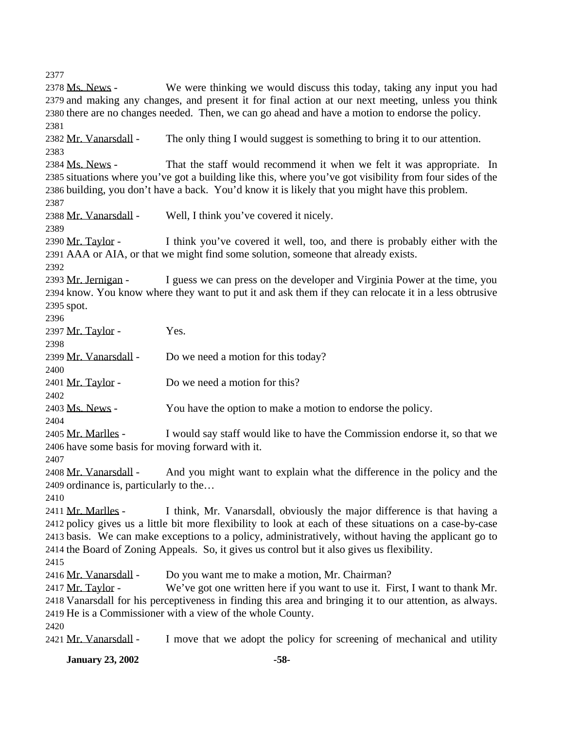2377

2378 Ms. News - We were thinking we would discuss this today, taking any input you had 2379 and making any changes, and present it for final action at our next meeting, unless you think 2380 there are no changes needed. Then, we can go ahead and have a motion to endorse the policy.

2381

2382 Mr. Vanarsdall - The only thing I would suggest is something to bring it to our attention.

2383

2384 Ms. News - That the staff would recommend it when we felt it was appropriate. In 2385 situations where you've got a building like this, where you've got visibility from four sides of the 2386 building, you don't have a back. You'd know it is likely that you might have this problem.

2387

2388 Mr. Vanarsdall - Well, I think you've covered it nicely.

2389

2390 Mr. Taylor - I think you've covered it well, too, and there is probably either with the 2391 AAA or AIA, or that we might find some solution, someone that already exists.

2392

2393 Mr. Jernigan - I guess we can press on the developer and Virginia Power at the time, you 2394 know. You know where they want to put it and ask them if they can relocate it in a less obtrusive 2395 spot.

2396

2397 Mr. Taylor - Yes.

2398

2399 Mr. Vanarsdall - Do we need a motion for this today?

2400

2401 Mr. Taylor - Do we need a motion for this?

2402

2403 Ms. News - You have the option to make a motion to endorse the policy.

2404

2405 Mr. Marlles - I would say staff would like to have the Commission endorse it, so that we 2406 have some basis for moving forward with it.

2407

2408 Mr. Vanarsdall - And you might want to explain what the difference in the policy and the 2409 ordinance is, particularly to the…

2410

2411 Mr. Marlles - I think, Mr. Vanarsdall, obviously the major difference is that having a 2412 policy gives us a little bit more flexibility to look at each of these situations on a case-by-case 2413 basis. We can make exceptions to a policy, administratively, without having the applicant go to 2414 the Board of Zoning Appeals. So, it gives us control but it also gives us flexibility.

2415

2416 Mr. Vanarsdall - Do you want me to make a motion, Mr. Chairman?

2417 Mr. Taylor - We've got one written here if you want to use it. First, I want to thank Mr. 2418 Vanarsdall for his perceptiveness in finding this area and bringing it to our attention, as always. 2419 He is a Commissioner with a view of the whole County.

2420

2421 Mr. Vanarsdall - I move that we adopt the policy for screening of mechanical and utility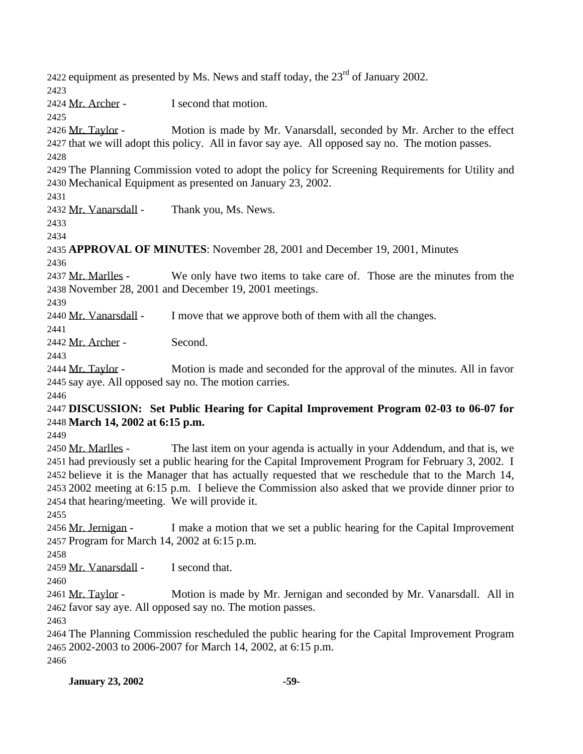equipment as presented by Ms. News and staff today, the 23rd of January 2002.

Mr. Archer - I second that motion.

Mr. Taylor - Motion is made by Mr. Vanarsdall, seconded by Mr. Archer to the effect that we will adopt this policy. All in favor say aye. All opposed say no. The motion passes.

The Planning Commission voted to adopt the policy for Screening Requirements for Utility and Mechanical Equipment as presented on January 23, 2002.

Mr. Vanarsdall - Thank you, Ms. News.

**APPROVAL OF MINUTES**: November 28, 2001 and December 19, 2001, Minutes

Mr. Marlles - We only have two items to take care of. Those are the minutes from the November 28, 2001 and December 19, 2001 meetings.

Mr. Vanarsdall - I move that we approve both of them with all the changes.

Mr. Archer - Second.

Mr. Taylor - Motion is made and seconded for the approval of the minutes. All in favor say aye. All opposed say no. The motion carries.

**DISCUSSION: Set Public Hearing for Capital Improvement Program 02-03 to 06-07 for March 14, 2002 at 6:15 p.m.**

Mr. Marlles - The last item on your agenda is actually in your Addendum, and that is, we had previously set a public hearing for the Capital Improvement Program for February 3, 2002. I believe it is the Manager that has actually requested that we reschedule that to the March 14, 2002 meeting at 6:15 p.m. I believe the Commission also asked that we provide dinner prior to that hearing/meeting. We will provide it.

Mr. Jernigan - I make a motion that we set a public hearing for the Capital Improvement Program for March 14, 2002 at 6:15 p.m.

Mr. Vanarsdall - I second that.

Mr. Taylor - Motion is made by Mr. Jernigan and seconded by Mr. Vanarsdall. All in favor say aye. All opposed say no. The motion passes.

The Planning Commission rescheduled the public hearing for the Capital Improvement Program 2002-2003 to 2006-2007 for March 14, 2002, at 6:15 p.m.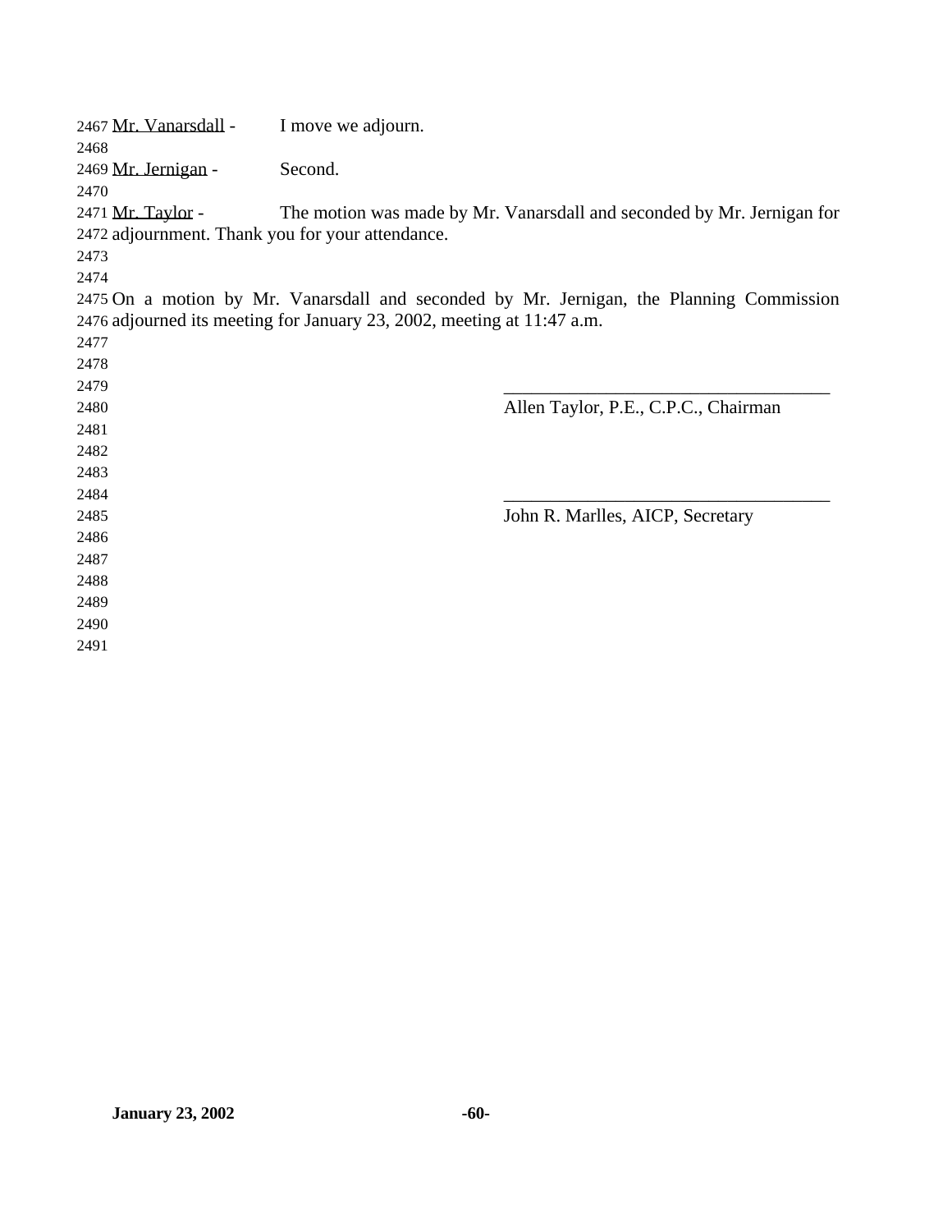Mr. Vanarsdall - I move we adjourn.

Mr. Jernigan - Second.

Mr. Taylor - The motion was made by Mr. Vanarsdall and seconded by Mr. Jernigan for adjournment. Thank you for your attendance.

On a motion by Mr. Vanarsdall and seconded by Mr. Jernigan, the Planning Commission adjourned its meeting for January 23, 2002, meeting at 11:47 a.m.

\_\_\_\_\_\_\_\_\_\_\_\_\_\_\_\_\_\_\_\_\_\_\_\_\_\_\_\_\_\_\_\_\_\_\_\_
Allen Taylor, P.E., C.P.C., Chairman

\_\_\_\_\_\_\_\_\_\_\_\_\_\_\_\_\_\_\_\_\_\_\_\_\_\_\_\_\_\_\_\_\_\_\_\_
John R. Marlles, AICP, Secretary